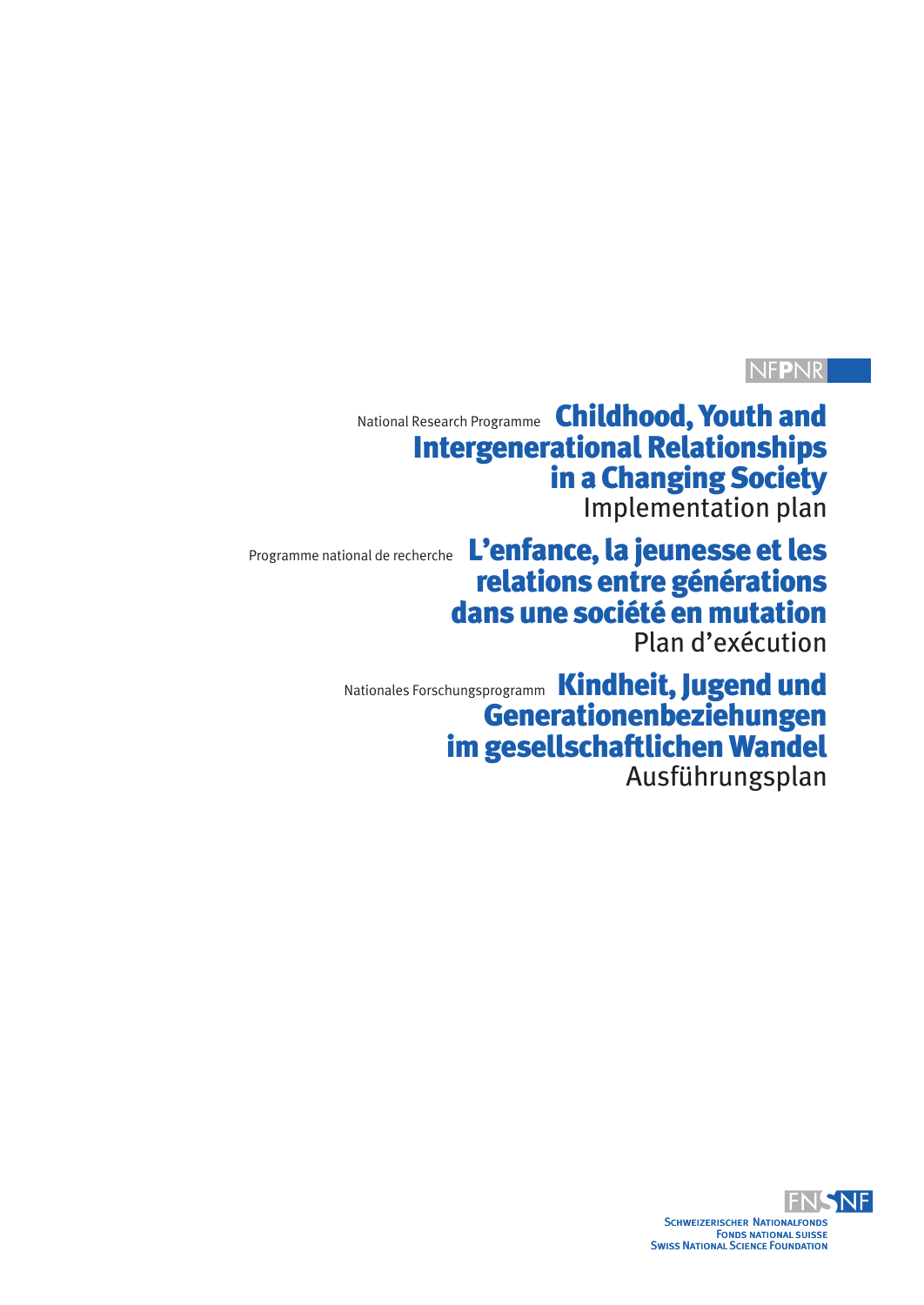NFPNR

National Research Programme

# Childhood, Youth and Intergenerational Relationships in a Changing Society

Implementation plan

Programme national de recherche

# L'enfance, la jeunesse et les relations entre générations dans une société en mutation

Plan d'exécution

Nationales Forschungsprogramm

# Kindheit, Jugend und Generationenbeziehungen im gesellschaftlichen Wandel

Ausführungsplan

FNSNF

Schweizerischer Nationalfonds
Fonds national suisse
Swiss National Science Foundation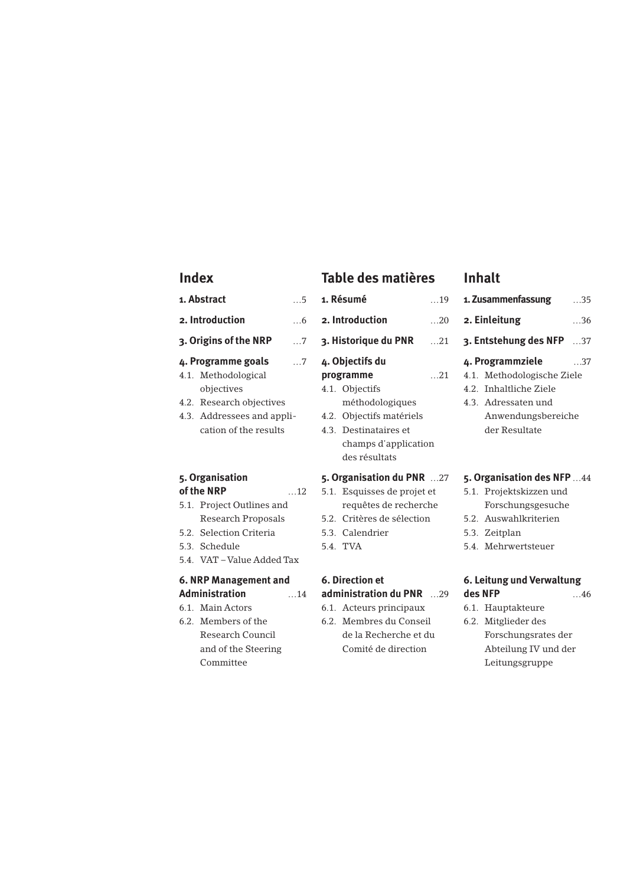## Index

**1. Abstract** …5

**2. Introduction** …6

**3. Origins of the NRP** …7

**4. Programme goals** …7

4.1. Methodological objectives
4.2. Research objectives
4.3. Addressees and application of the results

**5. Organisation of the NRP** …12

5.1. Project Outlines and Research Proposals
5.2. Selection Criteria
5.3. Schedule
5.4. VAT – Value Added Tax

**6. NRP Management and Administration** …14

6.1. Main Actors
6.2. Members of the Research Council and of the Steering Committee

## Table des matières

**1. Résumé** …19

**2. Introduction** …20

**3. Historique du PNR** …21

**4. Objectifs du programme** …21

4.1. Objectifs méthodologiques
4.2. Objectifs matériels
4.3. Destinataires et champs d'application des résultats

**5. Organisation du PNR** …27

5.1. Esquisses de projet et requêtes de recherche
5.2. Critères de sélection
5.3. Calendrier
5.4. TVA

**6. Direction et administration du PNR** …29

6.1. Acteurs principaux
6.2. Membres du Conseil de la Recherche et du Comité de direction

## Inhalt

**1. Zusammenfassung** …35

**2. Einleitung** …36

**3. Entstehung des NFP** …37

**4. Programmziele** …37

4.1. Methodologische Ziele
4.2. Inhaltliche Ziele
4.3. Adressaten und Anwendungsbereiche der Resultate

**5. Organisation des NFP** …44

5.1. Projektskizzen und Forschungsgesuche
5.2. Auswahlkriterien
5.3. Zeitplan
5.4. Mehrwertsteuer

**6. Leitung und Verwaltung des NFP** …46

6.1. Hauptakteure
6.2. Mitglieder des Forschungsrates der Abteilung IV und der Leitungsgruppe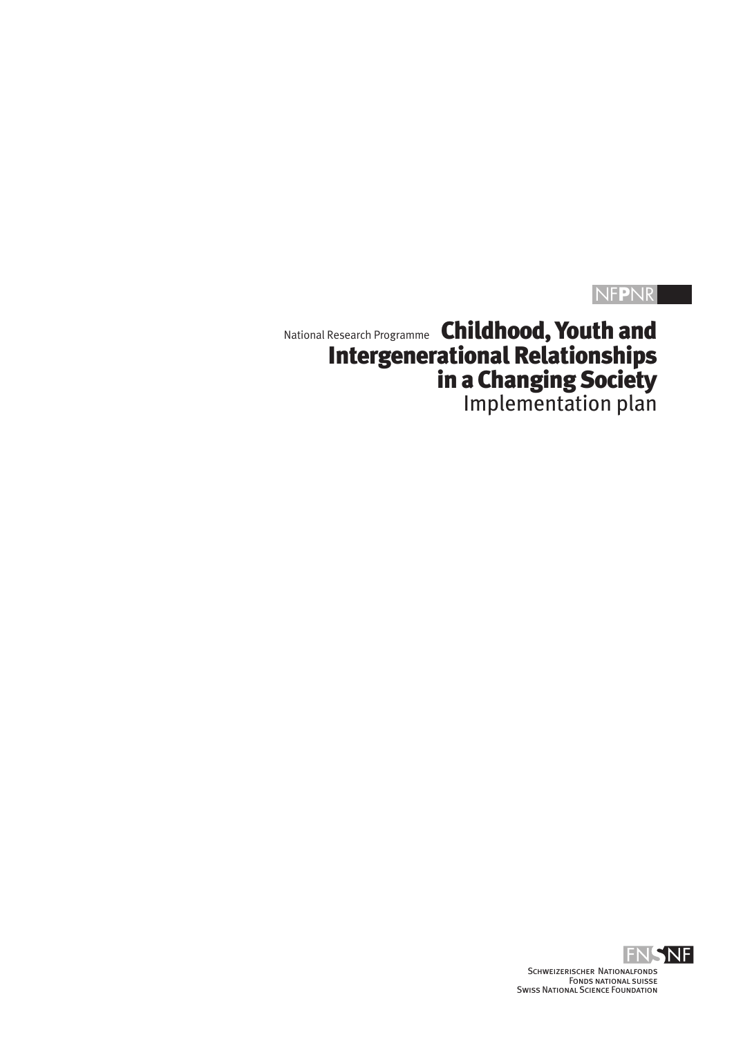NFPNR

National Research Programme

# Childhood, Youth and Intergenerational Relationships in a Changing Society

Implementation plan

FNSNF

Schweizerischer Nationalfonds
Fonds national suisse
Swiss National Science Foundation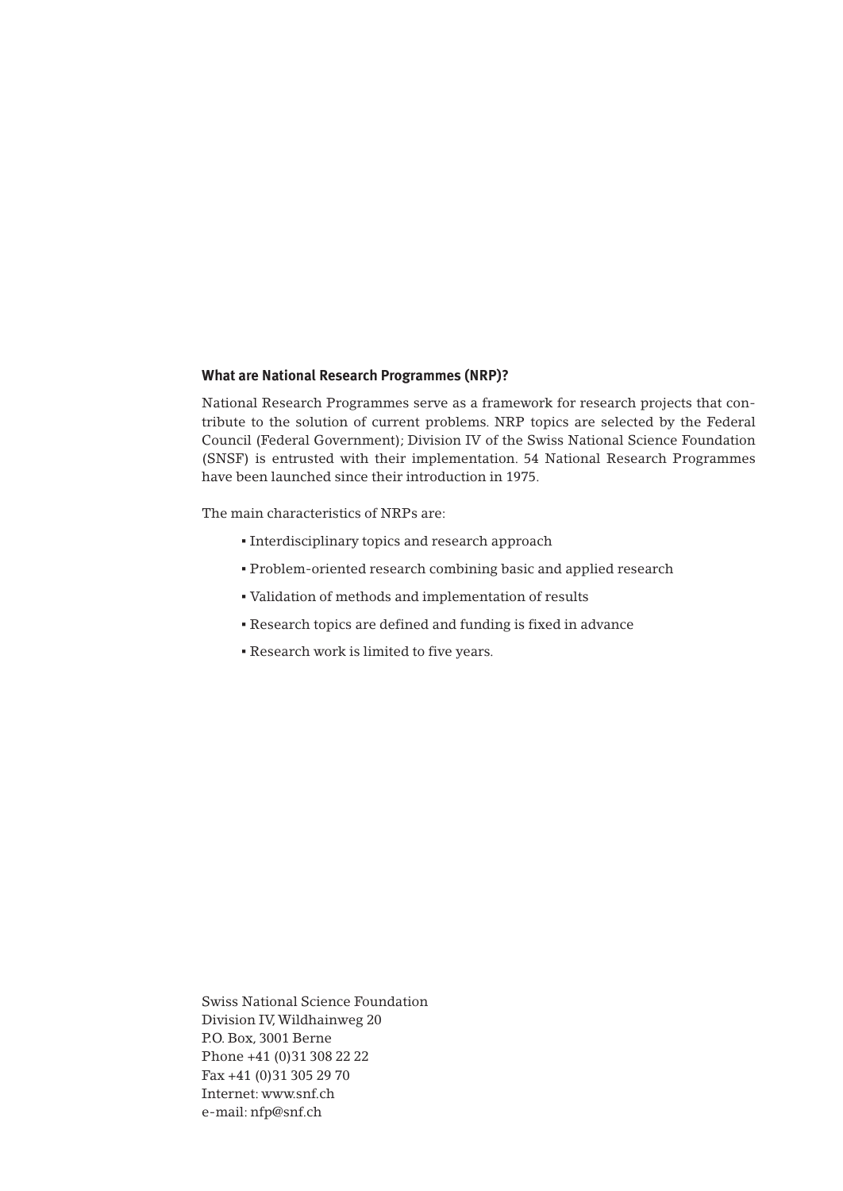### What are National Research Programmes (NRP)?

National Research Programmes serve as a framework for research projects that contribute to the solution of current problems. NRP topics are selected by the Federal Council (Federal Government); Division IV of the Swiss National Science Foundation (SNSF) is entrusted with their implementation. 54 National Research Programmes have been launched since their introduction in 1975.

The main characteristics of NRPs are:

- Interdisciplinary topics and research approach
- Problem-oriented research combining basic and applied research
- Validation of methods and implementation of results
- Research topics are defined and funding is fixed in advance
- Research work is limited to five years.

Swiss National Science Foundation
Division IV, Wildhainweg 20
P.O. Box, 3001 Berne
Phone +41 (0)31 308 22 22
Fax +41 (0)31 305 29 70
Internet: www.snf.ch
e-mail: nfp@snf.ch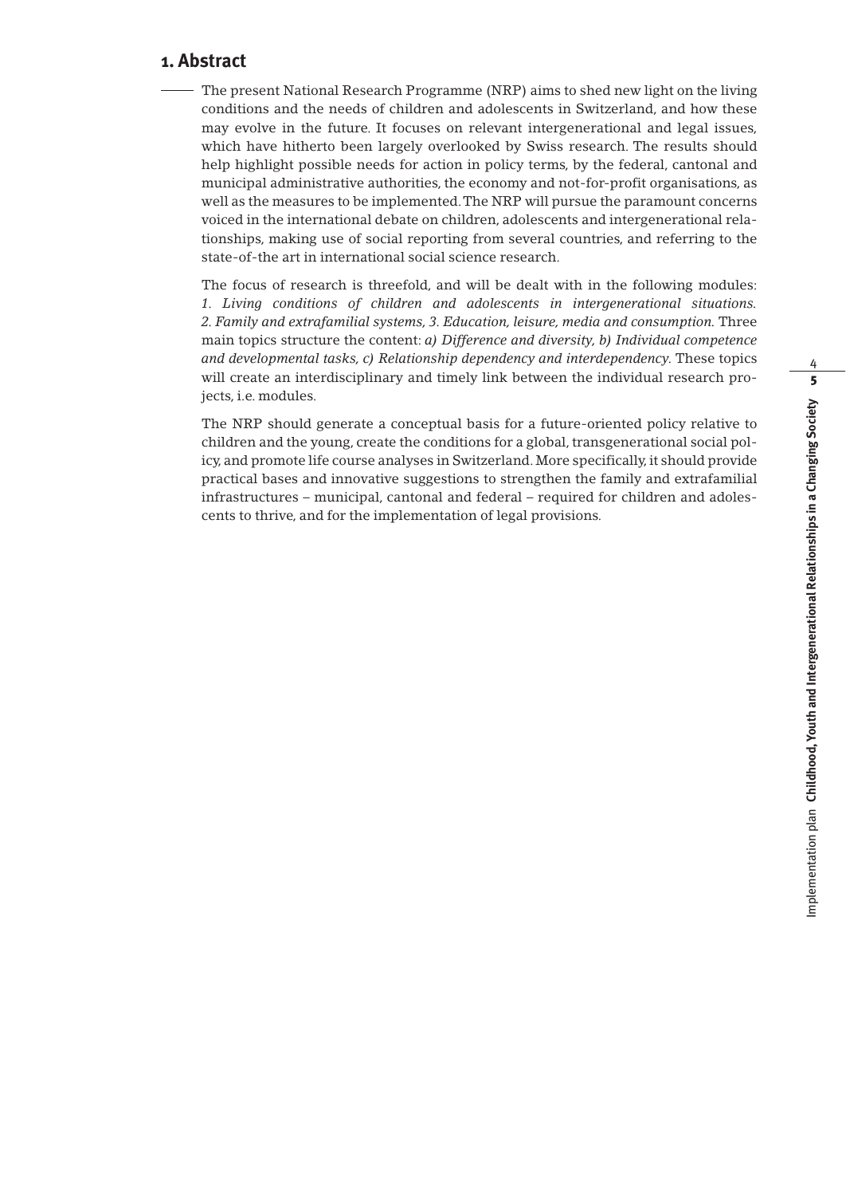## 1. Abstract

The present National Research Programme (NRP) aims to shed new light on the living conditions and the needs of children and adolescents in Switzerland, and how these may evolve in the future. It focuses on relevant intergenerational and legal issues, which have hitherto been largely overlooked by Swiss research. The results should help highlight possible needs for action in policy terms, by the federal, cantonal and municipal administrative authorities, the economy and not-for-profit organisations, as well as the measures to be implemented. The NRP will pursue the paramount concerns voiced in the international debate on children, adolescents and intergenerational relationships, making use of social reporting from several countries, and referring to the state-of-the art in international social science research.

The focus of research is threefold, and will be dealt with in the following modules: *1. Living conditions of children and adolescents in intergenerational situations. 2. Family and extrafamilial systems, 3. Education, leisure, media and consumption.* Three main topics structure the content: *a) Difference and diversity, b) Individual competence and developmental tasks, c) Relationship dependency and interdependency.* These topics will create an interdisciplinary and timely link between the individual research projects, i.e. modules.

The NRP should generate a conceptual basis for a future-oriented policy relative to children and the young, create the conditions for a global, transgenerational social policy, and promote life course analyses in Switzerland. More specifically, it should provide practical bases and innovative suggestions to strengthen the family and extrafamilial infrastructures – municipal, cantonal and federal – required for children and adolescents to thrive, and for the implementation of legal provisions.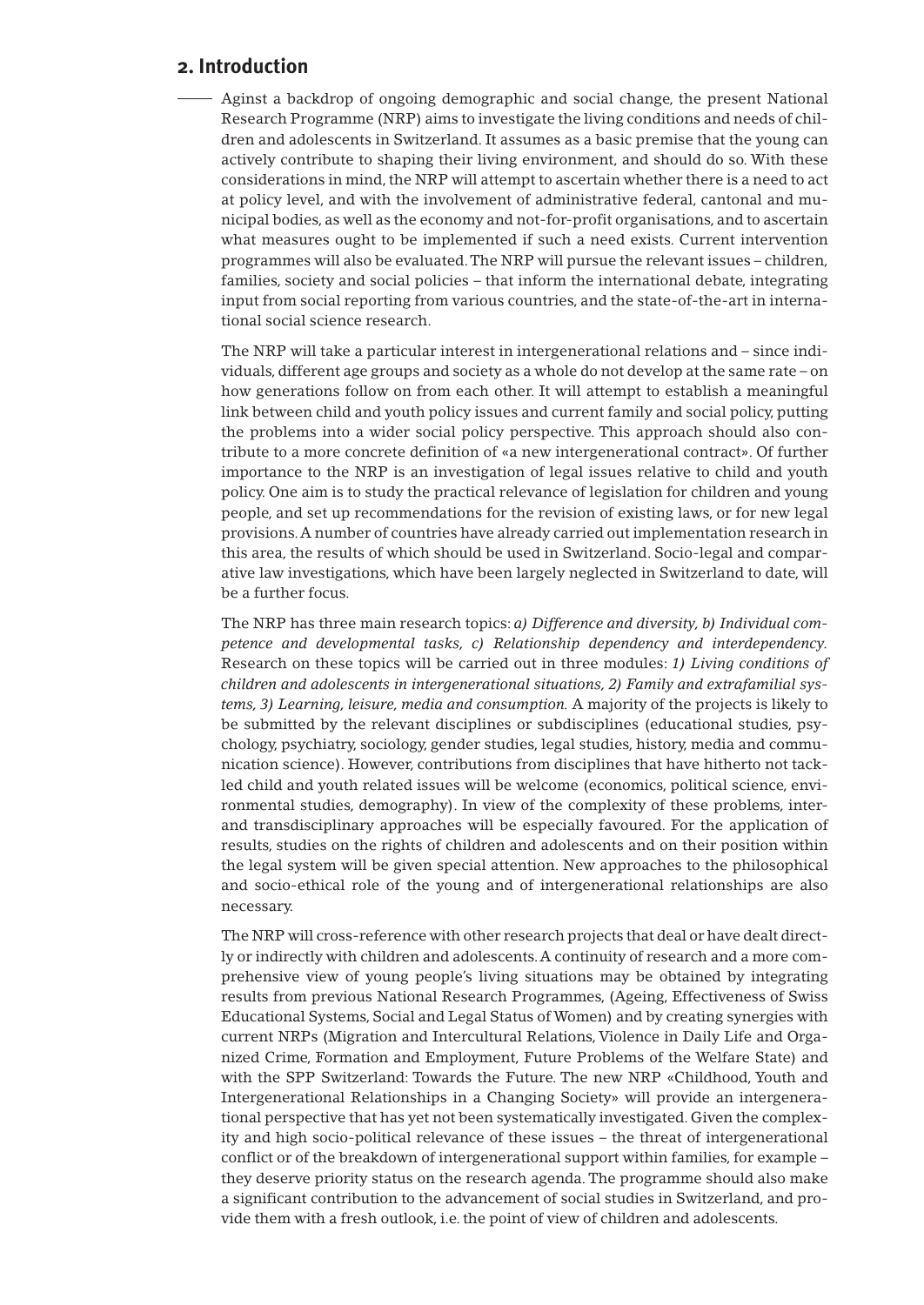## 2. Introduction

Aginst a backdrop of ongoing demographic and social change, the present National Research Programme (NRP) aims to investigate the living conditions and needs of children and adolescents in Switzerland. It assumes as a basic premise that the young can actively contribute to shaping their living environment, and should do so. With these considerations in mind, the NRP will attempt to ascertain whether there is a need to act at policy level, and with the involvement of administrative federal, cantonal and municipal bodies, as well as the economy and not-for-profit organisations, and to ascertain what measures ought to be implemented if such a need exists. Current intervention programmes will also be evaluated. The NRP will pursue the relevant issues – children, families, society and social policies – that inform the international debate, integrating input from social reporting from various countries, and the state-of-the-art in international social science research.

The NRP will take a particular interest in intergenerational relations and – since individuals, different age groups and society as a whole do not develop at the same rate – on how generations follow on from each other. It will attempt to establish a meaningful link between child and youth policy issues and current family and social policy, putting the problems into a wider social policy perspective. This approach should also contribute to a more concrete definition of «a new intergenerational contract». Of further importance to the NRP is an investigation of legal issues relative to child and youth policy. One aim is to study the practical relevance of legislation for children and young people, and set up recommendations for the revision of existing laws, or for new legal provisions. A number of countries have already carried out implementation research in this area, the results of which should be used in Switzerland. Socio-legal and comparative law investigations, which have been largely neglected in Switzerland to date, will be a further focus.

The NRP has three main research topics: *a) Difference and diversity, b) Individual competence and developmental tasks, c) Relationship dependency and interdependency.* Research on these topics will be carried out in three modules: *1) Living conditions of children and adolescents in intergenerational situations, 2) Family and extrafamilial systems, 3) Learning, leisure, media and consumption.* A majority of the projects is likely to be submitted by the relevant disciplines or subdisciplines (educational studies, psychology, psychiatry, sociology, gender studies, legal studies, history, media and communication science). However, contributions from disciplines that have hitherto not tackled child and youth related issues will be welcome (economics, political science, environmental studies, demography). In view of the complexity of these problems, inter- and transdisciplinary approaches will be especially favoured. For the application of results, studies on the rights of children and adolescents and on their position within the legal system will be given special attention. New approaches to the philosophical and socio-ethical role of the young and of intergenerational relationships are also necessary.

The NRP will cross-reference with other research projects that deal or have dealt directly or indirectly with children and adolescents. A continuity of research and a more comprehensive view of young people's living situations may be obtained by integrating results from previous National Research Programmes, (Ageing, Effectiveness of Swiss Educational Systems, Social and Legal Status of Women) and by creating synergies with current NRPs (Migration and Intercultural Relations, Violence in Daily Life and Organized Crime, Formation and Employment, Future Problems of the Welfare State) and with the SPP Switzerland: Towards the Future. The new NRP «Childhood, Youth and Intergenerational Relationships in a Changing Society» will provide an intergenerational perspective that has yet not been systematically investigated. Given the complexity and high socio-political relevance of these issues – the threat of intergenerational conflict or of the breakdown of intergenerational support within families, for example – they deserve priority status on the research agenda. The programme should also make a significant contribution to the advancement of social studies in Switzerland, and provide them with a fresh outlook, i.e. the point of view of children and adolescents.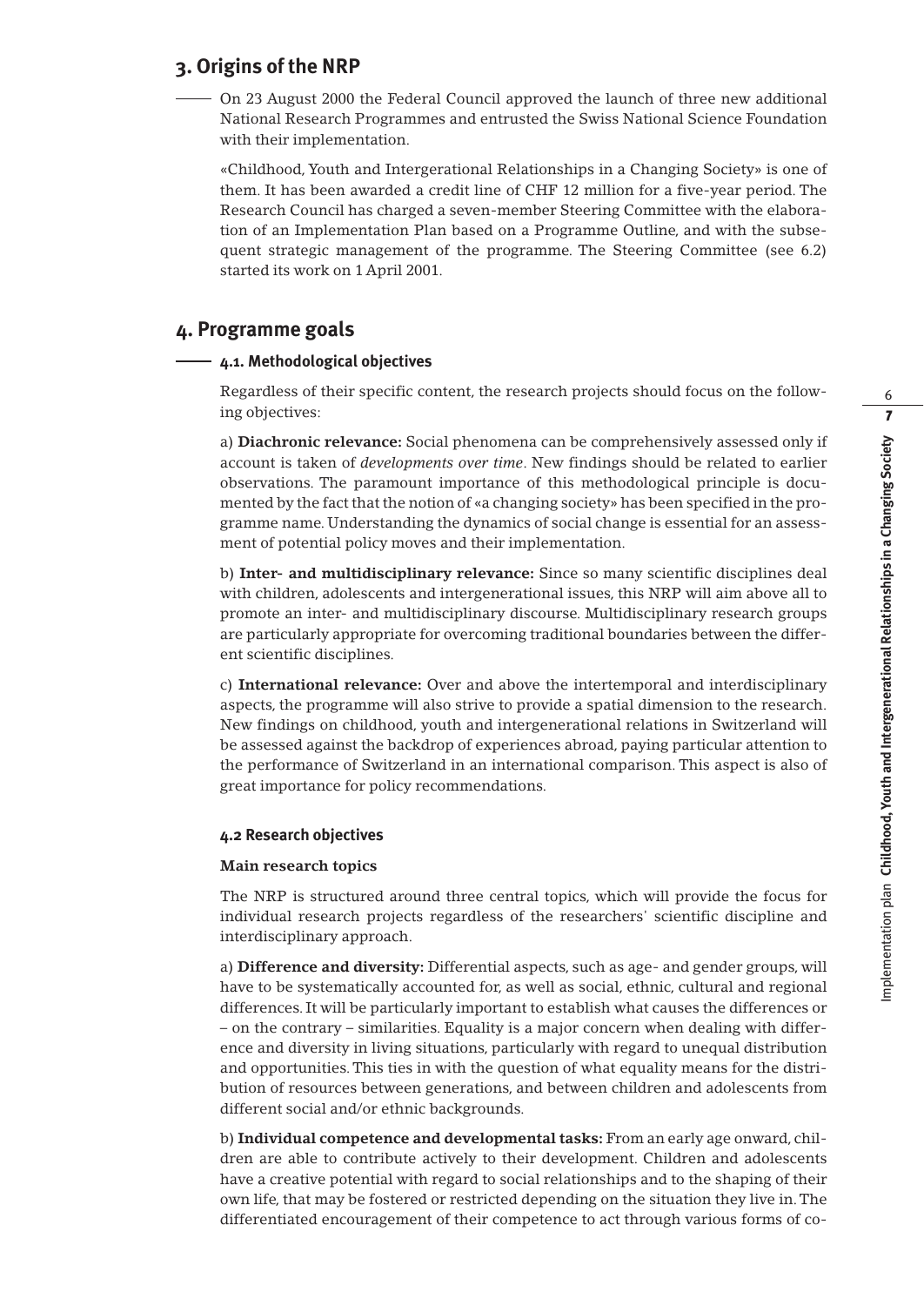## 3. Origins of the NRP

On 23 August 2000 the Federal Council approved the launch of three new additional National Research Programmes and entrusted the Swiss National Science Foundation with their implementation.

«Childhood, Youth and Intergerational Relationships in a Changing Society» is one of them. It has been awarded a credit line of CHF 12 million for a five-year period. The Research Council has charged a seven-member Steering Committee with the elaboration of an Implementation Plan based on a Programme Outline, and with the subsequent strategic management of the programme. The Steering Committee (see 6.2) started its work on 1 April 2001.

## 4. Programme goals

### 4.1. Methodological objectives

Regardless of their specific content, the research projects should focus on the following objectives:

a) **Diachronic relevance:** Social phenomena can be comprehensively assessed only if account is taken of *developments over time*. New findings should be related to earlier observations. The paramount importance of this methodological principle is documented by the fact that the notion of «a changing society» has been specified in the programme name. Understanding the dynamics of social change is essential for an assessment of potential policy moves and their implementation.

b) **Inter- and multidisciplinary relevance:** Since so many scientific disciplines deal with children, adolescents and intergenerational issues, this NRP will aim above all to promote an inter- and multidisciplinary discourse. Multidisciplinary research groups are particularly appropriate for overcoming traditional boundaries between the different scientific disciplines.

c) **International relevance:** Over and above the intertemporal and interdisciplinary aspects, the programme will also strive to provide a spatial dimension to the research. New findings on childhood, youth and intergenerational relations in Switzerland will be assessed against the backdrop of experiences abroad, paying particular attention to the performance of Switzerland in an international comparison. This aspect is also of great importance for policy recommendations.

### 4.2 Research objectives

**Main research topics**

The NRP is structured around three central topics, which will provide the focus for individual research projects regardless of the researchers' scientific discipline and interdisciplinary approach.

a) **Difference and diversity:** Differential aspects, such as age- and gender groups, will have to be systematically accounted for, as well as social, ethnic, cultural and regional differences. It will be particularly important to establish what causes the differences or – on the contrary – similarities. Equality is a major concern when dealing with difference and diversity in living situations, particularly with regard to unequal distribution and opportunities. This ties in with the question of what equality means for the distribution of resources between generations, and between children and adolescents from different social and/or ethnic backgrounds.

b) **Individual competence and developmental tasks:** From an early age onward, children are able to contribute actively to their development. Children and adolescents have a creative potential with regard to social relationships and to the shaping of their own life, that may be fostered or restricted depending on the situation they live in. The differentiated encouragement of their competence to act through various forms of co-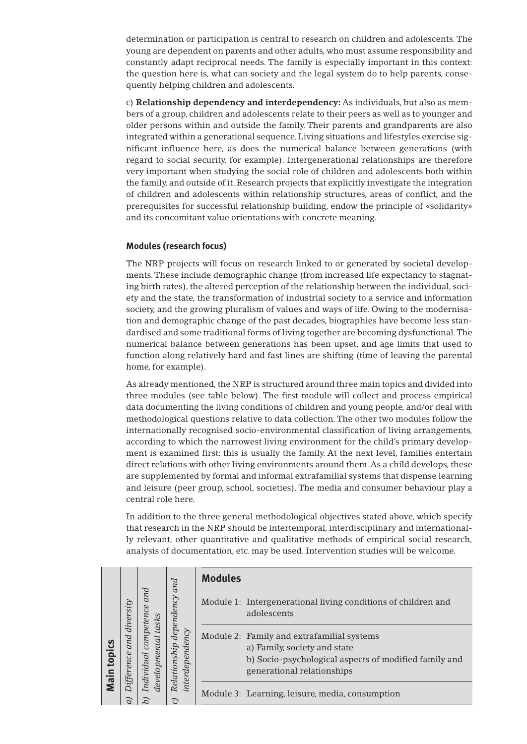determination or participation is central to research on children and adolescents. The young are dependent on parents and other adults, who must assume responsibility and constantly adapt reciprocal needs. The family is especially important in this context: the question here is, what can society and the legal system do to help parents, consequently helping children and adolescents.

c) **Relationship dependency and interdependency:** As individuals, but also as members of a group, children and adolescents relate to their peers as well as to younger and older persons within and outside the family. Their parents and grandparents are also integrated within a generational sequence. Living situations and lifestyles exercise significant influence here, as does the numerical balance between generations (with regard to social security, for example). Intergenerational relationships are therefore very important when studying the social role of children and adolescents both within the family, and outside of it. Research projects that explicitly investigate the integration of children and adolescents within relationship structures, areas of conflict, and the prerequisites for successful relationship building, endow the principle of «solidarity» and its concomitant value orientations with concrete meaning.

### Modules (research focus)

The NRP projects will focus on research linked to or generated by societal developments. These include demographic change (from increased life expectancy to stagnating birth rates), the altered perception of the relationship between the individual, society and the state, the transformation of industrial society to a service and information society, and the growing pluralism of values and ways of life. Owing to the modernisation and demographic change of the past decades, biographies have become less standardised and some traditional forms of living together are becoming dysfunctional. The numerical balance between generations has been upset, and age limits that used to function along relatively hard and fast lines are shifting (time of leaving the parental home, for example).

As already mentioned, the NRP is structured around three main topics and divided into three modules (see table below). The first module will collect and process empirical data documenting the living conditions of children and young people, and/or deal with methodological questions relative to data collection. The other two modules follow the internationally recognised socio-environmental classification of living arrangements, according to which the narrowest living environment for the child's primary development is examined first: this is usually the family. At the next level, families entertain direct relations with other living environments around them. As a child develops, these are supplemented by formal and informal extrafamilial systems that dispense learning and leisure (peer group, school, societies). The media and consumer behaviour play a central role here.

In addition to the three general methodological objectives stated above, which specify that research in the NRP should be intertemporal, interdisciplinary and internationally relevant, other quantitative and qualitative methods of empirical social research, analysis of documentation, etc. may be used. Intervention studies will be welcome.

| Main topics | *a) Difference and diversity* | *b) Individual competence and developmental tasks* | *c) Relationship dependency and interdependency* | **Modules** |
|---|---|---|---|---|
| | | | | Module 1: Intergenerational living conditions of children and adolescents |
| | | | | Module 2: Family and extrafamilial systems<br>a) Family, society and state<br>b) Socio-psychological aspects of modified family and generational relationships |
| | | | | Module 3: Learning, leisure, media, consumption |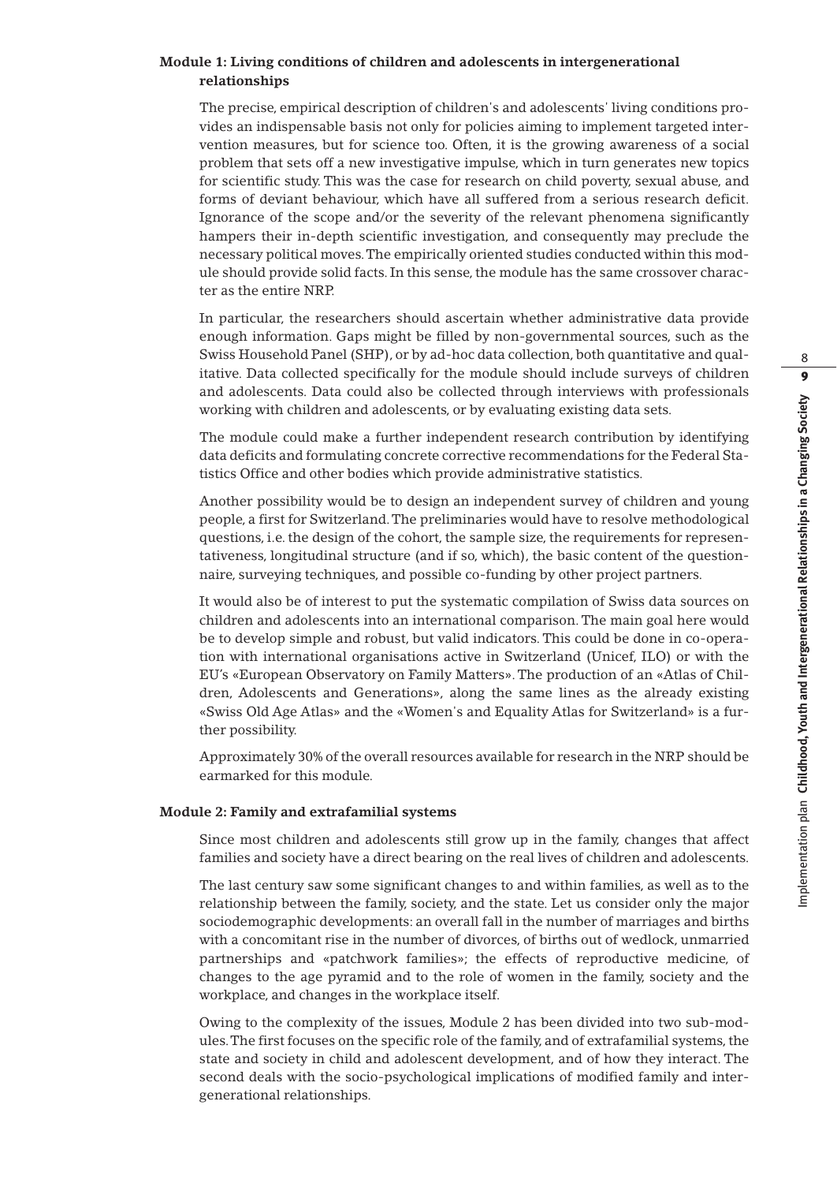### Module 1: Living conditions of children and adolescents in intergenerational relationships

The precise, empirical description of children's and adolescents' living conditions provides an indispensable basis not only for policies aiming to implement targeted intervention measures, but for science too. Often, it is the growing awareness of a social problem that sets off a new investigative impulse, which in turn generates new topics for scientific study. This was the case for research on child poverty, sexual abuse, and forms of deviant behaviour, which have all suffered from a serious research deficit. Ignorance of the scope and/or the severity of the relevant phenomena significantly hampers their in-depth scientific investigation, and consequently may preclude the necessary political moves. The empirically oriented studies conducted within this module should provide solid facts. In this sense, the module has the same crossover character as the entire NRP.

In particular, the researchers should ascertain whether administrative data provide enough information. Gaps might be filled by non-governmental sources, such as the Swiss Household Panel (SHP), or by ad-hoc data collection, both quantitative and qualitative. Data collected specifically for the module should include surveys of children and adolescents. Data could also be collected through interviews with professionals working with children and adolescents, or by evaluating existing data sets.

The module could make a further independent research contribution by identifying data deficits and formulating concrete corrective recommendations for the Federal Statistics Office and other bodies which provide administrative statistics.

Another possibility would be to design an independent survey of children and young people, a first for Switzerland. The preliminaries would have to resolve methodological questions, i.e. the design of the cohort, the sample size, the requirements for representativeness, longitudinal structure (and if so, which), the basic content of the questionnaire, surveying techniques, and possible co-funding by other project partners.

It would also be of interest to put the systematic compilation of Swiss data sources on children and adolescents into an international comparison. The main goal here would be to develop simple and robust, but valid indicators. This could be done in co-operation with international organisations active in Switzerland (Unicef, ILO) or with the EU's «European Observatory on Family Matters». The production of an «Atlas of Children, Adolescents and Generations», along the same lines as the already existing «Swiss Old Age Atlas» and the «Women's and Equality Atlas for Switzerland» is a further possibility.

Approximately 30% of the overall resources available for research in the NRP should be earmarked for this module.

### Module 2: Family and extrafamilial systems

Since most children and adolescents still grow up in the family, changes that affect families and society have a direct bearing on the real lives of children and adolescents.

The last century saw some significant changes to and within families, as well as to the relationship between the family, society, and the state. Let us consider only the major sociodemographic developments: an overall fall in the number of marriages and births with a concomitant rise in the number of divorces, of births out of wedlock, unmarried partnerships and «patchwork families»; the effects of reproductive medicine, of changes to the age pyramid and to the role of women in the family, society and the workplace, and changes in the workplace itself.

Owing to the complexity of the issues, Module 2 has been divided into two sub-modules. The first focuses on the specific role of the family, and of extrafamilial systems, the state and society in child and adolescent development, and of how they interact. The second deals with the socio-psychological implications of modified family and intergenerational relationships.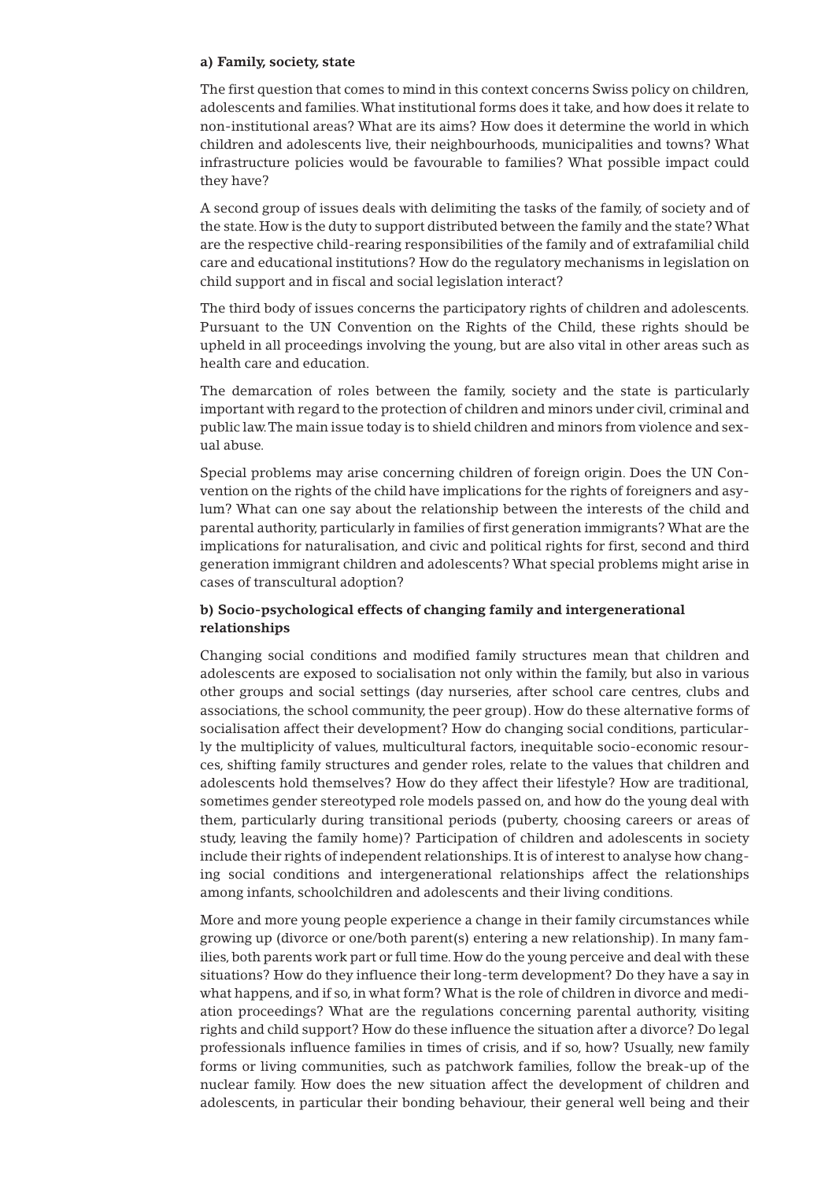**a) Family, society, state**

The first question that comes to mind in this context concerns Swiss policy on children, adolescents and families. What institutional forms does it take, and how does it relate to non-institutional areas? What are its aims? How does it determine the world in which children and adolescents live, their neighbourhoods, municipalities and towns? What infrastructure policies would be favourable to families? What possible impact could they have?

A second group of issues deals with delimiting the tasks of the family, of society and of the state. How is the duty to support distributed between the family and the state? What are the respective child-rearing responsibilities of the family and of extrafamilial child care and educational institutions? How do the regulatory mechanisms in legislation on child support and in fiscal and social legislation interact?

The third body of issues concerns the participatory rights of children and adolescents. Pursuant to the UN Convention on the Rights of the Child, these rights should be upheld in all proceedings involving the young, but are also vital in other areas such as health care and education.

The demarcation of roles between the family, society and the state is particularly important with regard to the protection of children and minors under civil, criminal and public law. The main issue today is to shield children and minors from violence and sexual abuse.

Special problems may arise concerning children of foreign origin. Does the UN Convention on the rights of the child have implications for the rights of foreigners and asylum? What can one say about the relationship between the interests of the child and parental authority, particularly in families of first generation immigrants? What are the implications for naturalisation, and civic and political rights for first, second and third generation immigrant children and adolescents? What special problems might arise in cases of transcultural adoption?

**b) Socio-psychological effects of changing family and intergenerational relationships**

Changing social conditions and modified family structures mean that children and adolescents are exposed to socialisation not only within the family, but also in various other groups and social settings (day nurseries, after school care centres, clubs and associations, the school community, the peer group). How do these alternative forms of socialisation affect their development? How do changing social conditions, particularly the multiplicity of values, multicultural factors, inequitable socio-economic resources, shifting family structures and gender roles, relate to the values that children and adolescents hold themselves? How do they affect their lifestyle? How are traditional, sometimes gender stereotyped role models passed on, and how do the young deal with them, particularly during transitional periods (puberty, choosing careers or areas of study, leaving the family home)? Participation of children and adolescents in society include their rights of independent relationships. It is of interest to analyse how changing social conditions and intergenerational relationships affect the relationships among infants, schoolchildren and adolescents and their living conditions.

More and more young people experience a change in their family circumstances while growing up (divorce or one/both parent(s) entering a new relationship). In many families, both parents work part or full time. How do the young perceive and deal with these situations? How do they influence their long-term development? Do they have a say in what happens, and if so, in what form? What is the role of children in divorce and mediation proceedings? What are the regulations concerning parental authority, visiting rights and child support? How do these influence the situation after a divorce? Do legal professionals influence families in times of crisis, and if so, how? Usually, new family forms or living communities, such as patchwork families, follow the break-up of the nuclear family. How does the new situation affect the development of children and adolescents, in particular their bonding behaviour, their general well being and their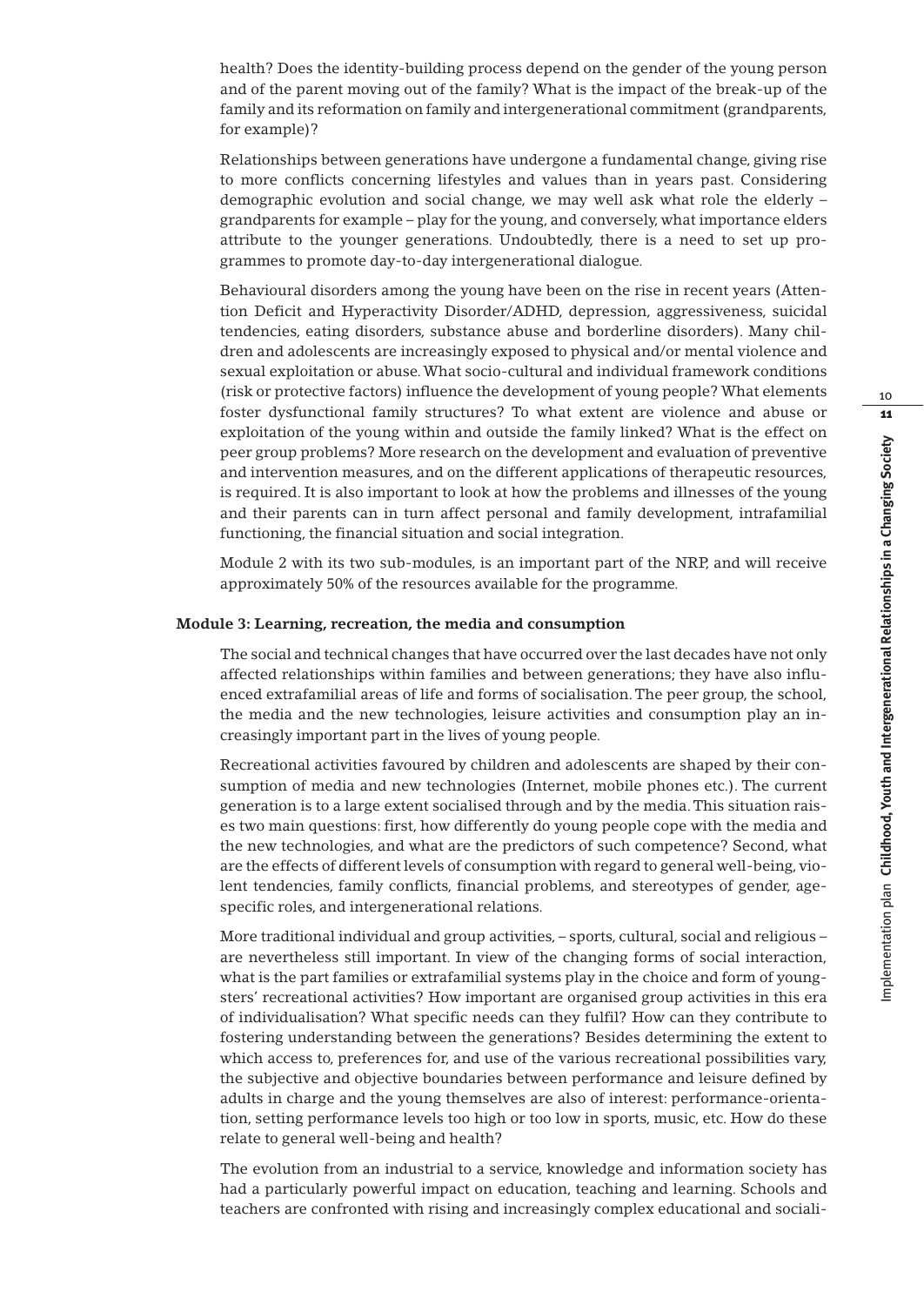health? Does the identity-building process depend on the gender of the young person and of the parent moving out of the family? What is the impact of the break-up of the family and its reformation on family and intergenerational commitment (grandparents, for example)?

Relationships between generations have undergone a fundamental change, giving rise to more conflicts concerning lifestyles and values than in years past. Considering demographic evolution and social change, we may well ask what role the elderly – grandparents for example – play for the young, and conversely, what importance elders attribute to the younger generations. Undoubtedly, there is a need to set up programmes to promote day-to-day intergenerational dialogue.

Behavioural disorders among the young have been on the rise in recent years (Attention Deficit and Hyperactivity Disorder/ADHD, depression, aggressiveness, suicidal tendencies, eating disorders, substance abuse and borderline disorders). Many children and adolescents are increasingly exposed to physical and/or mental violence and sexual exploitation or abuse. What socio-cultural and individual framework conditions (risk or protective factors) influence the development of young people? What elements foster dysfunctional family structures? To what extent are violence and abuse or exploitation of the young within and outside the family linked? What is the effect on peer group problems? More research on the development and evaluation of preventive and intervention measures, and on the different applications of therapeutic resources, is required. It is also important to look at how the problems and illnesses of the young and their parents can in turn affect personal and family development, intrafamilial functioning, the financial situation and social integration.

Module 2 with its two sub-modules, is an important part of the NRP, and will receive approximately 50% of the resources available for the programme.

### Module 3: Learning, recreation, the media and consumption

The social and technical changes that have occurred over the last decades have not only affected relationships within families and between generations; they have also influenced extrafamilial areas of life and forms of socialisation. The peer group, the school, the media and the new technologies, leisure activities and consumption play an increasingly important part in the lives of young people.

Recreational activities favoured by children and adolescents are shaped by their consumption of media and new technologies (Internet, mobile phones etc.). The current generation is to a large extent socialised through and by the media. This situation raises two main questions: first, how differently do young people cope with the media and the new technologies, and what are the predictors of such competence? Second, what are the effects of different levels of consumption with regard to general well-being, violent tendencies, family conflicts, financial problems, and stereotypes of gender, age-specific roles, and intergenerational relations.

More traditional individual and group activities, – sports, cultural, social and religious – are nevertheless still important. In view of the changing forms of social interaction, what is the part families or extrafamilial systems play in the choice and form of youngsters' recreational activities? How important are organised group activities in this era of individualisation? What specific needs can they fulfil? How can they contribute to fostering understanding between the generations? Besides determining the extent to which access to, preferences for, and use of the various recreational possibilities vary, the subjective and objective boundaries between performance and leisure defined by adults in charge and the young themselves are also of interest: performance-orientation, setting performance levels too high or too low in sports, music, etc. How do these relate to general well-being and health?

The evolution from an industrial to a service, knowledge and information society has had a particularly powerful impact on education, teaching and learning. Schools and teachers are confronted with rising and increasingly complex educational and sociali-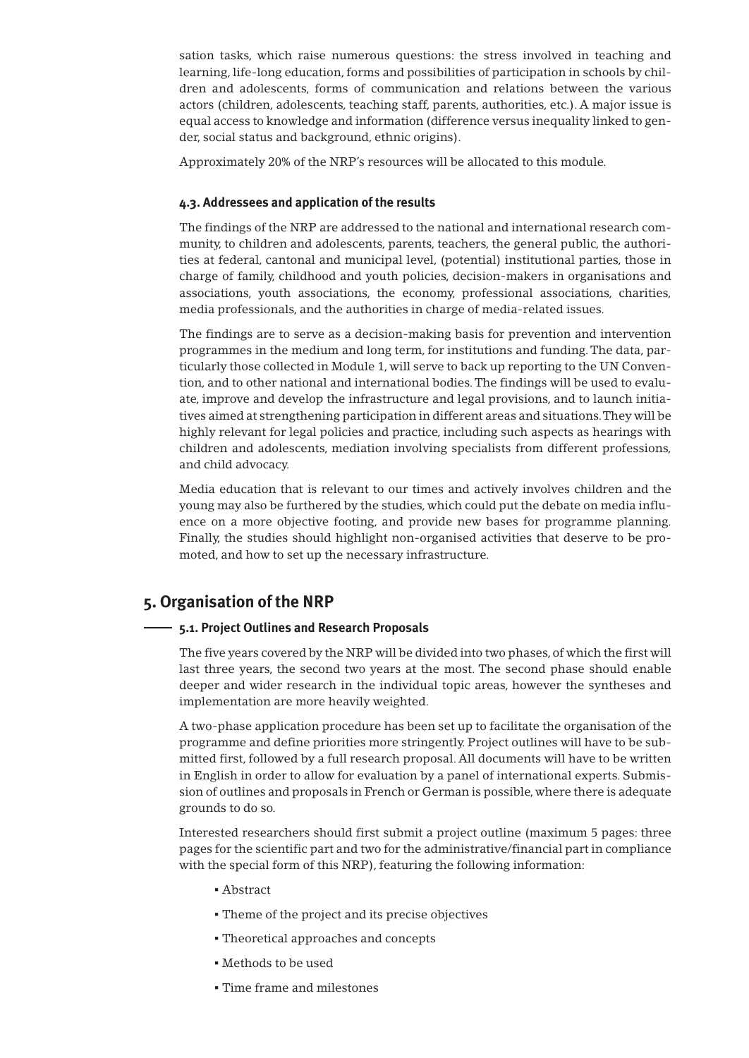sation tasks, which raise numerous questions: the stress involved in teaching and learning, life-long education, forms and possibilities of participation in schools by children and adolescents, forms of communication and relations between the various actors (children, adolescents, teaching staff, parents, authorities, etc.). A major issue is equal access to knowledge and information (difference versus inequality linked to gender, social status and background, ethnic origins).

Approximately 20% of the NRP's resources will be allocated to this module.

### 4.3. Addressees and application of the results

The findings of the NRP are addressed to the national and international research community, to children and adolescents, parents, teachers, the general public, the authorities at federal, cantonal and municipal level, (potential) institutional parties, those in charge of family, childhood and youth policies, decision-makers in organisations and associations, youth associations, the economy, professional associations, charities, media professionals, and the authorities in charge of media-related issues.

The findings are to serve as a decision-making basis for prevention and intervention programmes in the medium and long term, for institutions and funding. The data, particularly those collected in Module 1, will serve to back up reporting to the UN Convention, and to other national and international bodies. The findings will be used to evaluate, improve and develop the infrastructure and legal provisions, and to launch initiatives aimed at strengthening participation in different areas and situations. They will be highly relevant for legal policies and practice, including such aspects as hearings with children and adolescents, mediation involving specialists from different professions, and child advocacy.

Media education that is relevant to our times and actively involves children and the young may also be furthered by the studies, which could put the debate on media influence on a more objective footing, and provide new bases for programme planning. Finally, the studies should highlight non-organised activities that deserve to be promoted, and how to set up the necessary infrastructure.

## 5. Organisation of the NRP

### 5.1. Project Outlines and Research Proposals

The five years covered by the NRP will be divided into two phases, of which the first will last three years, the second two years at the most. The second phase should enable deeper and wider research in the individual topic areas, however the syntheses and implementation are more heavily weighted.

A two-phase application procedure has been set up to facilitate the organisation of the programme and define priorities more stringently. Project outlines will have to be submitted first, followed by a full research proposal. All documents will have to be written in English in order to allow for evaluation by a panel of international experts. Submission of outlines and proposals in French or German is possible, where there is adequate grounds to do so.

Interested researchers should first submit a project outline (maximum 5 pages: three pages for the scientific part and two for the administrative/financial part in compliance with the special form of this NRP), featuring the following information:

- Abstract
- Theme of the project and its precise objectives
- Theoretical approaches and concepts
- Methods to be used
- Time frame and milestones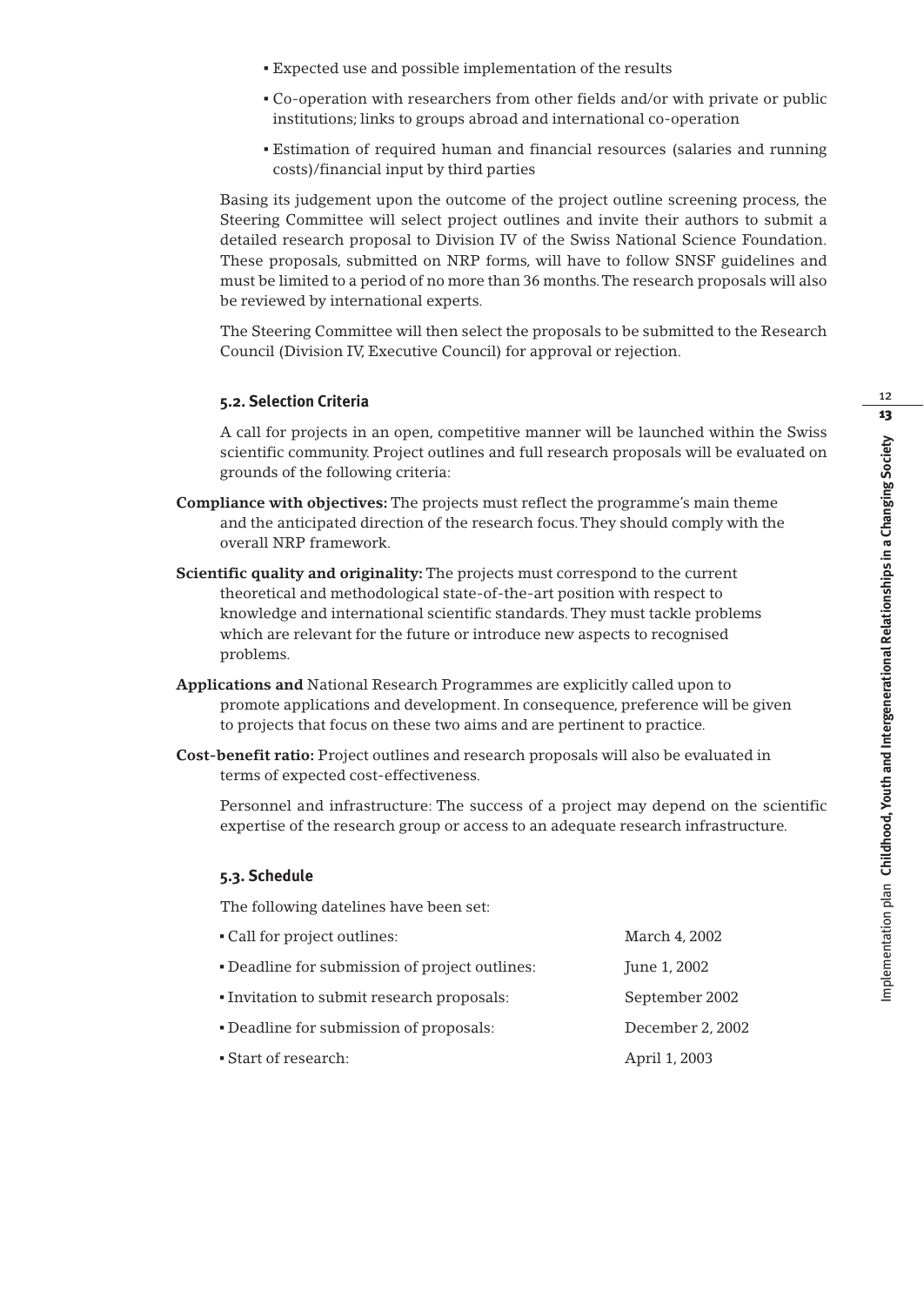- Expected use and possible implementation of the results
- Co-operation with researchers from other fields and/or with private or public institutions; links to groups abroad and international co-operation
- Estimation of required human and financial resources (salaries and running costs)/financial input by third parties

Basing its judgement upon the outcome of the project outline screening process, the Steering Committee will select project outlines and invite their authors to submit a detailed research proposal to Division IV of the Swiss National Science Foundation. These proposals, submitted on NRP forms, will have to follow SNSF guidelines and must be limited to a period of no more than 36 months. The research proposals will also be reviewed by international experts.

The Steering Committee will then select the proposals to be submitted to the Research Council (Division IV, Executive Council) for approval or rejection.

### 5.2. Selection Criteria

A call for projects in an open, competitive manner will be launched within the Swiss scientific community. Project outlines and full research proposals will be evaluated on grounds of the following criteria:

**Compliance with objectives:** The projects must reflect the programme's main theme and the anticipated direction of the research focus. They should comply with the overall NRP framework.

**Scientific quality and originality:** The projects must correspond to the current theoretical and methodological state-of-the-art position with respect to knowledge and international scientific standards. They must tackle problems which are relevant for the future or introduce new aspects to recognised problems.

**Applications and** National Research Programmes are explicitly called upon to promote applications and development. In consequence, preference will be given to projects that focus on these two aims and are pertinent to practice.

**Cost-benefit ratio:** Project outlines and research proposals will also be evaluated in terms of expected cost-effectiveness.

Personnel and infrastructure: The success of a project may depend on the scientific expertise of the research group or access to an adequate research infrastructure.

### 5.3. Schedule

The following datelines have been set:

| | |
|---|---|
| Call for project outlines: | March 4, 2002 |
| Deadline for submission of project outlines: | June 1, 2002 |
| Invitation to submit research proposals: | September 2002 |
| Deadline for submission of proposals: | December 2, 2002 |
| Start of research: | April 1, 2003 |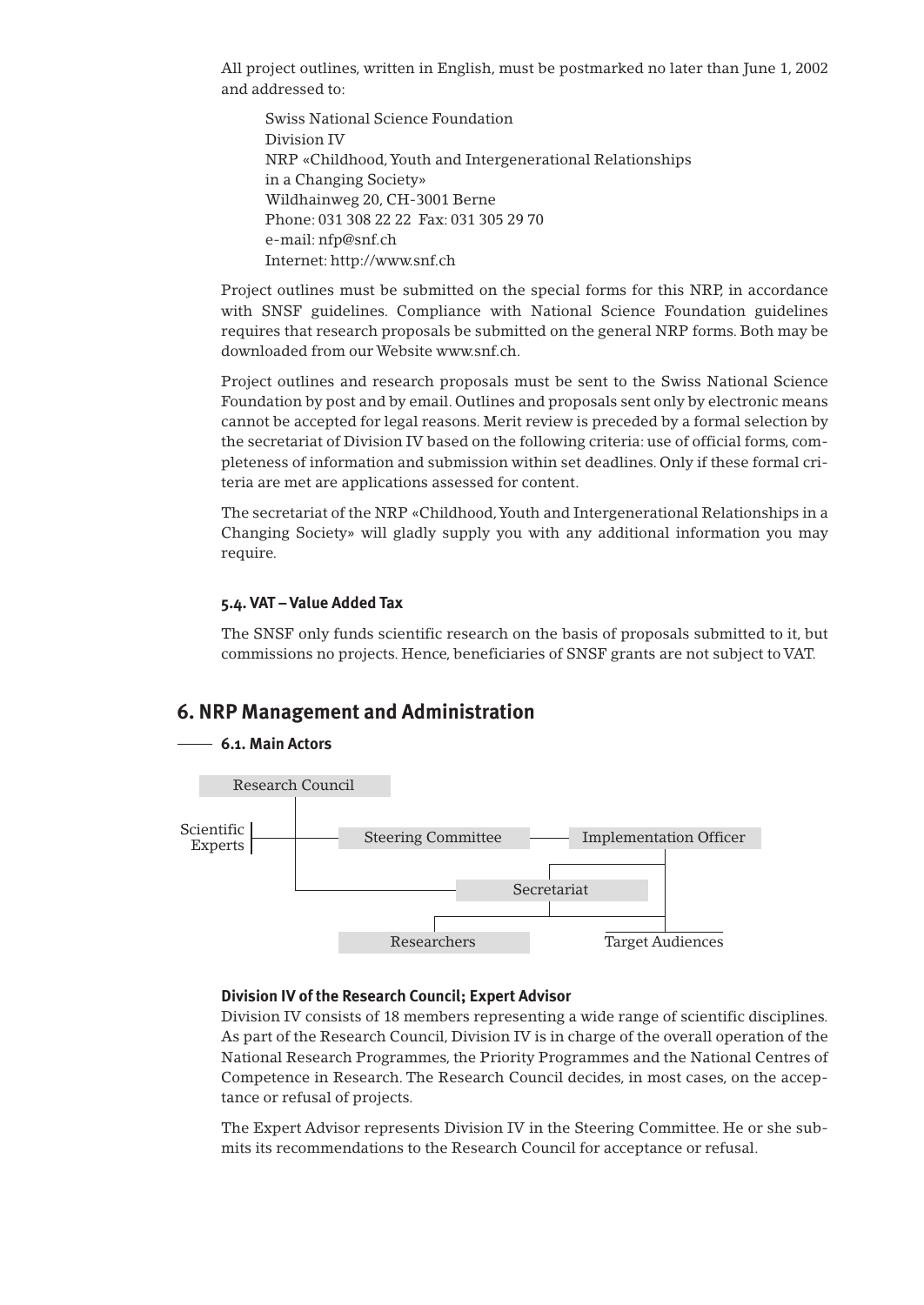All project outlines, written in English, must be postmarked no later than June 1, 2002 and addressed to:

> Swiss National Science Foundation
> Division IV
> NRP «Childhood, Youth and Intergenerational Relationships in a Changing Society»
> Wildhainweg 20, CH-3001 Berne
> Phone: 031 308 22 22 Fax: 031 305 29 70
> e-mail: nfp@snf.ch
> Internet: http://www.snf.ch

Project outlines must be submitted on the special forms for this NRP, in accordance with SNSF guidelines. Compliance with National Science Foundation guidelines requires that research proposals be submitted on the general NRP forms. Both may be downloaded from our Website www.snf.ch.

Project outlines and research proposals must be sent to the Swiss National Science Foundation by post and by email. Outlines and proposals sent only by electronic means cannot be accepted for legal reasons. Merit review is preceded by a formal selection by the secretariat of Division IV based on the following criteria: use of official forms, completeness of information and submission within set deadlines. Only if these formal criteria are met are applications assessed for content.

The secretariat of the NRP «Childhood, Youth and Intergenerational Relationships in a Changing Society» will gladly supply you with any additional information you may require.

### 5.4. VAT – Value Added Tax

The SNSF only funds scientific research on the basis of proposals submitted to it, but commissions no projects. Hence, beneficiaries of SNSF grants are not subject to VAT.

## 6. NRP Management and Administration

### 6.1. Main Actors

Research Council

Scientific Experts — Steering Committee — Implementation Officer

Secretariat

Researchers — Target Audiences

#### Division IV of the Research Council; Expert Advisor

Division IV consists of 18 members representing a wide range of scientific disciplines. As part of the Research Council, Division IV is in charge of the overall operation of the National Research Programmes, the Priority Programmes and the National Centres of Competence in Research. The Research Council decides, in most cases, on the acceptance or refusal of projects.

The Expert Advisor represents Division IV in the Steering Committee. He or she submits its recommendations to the Research Council for acceptance or refusal.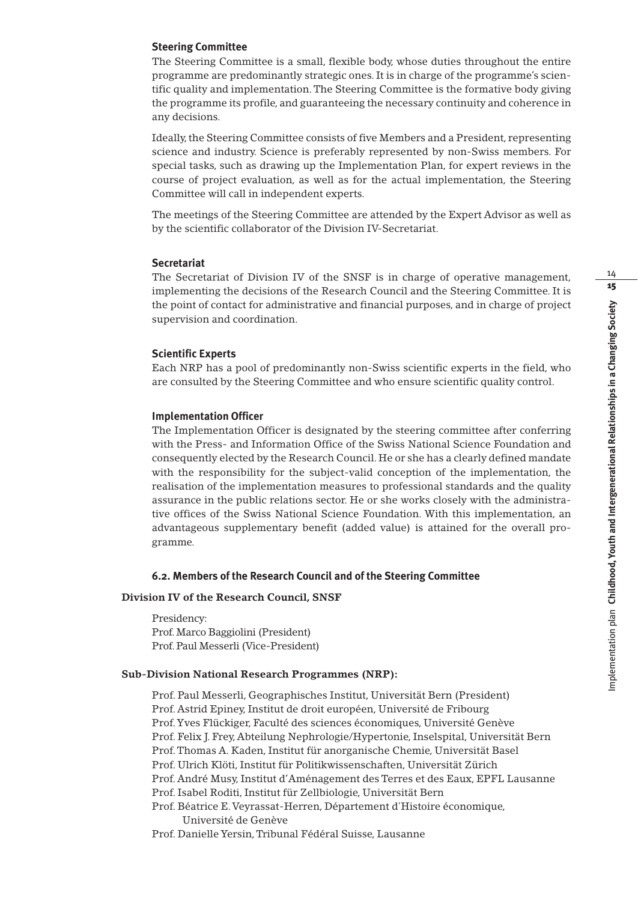### Steering Committee

The Steering Committee is a small, flexible body, whose duties throughout the entire programme are predominantly strategic ones. It is in charge of the programme's scientific quality and implementation. The Steering Committee is the formative body giving the programme its profile, and guaranteeing the necessary continuity and coherence in any decisions.

Ideally, the Steering Committee consists of five Members and a President, representing science and industry. Science is preferably represented by non-Swiss members. For special tasks, such as drawing up the Implementation Plan, for expert reviews in the course of project evaluation, as well as for the actual implementation, the Steering Committee will call in independent experts.

The meetings of the Steering Committee are attended by the Expert Advisor as well as by the scientific collaborator of the Division IV-Secretariat.

### Secretariat

The Secretariat of Division IV of the SNSF is in charge of operative management, implementing the decisions of the Research Council and the Steering Committee. It is the point of contact for administrative and financial purposes, and in charge of project supervision and coordination.

### Scientific Experts

Each NRP has a pool of predominantly non-Swiss scientific experts in the field, who are consulted by the Steering Committee and who ensure scientific quality control.

### Implementation Officer

The Implementation Officer is designated by the steering committee after conferring with the Press- and Information Office of the Swiss National Science Foundation and consequently elected by the Research Council. He or she has a clearly defined mandate with the responsibility for the subject-valid conception of the implementation, the realisation of the implementation measures to professional standards and the quality assurance in the public relations sector. He or she works closely with the administrative offices of the Swiss National Science Foundation. With this implementation, an advantageous supplementary benefit (added value) is attained for the overall programme.

### 6.2. Members of the Research Council and of the Steering Committee

**Division IV of the Research Council, SNSF**

Presidency:
Prof. Marco Baggiolini (President)
Prof. Paul Messerli (Vice-President)

**Sub-Division National Research Programmes (NRP):**

Prof. Paul Messerli, Geographisches Institut, Universität Bern (President)
Prof. Astrid Epiney, Institut de droit européen, Université de Fribourg
Prof. Yves Flückiger, Faculté des sciences économiques, Université Genève
Prof. Felix J. Frey, Abteilung Nephrologie/Hypertonie, Inselspital, Universität Bern
Prof. Thomas A. Kaden, Institut für anorganische Chemie, Universität Basel
Prof. Ulrich Klöti, Institut für Politikwissenschaften, Universität Zürich
Prof. André Musy, Institut d'Aménagement des Terres et des Eaux, EPFL Lausanne
Prof. Isabel Roditi, Institut für Zellbiologie, Universität Bern
Prof. Béatrice E. Veyrassat-Herren, Département d'Histoire économique, Université de Genève
Prof. Danielle Yersin, Tribunal Fédéral Suisse, Lausanne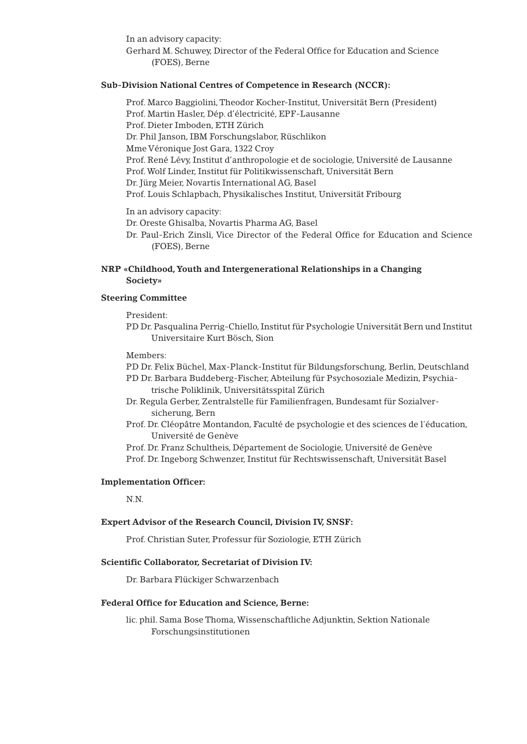In an advisory capacity:

Gerhard M. Schuwey, Director of the Federal Office for Education and Science (FOES), Berne

**Sub-Division National Centres of Competence in Research (NCCR):**

Prof. Marco Baggiolini, Theodor Kocher-Institut, Universität Bern (President)
Prof. Martin Hasler, Dép. d'électricité, EPF-Lausanne
Prof. Dieter Imboden, ETH Zürich
Dr. Phil Janson, IBM Forschungslabor, Rüschlikon
Mme Véronique Jost Gara, 1322 Croy
Prof. René Lévy, Institut d'anthropologie et de sociologie, Université de Lausanne
Prof. Wolf Linder, Institut für Politikwissenschaft, Universität Bern
Dr. Jürg Meier, Novartis International AG, Basel
Prof. Louis Schlapbach, Physikalisches Institut, Universität Fribourg

In an advisory capacity:

Dr. Oreste Ghisalba, Novartis Pharma AG, Basel
Dr. Paul-Erich Zinsli, Vice Director of the Federal Office for Education and Science (FOES), Berne

**NRP «Childhood, Youth and Intergenerational Relationships in a Changing Society»**

**Steering Committee**

President:

PD Dr. Pasqualina Perrig-Chiello, Institut für Psychologie Universität Bern und Institut Universitaire Kurt Bösch, Sion

Members:

PD Dr. Felix Büchel, Max-Planck-Institut für Bildungsforschung, Berlin, Deutschland
PD Dr. Barbara Buddeberg-Fischer, Abteilung für Psychosoziale Medizin, Psychiatrische Poliklinik, Universitätsspital Zürich
Dr. Regula Gerber, Zentralstelle für Familienfragen, Bundesamt für Sozialversicherung, Bern
Prof. Dr. Cléopâtre Montandon, Faculté de psychologie et des sciences de l'éducation, Université de Genève
Prof. Dr. Franz Schultheis, Département de Sociologie, Université de Genève
Prof. Dr. Ingeborg Schwenzer, Institut für Rechtswissenschaft, Universität Basel

**Implementation Officer:**

N.N.

**Expert Advisor of the Research Council, Division IV, SNSF:**

Prof. Christian Suter, Professur für Soziologie, ETH Zürich

**Scientific Collaborator, Secretariat of Division IV:**

Dr. Barbara Flückiger Schwarzenbach

**Federal Office for Education and Science, Berne:**

lic. phil. Sama Bose Thoma, Wissenschaftliche Adjunktin, Sektion Nationale Forschungsinstitutionen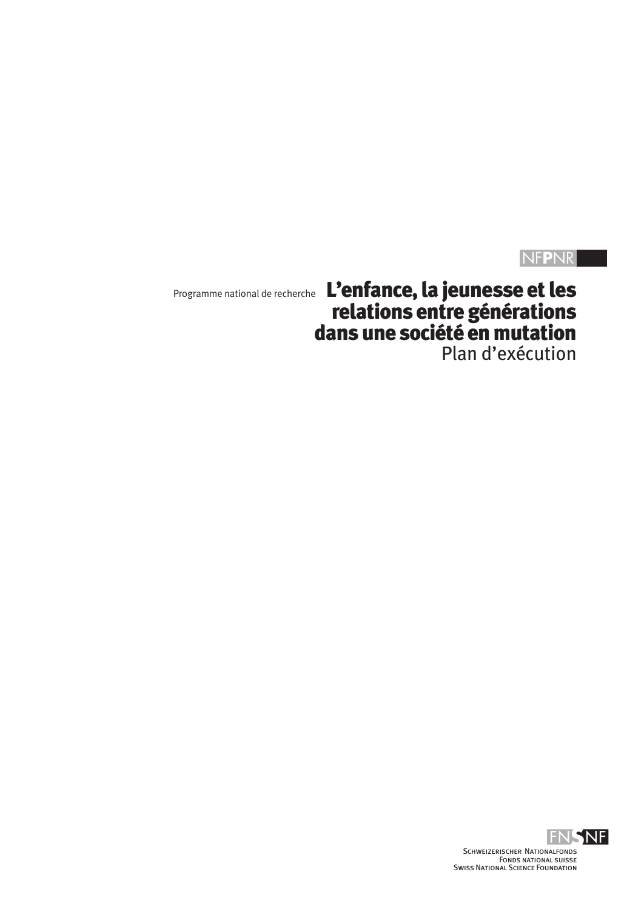NFPNR

Programme national de recherche

# L'enfance, la jeunesse et les relations entre générations dans une société en mutation

Plan d'exécution

FNSNF

Schweizerischer Nationalfonds
Fonds national suisse
Swiss National Science Foundation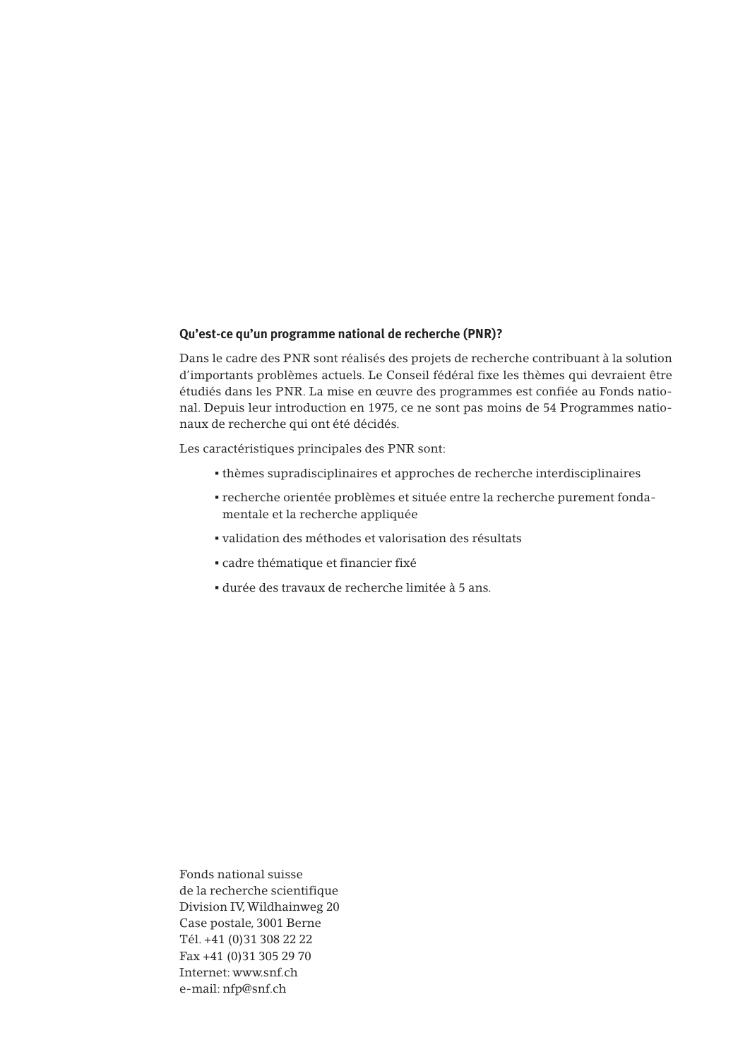**Qu'est-ce qu'un programme national de recherche (PNR)?**

Dans le cadre des PNR sont réalisés des projets de recherche contribuant à la solution d'importants problèmes actuels. Le Conseil fédéral fixe les thèmes qui devraient être étudiés dans les PNR. La mise en œuvre des programmes est confiée au Fonds national. Depuis leur introduction en 1975, ce ne sont pas moins de 54 Programmes nationaux de recherche qui ont été décidés.

Les caractéristiques principales des PNR sont:

- thèmes supradisciplinaires et approches de recherche interdisciplinaires
- recherche orientée problèmes et située entre la recherche purement fondamentale et la recherche appliquée
- validation des méthodes et valorisation des résultats
- cadre thématique et financier fixé
- durée des travaux de recherche limitée à 5 ans.

Fonds national suisse
de la recherche scientifique
Division IV, Wildhainweg 20
Case postale, 3001 Berne
Tél. +41 (0)31 308 22 22
Fax +41 (0)31 305 29 70
Internet: www.snf.ch
e-mail: nfp@snf.ch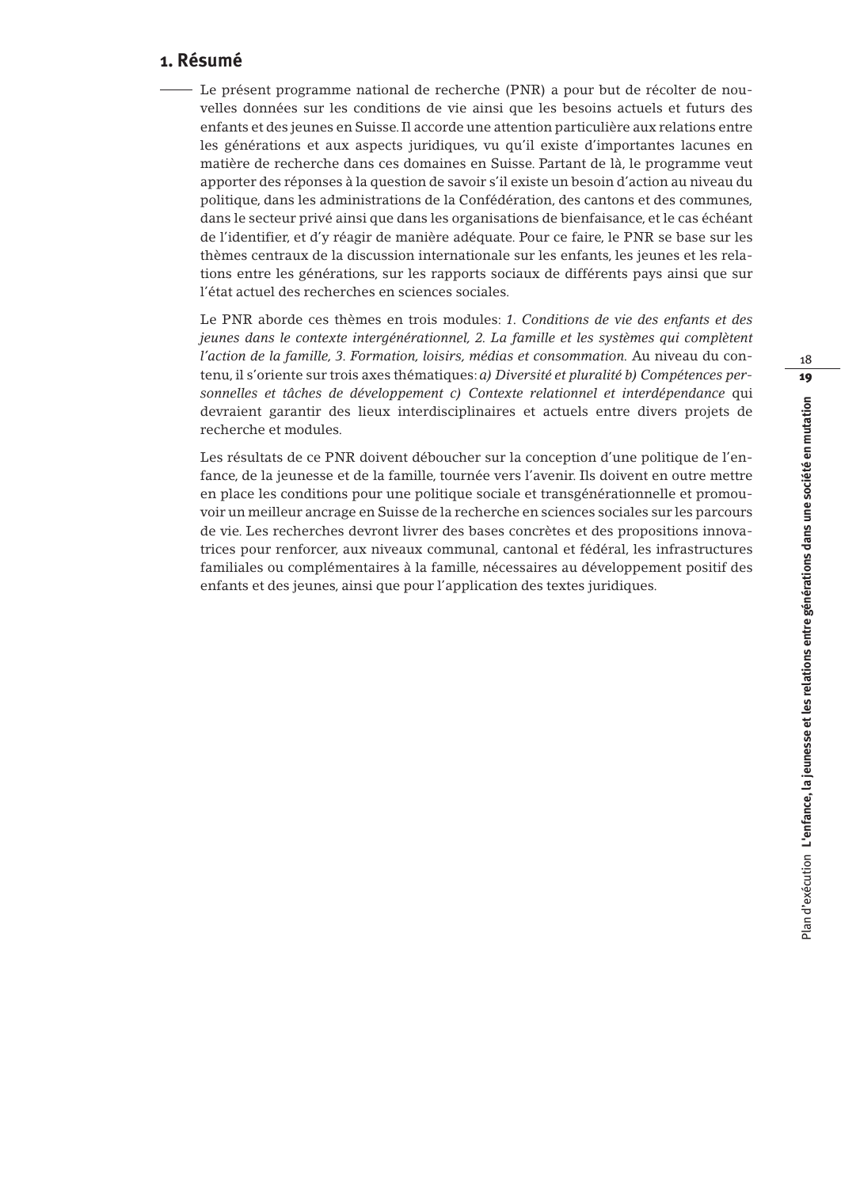## 1. Résumé

Le présent programme national de recherche (PNR) a pour but de récolter de nouvelles données sur les conditions de vie ainsi que les besoins actuels et futurs des enfants et des jeunes en Suisse. Il accorde une attention particulière aux relations entre les générations et aux aspects juridiques, vu qu'il existe d'importantes lacunes en matière de recherche dans ces domaines en Suisse. Partant de là, le programme veut apporter des réponses à la question de savoir s'il existe un besoin d'action au niveau du politique, dans les administrations de la Confédération, des cantons et des communes, dans le secteur privé ainsi que dans les organisations de bienfaisance, et le cas échéant de l'identifier, et d'y réagir de manière adéquate. Pour ce faire, le PNR se base sur les thèmes centraux de la discussion internationale sur les enfants, les jeunes et les relations entre les générations, sur les rapports sociaux de différents pays ainsi que sur l'état actuel des recherches en sciences sociales.

Le PNR aborde ces thèmes en trois modules: *1. Conditions de vie des enfants et des jeunes dans le contexte intergénérationnel, 2. La famille et les systèmes qui complètent l'action de la famille, 3. Formation, loisirs, médias et consommation.* Au niveau du contenu, il s'oriente sur trois axes thématiques: *a) Diversité et pluralité b) Compétences personnelles et tâches de développement c) Contexte relationnel et interdépendance* qui devraient garantir des lieux interdisciplinaires et actuels entre divers projets de recherche et modules.

Les résultats de ce PNR doivent déboucher sur la conception d'une politique de l'enfance, de la jeunesse et de la famille, tournée vers l'avenir. Ils doivent en outre mettre en place les conditions pour une politique sociale et transgénérationnelle et promouvoir un meilleur ancrage en Suisse de la recherche en sciences sociales sur les parcours de vie. Les recherches devront livrer des bases concrètes et des propositions innovatrices pour renforcer, aux niveaux communal, cantonal et fédéral, les infrastructures familiales ou complémentaires à la famille, nécessaires au développement positif des enfants et des jeunes, ainsi que pour l'application des textes juridiques.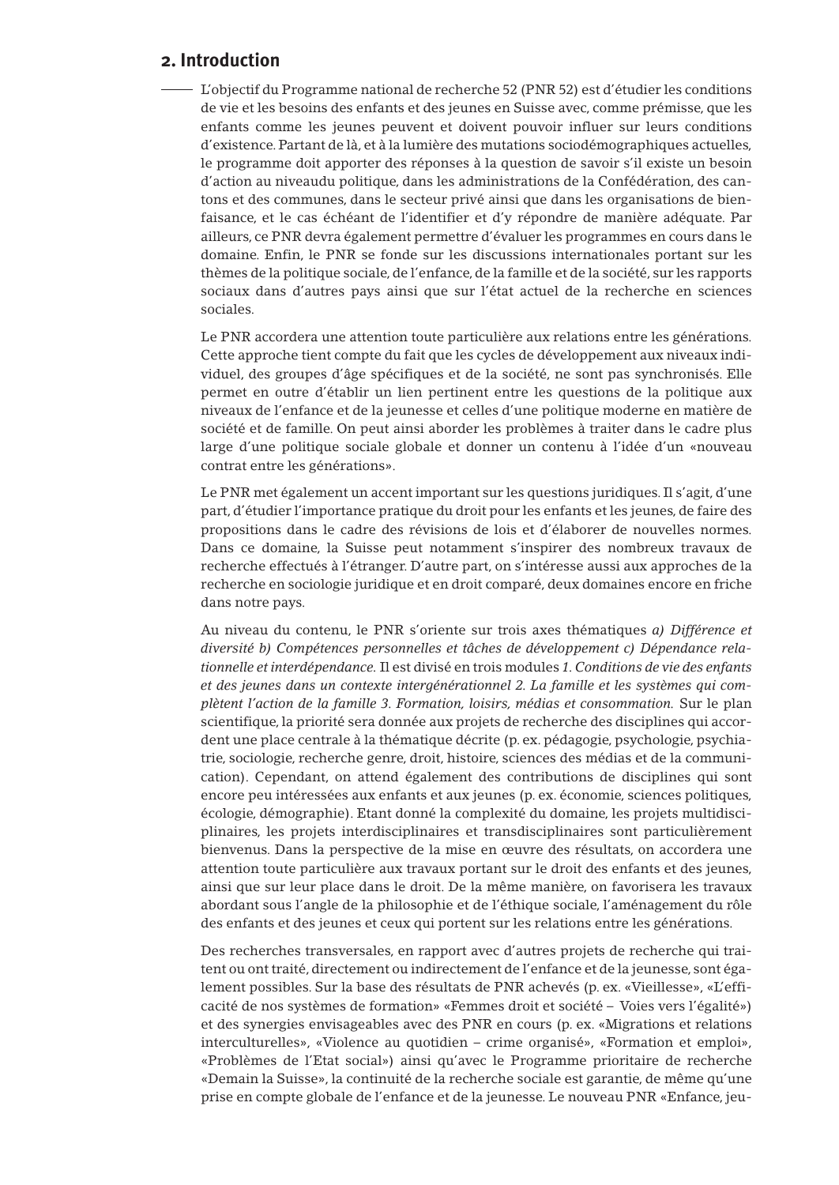## 2. Introduction

L'objectif du Programme national de recherche 52 (PNR 52) est d'étudier les conditions de vie et les besoins des enfants et des jeunes en Suisse avec, comme prémisse, que les enfants comme les jeunes peuvent et doivent pouvoir influer sur leurs conditions d'existence. Partant de là, et à la lumière des mutations sociodémographiques actuelles, le programme doit apporter des réponses à la question de savoir s'il existe un besoin d'action au niveaudu politique, dans les administrations de la Confédération, des cantons et des communes, dans le secteur privé ainsi que dans les organisations de bienfaisance, et le cas échéant de l'identifier et d'y répondre de manière adéquate. Par ailleurs, ce PNR devra également permettre d'évaluer les programmes en cours dans le domaine. Enfin, le PNR se fonde sur les discussions internationales portant sur les thèmes de la politique sociale, de l'enfance, de la famille et de la société, sur les rapports sociaux dans d'autres pays ainsi que sur l'état actuel de la recherche en sciences sociales.

Le PNR accordera une attention toute particulière aux relations entre les générations. Cette approche tient compte du fait que les cycles de développement aux niveaux individuel, des groupes d'âge spécifiques et de la société, ne sont pas synchronisés. Elle permet en outre d'établir un lien pertinent entre les questions de la politique aux niveaux de l'enfance et de la jeunesse et celles d'une politique moderne en matière de société et de famille. On peut ainsi aborder les problèmes à traiter dans le cadre plus large d'une politique sociale globale et donner un contenu à l'idée d'un «nouveau contrat entre les générations».

Le PNR met également un accent important sur les questions juridiques. Il s'agit, d'une part, d'étudier l'importance pratique du droit pour les enfants et les jeunes, de faire des propositions dans le cadre des révisions de lois et d'élaborer de nouvelles normes. Dans ce domaine, la Suisse peut notamment s'inspirer des nombreux travaux de recherche effectués à l'étranger. D'autre part, on s'intéresse aussi aux approches de la recherche en sociologie juridique et en droit comparé, deux domaines encore en friche dans notre pays.

Au niveau du contenu, le PNR s'oriente sur trois axes thématiques *a) Différence et diversité b) Compétences personnelles et tâches de développement c) Dépendance relationnelle et interdépendance.* Il est divisé en trois modules *1. Conditions de vie des enfants et des jeunes dans un contexte intergénérationnel 2. La famille et les systèmes qui complètent l'action de la famille 3. Formation, loisirs, médias et consommation.* Sur le plan scientifique, la priorité sera donnée aux projets de recherche des disciplines qui accordent une place centrale à la thématique décrite (p. ex. pédagogie, psychologie, psychiatrie, sociologie, recherche genre, droit, histoire, sciences des médias et de la communication). Cependant, on attend également des contributions de disciplines qui sont encore peu intéressées aux enfants et aux jeunes (p. ex. économie, sciences politiques, écologie, démographie). Etant donné la complexité du domaine, les projets multidisciplinaires, les projets interdisciplinaires et transdisciplinaires sont particulièrement bienvenus. Dans la perspective de la mise en œuvre des résultats, on accordera une attention toute particulière aux travaux portant sur le droit des enfants et des jeunes, ainsi que sur leur place dans le droit. De la même manière, on favorisera les travaux abordant sous l'angle de la philosophie et de l'éthique sociale, l'aménagement du rôle des enfants et des jeunes et ceux qui portent sur les relations entre les générations.

Des recherches transversales, en rapport avec d'autres projets de recherche qui traitent ou ont traité, directement ou indirectement de l'enfance et de la jeunesse, sont également possibles. Sur la base des résultats de PNR achevés (p. ex. «Vieillesse», «L'efficacité de nos systèmes de formation» «Femmes droit et société – Voies vers l'égalité») et des synergies envisageables avec des PNR en cours (p. ex. «Migrations et relations interculturelles», «Violence au quotidien – crime organisé», «Formation et emploi», «Problèmes de l'Etat social») ainsi qu'avec le Programme prioritaire de recherche «Demain la Suisse», la continuité de la recherche sociale est garantie, de même qu'une prise en compte globale de l'enfance et de la jeunesse. Le nouveau PNR «Enfance, jeu-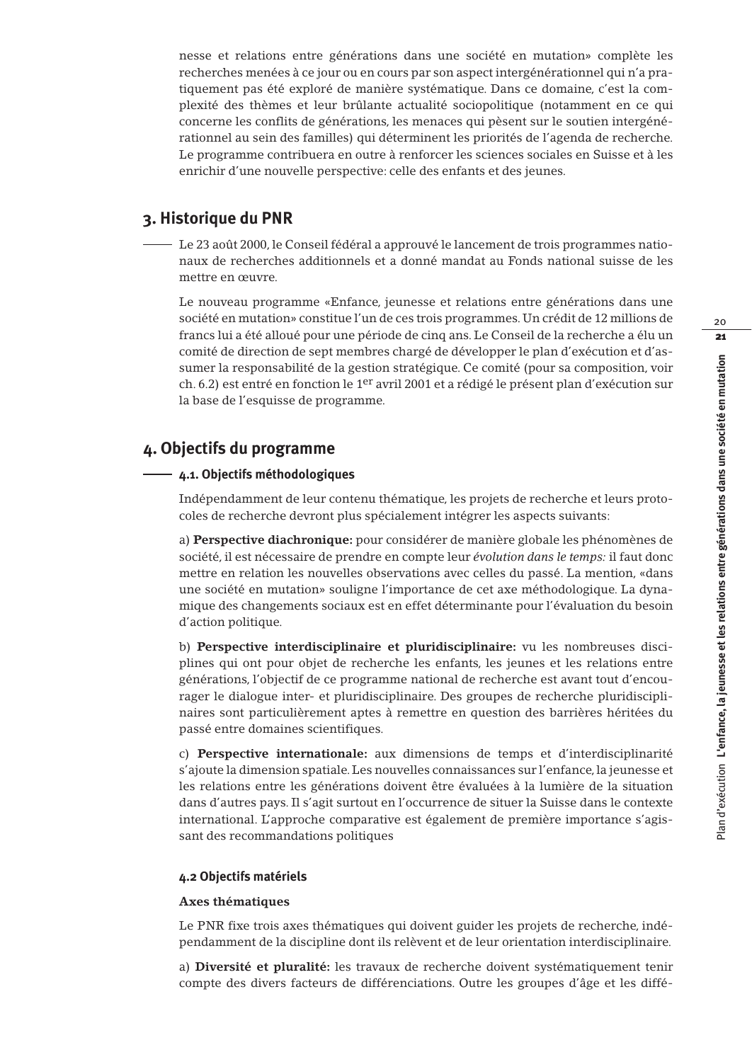nesse et relations entre générations dans une société en mutation» complète les recherches menées à ce jour ou en cours par son aspect intergénérationnel qui n'a pratiquement pas été exploré de manière systématique. Dans ce domaine, c'est la complexité des thèmes et leur brûlante actualité sociopolitique (notamment en ce qui concerne les conflits de générations, les menaces qui pèsent sur le soutien intergénérationnel au sein des familles) qui déterminent les priorités de l'agenda de recherche. Le programme contribuera en outre à renforcer les sciences sociales en Suisse et à les enrichir d'une nouvelle perspective: celle des enfants et des jeunes.

## 3. Historique du PNR

Le 23 août 2000, le Conseil fédéral a approuvé le lancement de trois programmes nationaux de recherches additionnels et a donné mandat au Fonds national suisse de les mettre en œuvre.

Le nouveau programme «Enfance, jeunesse et relations entre générations dans une société en mutation» constitue l'un de ces trois programmes. Un crédit de 12 millions de francs lui a été alloué pour une période de cinq ans. Le Conseil de la recherche a élu un comité de direction de sept membres chargé de développer le plan d'exécution et d'assumer la responsabilité de la gestion stratégique. Ce comité (pour sa composition, voir ch. 6.2) est entré en fonction le 1er avril 2001 et a rédigé le présent plan d'exécution sur la base de l'esquisse de programme.

## 4. Objectifs du programme

### 4.1. Objectifs méthodologiques

Indépendamment de leur contenu thématique, les projets de recherche et leurs protocoles de recherche devront plus spécialement intégrer les aspects suivants:

a) **Perspective diachronique:** pour considérer de manière globale les phénomènes de société, il est nécessaire de prendre en compte leur *évolution dans le temps:* il faut donc mettre en relation les nouvelles observations avec celles du passé. La mention, «dans une société en mutation» souligne l'importance de cet axe méthodologique. La dynamique des changements sociaux est en effet déterminante pour l'évaluation du besoin d'action politique.

b) **Perspective interdisciplinaire et pluridisciplinaire:** vu les nombreuses disciplines qui ont pour objet de recherche les enfants, les jeunes et les relations entre générations, l'objectif de ce programme national de recherche est avant tout d'encourager le dialogue inter- et pluridisciplinaire. Des groupes de recherche pluridisciplinaires sont particulièrement aptes à remettre en question des barrières héritées du passé entre domaines scientifiques.

c) **Perspective internationale:** aux dimensions de temps et d'interdisciplinarité s'ajoute la dimension spatiale. Les nouvelles connaissances sur l'enfance, la jeunesse et les relations entre les générations doivent être évaluées à la lumière de la situation dans d'autres pays. Il s'agit surtout en l'occurrence de situer la Suisse dans le contexte international. L'approche comparative est également de première importance s'agissant des recommandations politiques

### 4.2 Objectifs matériels

**Axes thématiques**

Le PNR fixe trois axes thématiques qui doivent guider les projets de recherche, indépendamment de la discipline dont ils relèvent et de leur orientation interdisciplinaire.

a) **Diversité et pluralité:** les travaux de recherche doivent systématiquement tenir compte des divers facteurs de différenciations. Outre les groupes d'âge et les diffé-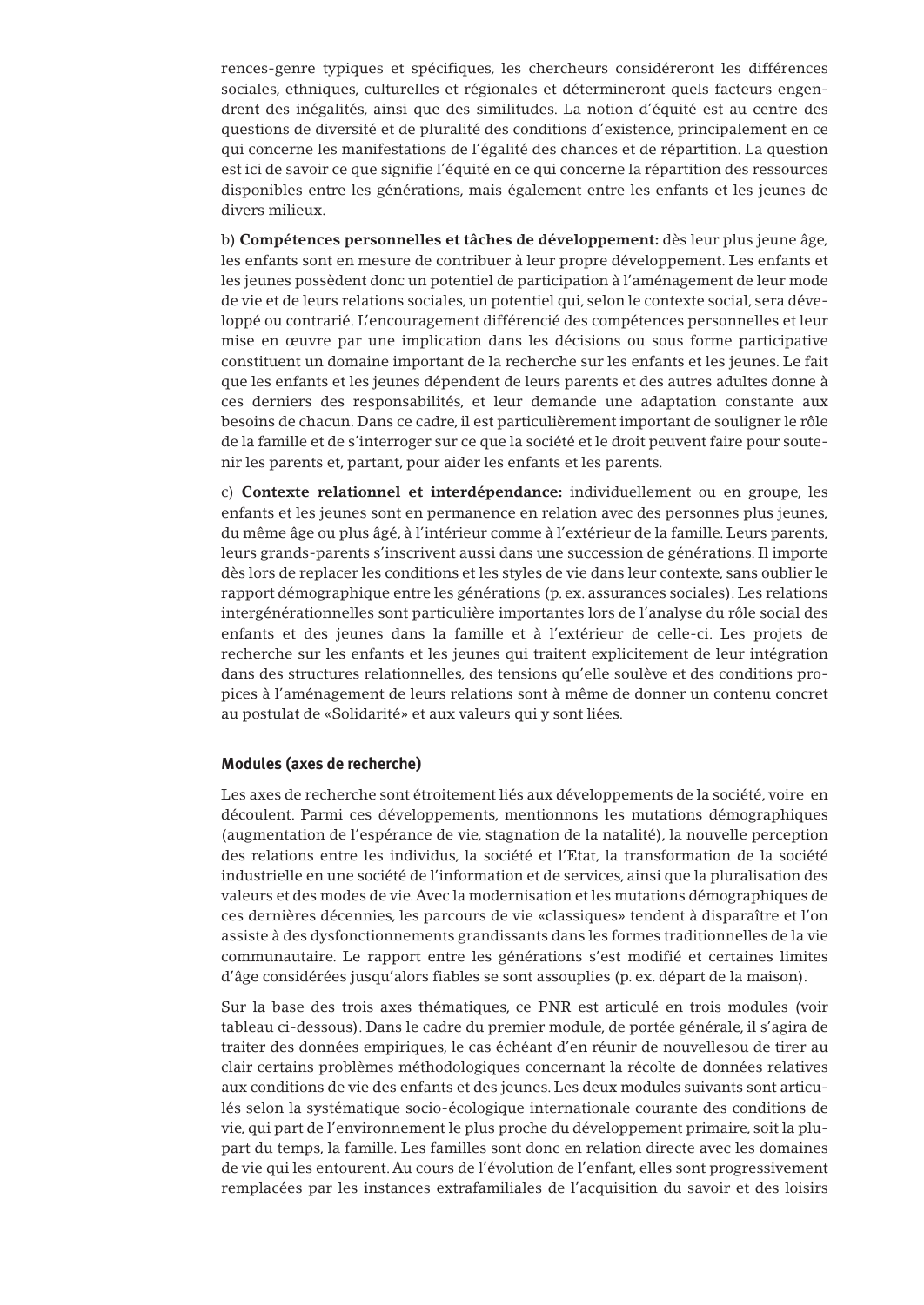rences-genre typiques et spécifiques, les chercheurs considéreront les différences sociales, ethniques, culturelles et régionales et détermineront quels facteurs engendrent des inégalités, ainsi que des similitudes. La notion d'équité est au centre des questions de diversité et de pluralité des conditions d'existence, principalement en ce qui concerne les manifestations de l'égalité des chances et de répartition. La question est ici de savoir ce que signifie l'équité en ce qui concerne la répartition des ressources disponibles entre les générations, mais également entre les enfants et les jeunes de divers milieux.

b) **Compétences personnelles et tâches de développement:** dès leur plus jeune âge, les enfants sont en mesure de contribuer à leur propre développement. Les enfants et les jeunes possèdent donc un potentiel de participation à l'aménagement de leur mode de vie et de leurs relations sociales, un potentiel qui, selon le contexte social, sera développé ou contrarié. L'encouragement différencié des compétences personnelles et leur mise en œuvre par une implication dans les décisions ou sous forme participative constituent un domaine important de la recherche sur les enfants et les jeunes. Le fait que les enfants et les jeunes dépendent de leurs parents et des autres adultes donne à ces derniers des responsabilités, et leur demande une adaptation constante aux besoins de chacun. Dans ce cadre, il est particulièrement important de souligner le rôle de la famille et de s'interroger sur ce que la société et le droit peuvent faire pour soutenir les parents et, partant, pour aider les enfants et les parents.

c) **Contexte relationnel et interdépendance:** individuellement ou en groupe, les enfants et les jeunes sont en permanence en relation avec des personnes plus jeunes, du même âge ou plus âgé, à l'intérieur comme à l'extérieur de la famille. Leurs parents, leurs grands-parents s'inscrivent aussi dans une succession de générations. Il importe dès lors de replacer les conditions et les styles de vie dans leur contexte, sans oublier le rapport démographique entre les générations (p. ex. assurances sociales). Les relations intergénérationnelles sont particulière importantes lors de l'analyse du rôle social des enfants et des jeunes dans la famille et à l'extérieur de celle-ci. Les projets de recherche sur les enfants et les jeunes qui traitent explicitement de leur intégration dans des structures relationnelles, des tensions qu'elle soulève et des conditions propices à l'aménagement de leurs relations sont à même de donner un contenu concret au postulat de «Solidarité» et aux valeurs qui y sont liées.

### Modules (axes de recherche)

Les axes de recherche sont étroitement liés aux développements de la société, voire en découlent. Parmi ces développements, mentionnons les mutations démographiques (augmentation de l'espérance de vie, stagnation de la natalité), la nouvelle perception des relations entre les individus, la société et l'Etat, la transformation de la société industrielle en une société de l'information et de services, ainsi que la pluralisation des valeurs et des modes de vie. Avec la modernisation et les mutations démographiques de ces dernières décennies, les parcours de vie «classiques» tendent à disparaître et l'on assiste à des dysfonctionnements grandissants dans les formes traditionnelles de la vie communautaire. Le rapport entre les générations s'est modifié et certaines limites d'âge considérées jusqu'alors fiables se sont assouplies (p. ex. départ de la maison).

Sur la base des trois axes thématiques, ce PNR est articulé en trois modules (voir tableau ci-dessous). Dans le cadre du premier module, de portée générale, il s'agira de traiter des données empiriques, le cas échéant d'en réunir de nouvellesou de tirer au clair certains problèmes méthodologiques concernant la récolte de données relatives aux conditions de vie des enfants et des jeunes. Les deux modules suivants sont articulés selon la systématique socio-écologique internationale courante des conditions de vie, qui part de l'environnement le plus proche du développement primaire, soit la plupart du temps, la famille. Les familles sont donc en relation directe avec les domaines de vie qui les entourent. Au cours de l'évolution de l'enfant, elles sont progressivement remplacées par les instances extrafamiliales de l'acquisition du savoir et des loisirs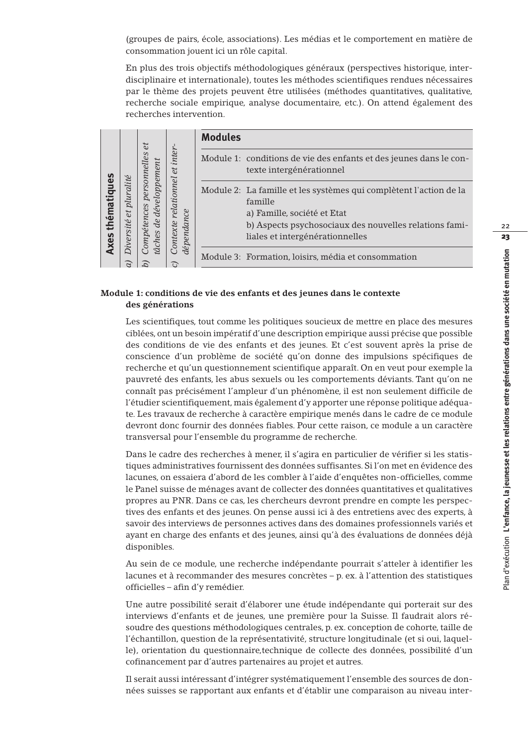(groupes de pairs, école, associations). Les médias et le comportement en matière de consommation jouent ici un rôle capital.

En plus des trois objectifs méthodologiques généraux (perspectives historique, interdisciplinaire et internationale), toutes les méthodes scientifiques rendues nécessaires par le thème des projets peuvent être utilisées (méthodes quantitatives, qualitative, recherche sociale empirique, analyse documentaire, etc.). On attend également des recherches intervention.

| **Axes thématiques** | *a) Diversité et pluralité* | *b) Compétences personnelles et tâches de développement* | *c) Contexte relationnel et interdépendance* | **Modules** |
|---|---|---|---|---|
| | | | | Module 1: conditions de vie des enfants et des jeunes dans le contexte intergénérationnel |
| | | | | Module 2: La famille et les systèmes qui complètent l'action de la famille<br>a) Famille, société et Etat<br>b) Aspects psychosociaux des nouvelles relations familiales et intergénérationnelles |
| | | | | Module 3: Formation, loisirs, média et consommation |

**Module 1: conditions de vie des enfants et des jeunes dans le contexte des générations**

Les scientifiques, tout comme les politiques soucieux de mettre en place des mesures ciblées, ont un besoin impératif d'une description empirique aussi précise que possible des conditions de vie des enfants et des jeunes. Et c'est souvent après la prise de conscience d'un problème de société qu'on donne des impulsions spécifiques de recherche et qu'un questionnement scientifique apparaît. On en veut pour exemple la pauvreté des enfants, les abus sexuels ou les comportements déviants. Tant qu'on ne connaît pas précisément l'ampleur d'un phénomène, il est non seulement difficile de l'étudier scientifiquement, mais également d'y apporter une réponse politique adéquate. Les travaux de recherche à caractère empirique menés dans le cadre de ce module devront donc fournir des données fiables. Pour cette raison, ce module a un caractère transversal pour l'ensemble du programme de recherche.

Dans le cadre des recherches à mener, il s'agira en particulier de vérifier si les statistiques administratives fournissent des données suffisantes. Si l'on met en évidence des lacunes, on essaiera d'abord de les combler à l'aide d'enquêtes non-officielles, comme le Panel suisse de ménages avant de collecter des données quantitatives et qualitatives propres au PNR. Dans ce cas, les chercheurs devront prendre en compte les perspectives des enfants et des jeunes. On pense aussi ici à des entretiens avec des experts, à savoir des interviews de personnes actives dans des domaines professionnels variés et ayant en charge des enfants et des jeunes, ainsi qu'à des évaluations de données déjà disponibles.

Au sein de ce module, une recherche indépendante pourrait s'atteler à identifier les lacunes et à recommander des mesures concrètes – p. ex. à l'attention des statistiques officielles – afin d'y remédier.

Une autre possibilité serait d'élaborer une étude indépendante qui porterait sur des interviews d'enfants et de jeunes, une première pour la Suisse. Il faudrait alors résoudre des questions méthodologiques centrales, p. ex. conception de cohorte, taille de l'échantillon, question de la représentativité, structure longitudinale (et si oui, laquelle), orientation du questionnaire,technique de collecte des données, possibilité d'un cofinancement par d'autres partenaires au projet et autres.

Il serait aussi intéressant d'intégrer systématiquement l'ensemble des sources de données suisses se rapportant aux enfants et d'établir une comparaison au niveau inter-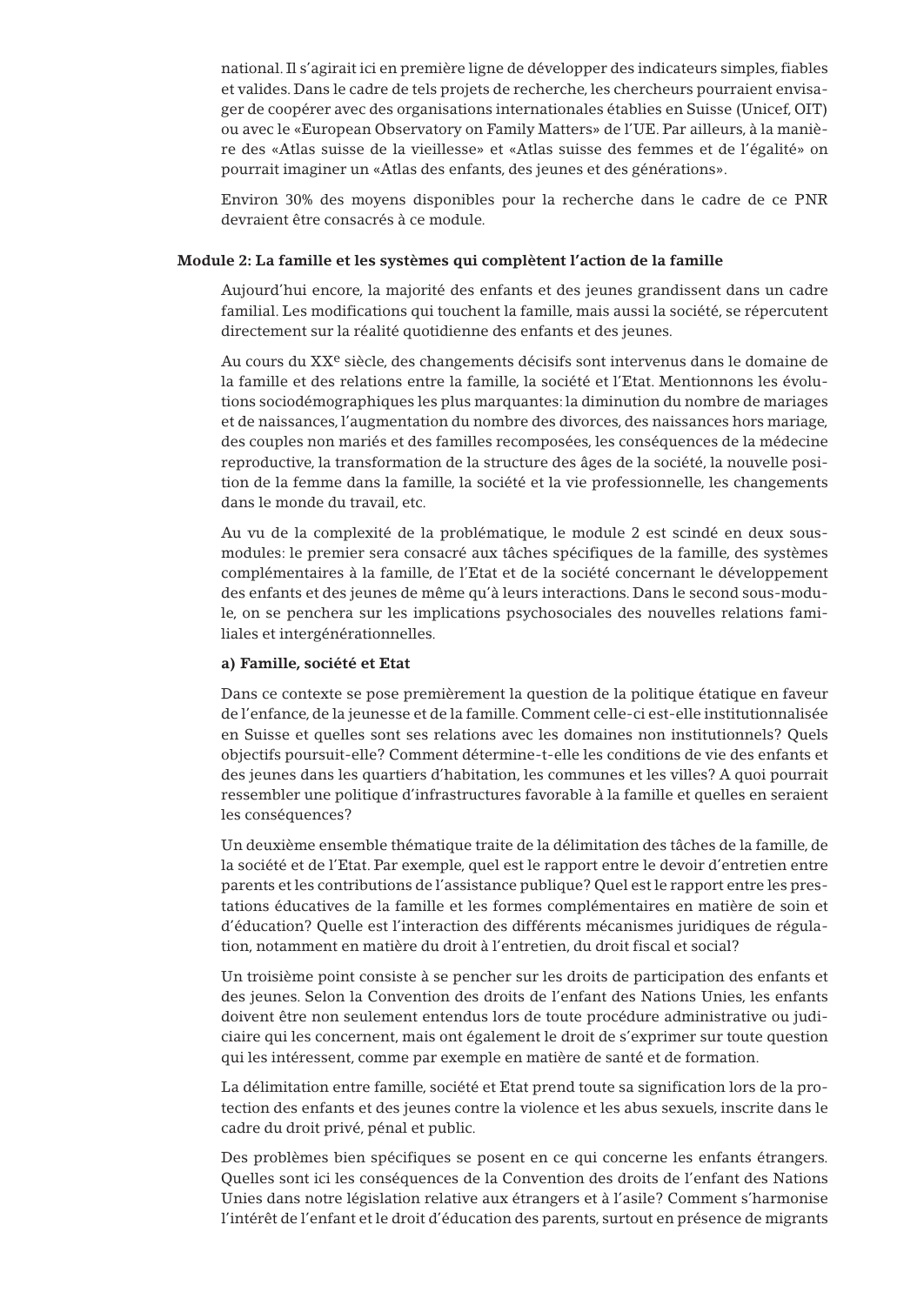national. Il s'agirait ici en première ligne de développer des indicateurs simples, fiables et valides. Dans le cadre de tels projets de recherche, les chercheurs pourraient envisager de coopérer avec des organisations internationales établies en Suisse (Unicef, OIT) ou avec le «European Observatory on Family Matters» de l'UE. Par ailleurs, à la manière des «Atlas suisse de la vieillesse» et «Atlas suisse des femmes et de l'égalité» on pourrait imaginer un «Atlas des enfants, des jeunes et des générations».

Environ 30% des moyens disponibles pour la recherche dans le cadre de ce PNR devraient être consacrés à ce module.

**Module 2: La famille et les systèmes qui complètent l'action de la famille**

Aujourd'hui encore, la majorité des enfants et des jeunes grandissent dans un cadre familial. Les modifications qui touchent la famille, mais aussi la société, se répercutent directement sur la réalité quotidienne des enfants et des jeunes.

Au cours du XX[e] siècle, des changements décisifs sont intervenus dans le domaine de la famille et des relations entre la famille, la société et l'Etat. Mentionnons les évolutions sociodémographiques les plus marquantes: la diminution du nombre de mariages et de naissances, l'augmentation du nombre des divorces, des naissances hors mariage, des couples non mariés et des familles recomposées, les conséquences de la médecine reproductive, la transformation de la structure des âges de la société, la nouvelle position de la femme dans la famille, la société et la vie professionnelle, les changements dans le monde du travail, etc.

Au vu de la complexité de la problématique, le module 2 est scindé en deux sous-modules: le premier sera consacré aux tâches spécifiques de la famille, des systèmes complémentaires à la famille, de l'Etat et de la société concernant le développement des enfants et des jeunes de même qu'à leurs interactions. Dans le second sous-module, on se penchera sur les implications psychosociales des nouvelles relations familiales et intergénérationnelles.

**a) Famille, société et Etat**

Dans ce contexte se pose premièrement la question de la politique étatique en faveur de l'enfance, de la jeunesse et de la famille. Comment celle-ci est-elle institutionnalisée en Suisse et quelles sont ses relations avec les domaines non institutionnels? Quels objectifs poursuit-elle? Comment détermine-t-elle les conditions de vie des enfants et des jeunes dans les quartiers d'habitation, les communes et les villes? A quoi pourrait ressembler une politique d'infrastructures favorable à la famille et quelles en seraient les conséquences?

Un deuxième ensemble thématique traite de la délimitation des tâches de la famille, de la société et de l'Etat. Par exemple, quel est le rapport entre le devoir d'entretien entre parents et les contributions de l'assistance publique? Quel est le rapport entre les prestations éducatives de la famille et les formes complémentaires en matière de soin et d'éducation? Quelle est l'interaction des différents mécanismes juridiques de régulation, notamment en matière du droit à l'entretien, du droit fiscal et social?

Un troisième point consiste à se pencher sur les droits de participation des enfants et des jeunes. Selon la Convention des droits de l'enfant des Nations Unies, les enfants doivent être non seulement entendus lors de toute procédure administrative ou judiciaire qui les concernent, mais ont également le droit de s'exprimer sur toute question qui les intéressent, comme par exemple en matière de santé et de formation.

La délimitation entre famille, société et Etat prend toute sa signification lors de la protection des enfants et des jeunes contre la violence et les abus sexuels, inscrite dans le cadre du droit privé, pénal et public.

Des problèmes bien spécifiques se posent en ce qui concerne les enfants étrangers. Quelles sont ici les conséquences de la Convention des droits de l'enfant des Nations Unies dans notre législation relative aux étrangers et à l'asile? Comment s'harmonise l'intérêt de l'enfant et le droit d'éducation des parents, surtout en présence de migrants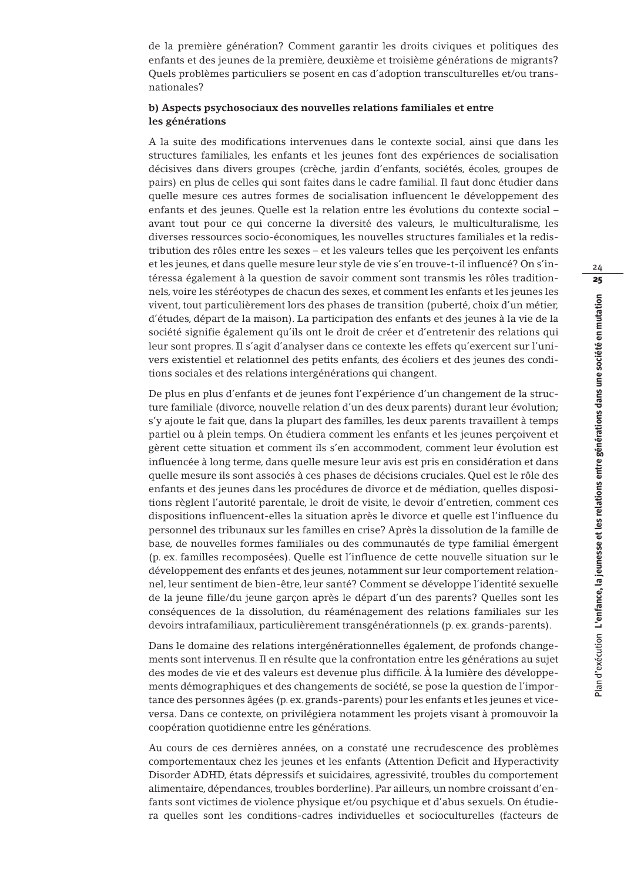de la première génération? Comment garantir les droits civiques et politiques des enfants et des jeunes de la première, deuxième et troisième générations de migrants? Quels problèmes particuliers se posent en cas d'adoption transculturelles et/ou transnationales?

**b) Aspects psychosociaux des nouvelles relations familiales et entre les générations**

A la suite des modifications intervenues dans le contexte social, ainsi que dans les structures familiales, les enfants et les jeunes font des expériences de socialisation décisives dans divers groupes (crèche, jardin d'enfants, sociétés, écoles, groupes de pairs) en plus de celles qui sont faites dans le cadre familial. Il faut donc étudier dans quelle mesure ces autres formes de socialisation influencent le développement des enfants et des jeunes. Quelle est la relation entre les évolutions du contexte social – avant tout pour ce qui concerne la diversité des valeurs, le multiculturalisme, les diverses ressources socio-économiques, les nouvelles structures familiales et la redistribution des rôles entre les sexes – et les valeurs telles que les perçoivent les enfants et les jeunes, et dans quelle mesure leur style de vie s'en trouve-t-il influencé? On s'intéressa également à la question de savoir comment sont transmis les rôles traditionnels, voire les stéréotypes de chacun des sexes, et comment les enfants et les jeunes les vivent, tout particulièrement lors des phases de transition (puberté, choix d'un métier, d'études, départ de la maison). La participation des enfants et des jeunes à la vie de la société signifie également qu'ils ont le droit de créer et d'entretenir des relations qui leur sont propres. Il s'agit d'analyser dans ce contexte les effets qu'exercent sur l'univers existentiel et relationnel des petits enfants, des écoliers et des jeunes des conditions sociales et des relations intergénérations qui changent.

De plus en plus d'enfants et de jeunes font l'expérience d'un changement de la structure familiale (divorce, nouvelle relation d'un des deux parents) durant leur évolution; s'y ajoute le fait que, dans la plupart des familles, les deux parents travaillent à temps partiel ou à plein temps. On étudiera comment les enfants et les jeunes perçoivent et gèrent cette situation et comment ils s'en accommodent, comment leur évolution est influencée à long terme, dans quelle mesure leur avis est pris en considération et dans quelle mesure ils sont associés à ces phases de décisions cruciales. Quel est le rôle des enfants et des jeunes dans les procédures de divorce et de médiation, quelles dispositions règlent l'autorité parentale, le droit de visite, le devoir d'entretien, comment ces dispositions influencent-elles la situation après le divorce et quelle est l'influence du personnel des tribunaux sur les familles en crise? Après la dissolution de la famille de base, de nouvelles formes familiales ou des communautés de type familial émergent (p. ex. familles recomposées). Quelle est l'influence de cette nouvelle situation sur le développement des enfants et des jeunes, notamment sur leur comportement relationnel, leur sentiment de bien-être, leur santé? Comment se développe l'identité sexuelle de la jeune fille/du jeune garçon après le départ d'un des parents? Quelles sont les conséquences de la dissolution, du réaménagement des relations familiales sur les devoirs intrafamiliaux, particulièrement transgénérationnels (p. ex. grands-parents).

Dans le domaine des relations intergénérationnelles également, de profonds changements sont intervenus. Il en résulte que la confrontation entre les générations au sujet des modes de vie et des valeurs est devenue plus difficile. À la lumière des développements démographiques et des changements de société, se pose la question de l'importance des personnes âgées (p. ex. grands-parents) pour les enfants et les jeunes et vice-versa. Dans ce contexte, on privilégiera notamment les projets visant à promouvoir la coopération quotidienne entre les générations.

Au cours de ces dernières années, on a constaté une recrudescence des problèmes comportementaux chez les jeunes et les enfants (Attention Deficit and Hyperactivity Disorder ADHD, états dépressifs et suicidaires, agressivité, troubles du comportement alimentaire, dépendances, troubles borderline). Par ailleurs, un nombre croissant d'enfants sont victimes de violence physique et/ou psychique et d'abus sexuels. On étudiera quelles sont les conditions-cadres individuelles et socioculturelles (facteurs de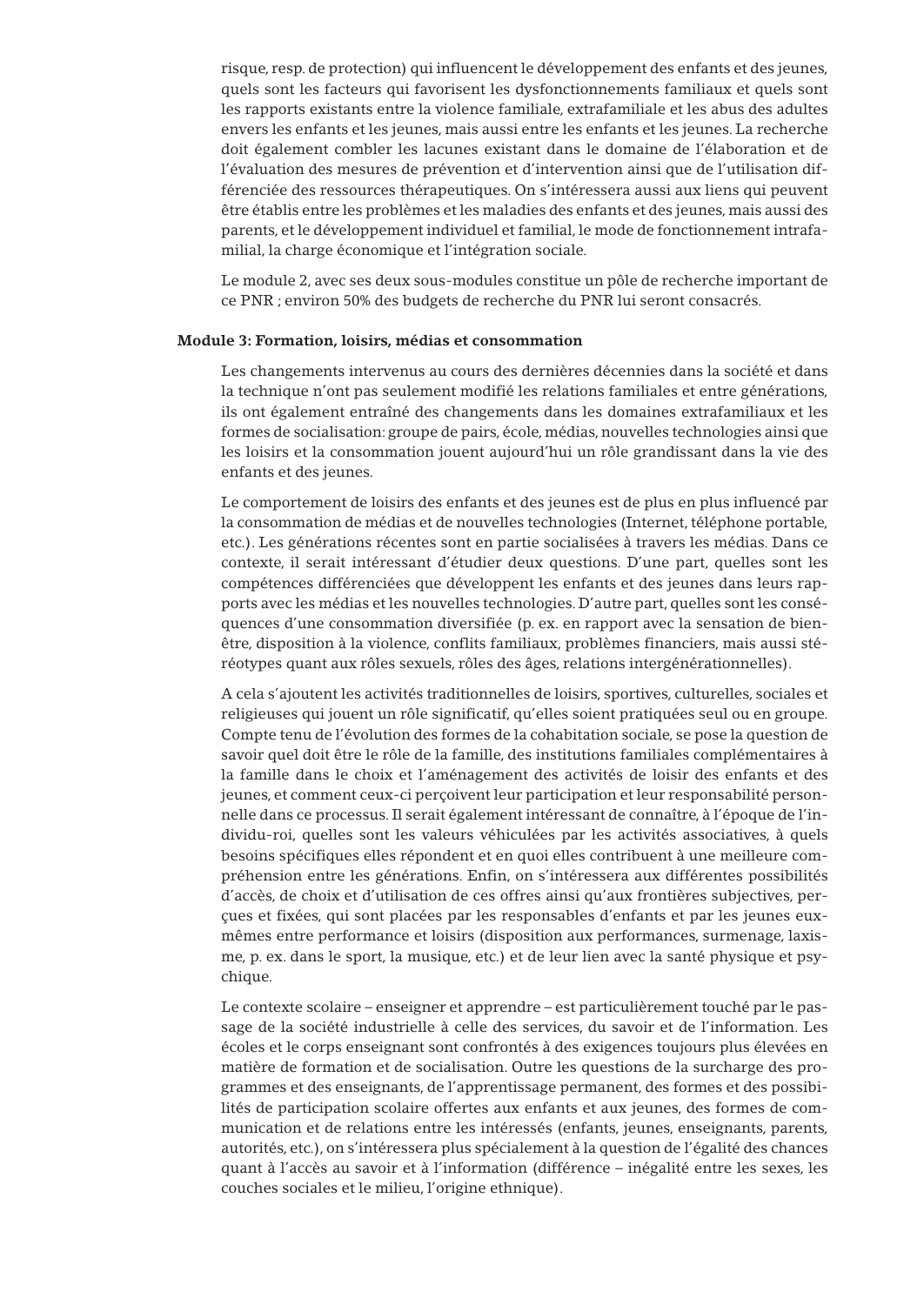risque, resp. de protection) qui influencent le développement des enfants et des jeunes, quels sont les facteurs qui favorisent les dysfonctionnements familiaux et quels sont les rapports existants entre la violence familiale, extrafamiliale et les abus des adultes envers les enfants et les jeunes, mais aussi entre les enfants et les jeunes. La recherche doit également combler les lacunes existant dans le domaine de l'élaboration et de l'évaluation des mesures de prévention et d'intervention ainsi que de l'utilisation différenciée des ressources thérapeutiques. On s'intéressera aussi aux liens qui peuvent être établis entre les problèmes et les maladies des enfants et des jeunes, mais aussi des parents, et le développement individuel et familial, le mode de fonctionnement intrafamilial, la charge économique et l'intégration sociale.

Le module 2, avec ses deux sous-modules constitue un pôle de recherche important de ce PNR ; environ 50% des budgets de recherche du PNR lui seront consacrés.

**Module 3: Formation, loisirs, médias et consommation**

Les changements intervenus au cours des dernières décennies dans la société et dans la technique n'ont pas seulement modifié les relations familiales et entre générations, ils ont également entraîné des changements dans les domaines extrafamiliaux et les formes de socialisation: groupe de pairs, école, médias, nouvelles technologies ainsi que les loisirs et la consommation jouent aujourd'hui un rôle grandissant dans la vie des enfants et des jeunes.

Le comportement de loisirs des enfants et des jeunes est de plus en plus influencé par la consommation de médias et de nouvelles technologies (Internet, téléphone portable, etc.). Les générations récentes sont en partie socialisées à travers les médias. Dans ce contexte, il serait intéressant d'étudier deux questions. D'une part, quelles sont les compétences différenciées que développent les enfants et des jeunes dans leurs rapports avec les médias et les nouvelles technologies. D'autre part, quelles sont les conséquences d'une consommation diversifiée (p. ex. en rapport avec la sensation de bien-être, disposition à la violence, conflits familiaux, problèmes financiers, mais aussi stéréotypes quant aux rôles sexuels, rôles des âges, relations intergénérationnelles).

A cela s'ajoutent les activités traditionnelles de loisirs, sportives, culturelles, sociales et religieuses qui jouent un rôle significatif, qu'elles soient pratiquées seul ou en groupe. Compte tenu de l'évolution des formes de la cohabitation sociale, se pose la question de savoir quel doit être le rôle de la famille, des institutions familiales complémentaires à la famille dans le choix et l'aménagement des activités de loisir des enfants et des jeunes, et comment ceux-ci perçoivent leur participation et leur responsabilité personnelle dans ce processus. Il serait également intéressant de connaître, à l'époque de l'individu-roi, quelles sont les valeurs véhiculées par les activités associatives, à quels besoins spécifiques elles répondent et en quoi elles contribuent à une meilleure compréhension entre les générations. Enfin, on s'intéressera aux différentes possibilités d'accès, de choix et d'utilisation de ces offres ainsi qu'aux frontières subjectives, perçues et fixées, qui sont placées par les responsables d'enfants et par les jeunes eux-mêmes entre performance et loisirs (disposition aux performances, surmenage, laxisme, p. ex. dans le sport, la musique, etc.) et de leur lien avec la santé physique et psychique.

Le contexte scolaire – enseigner et apprendre – est particulièrement touché par le passage de la société industrielle à celle des services, du savoir et de l'information. Les écoles et le corps enseignant sont confrontés à des exigences toujours plus élevées en matière de formation et de socialisation. Outre les questions de la surcharge des programmes et des enseignants, de l'apprentissage permanent, des formes et des possibilités de participation scolaire offertes aux enfants et aux jeunes, des formes de communication et de relations entre les intéressés (enfants, jeunes, enseignants, parents, autorités, etc.), on s'intéressera plus spécialement à la question de l'égalité des chances quant à l'accès au savoir et à l'information (différence – inégalité entre les sexes, les couches sociales et le milieu, l'origine ethnique).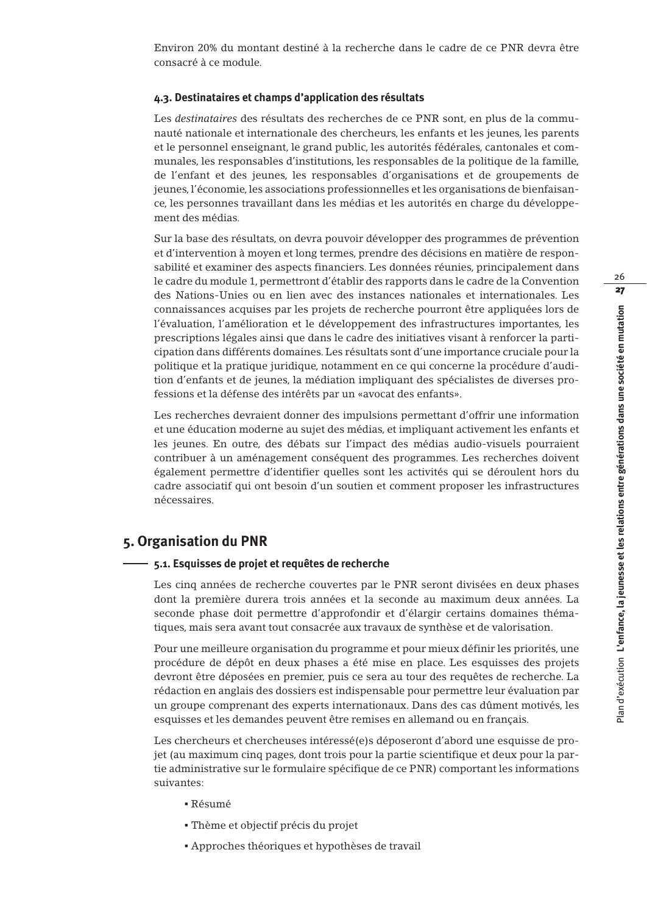Environ 20% du montant destiné à la recherche dans le cadre de ce PNR devra être consacré à ce module.

### 4.3. Destinataires et champs d'application des résultats

Les *destinataires* des résultats des recherches de ce PNR sont, en plus de la communauté nationale et internationale des chercheurs, les enfants et les jeunes, les parents et le personnel enseignant, le grand public, les autorités fédérales, cantonales et communales, les responsables d'institutions, les responsables de la politique de la famille, de l'enfant et des jeunes, les responsables d'organisations et de groupements de jeunes, l'économie, les associations professionnelles et les organisations de bienfaisance, les personnes travaillant dans les médias et les autorités en charge du développement des médias.

Sur la base des résultats, on devra pouvoir développer des programmes de prévention et d'intervention à moyen et long termes, prendre des décisions en matière de responsabilité et examiner des aspects financiers. Les données réunies, principalement dans le cadre du module 1, permettront d'établir des rapports dans le cadre de la Convention des Nations-Unies ou en lien avec des instances nationales et internationales. Les connaissances acquises par les projets de recherche pourront être appliquées lors de l'évaluation, l'amélioration et le développement des infrastructures importantes, les prescriptions légales ainsi que dans le cadre des initiatives visant à renforcer la participation dans différents domaines. Les résultats sont d'une importance cruciale pour la politique et la pratique juridique, notamment en ce qui concerne la procédure d'audition d'enfants et de jeunes, la médiation impliquant des spécialistes de diverses professions et la défense des intérêts par un «avocat des enfants».

Les recherches devraient donner des impulsions permettant d'offrir une information et une éducation moderne au sujet des médias, et impliquant activement les enfants et les jeunes. En outre, des débats sur l'impact des médias audio-visuels pourraient contribuer à un aménagement conséquent des programmes. Les recherches doivent également permettre d'identifier quelles sont les activités qui se déroulent hors du cadre associatif qui ont besoin d'un soutien et comment proposer les infrastructures nécessaires.

## 5. Organisation du PNR

### 5.1. Esquisses de projet et requêtes de recherche

Les cinq années de recherche couvertes par le PNR seront divisées en deux phases dont la première durera trois années et la seconde au maximum deux années. La seconde phase doit permettre d'approfondir et d'élargir certains domaines thématiques, mais sera avant tout consacrée aux travaux de synthèse et de valorisation.

Pour une meilleure organisation du programme et pour mieux définir les priorités, une procédure de dépôt en deux phases a été mise en place. Les esquisses des projets devront être déposées en premier, puis ce sera au tour des requêtes de recherche. La rédaction en anglais des dossiers est indispensable pour permettre leur évaluation par un groupe comprenant des experts internationaux. Dans des cas dûment motivés, les esquisses et les demandes peuvent être remises en allemand ou en français.

Les chercheurs et chercheuses intéressé(e)s déposeront d'abord une esquisse de projet (au maximum cinq pages, dont trois pour la partie scientifique et deux pour la partie administrative sur le formulaire spécifique de ce PNR) comportant les informations suivantes:

- Résumé
- Thème et objectif précis du projet
- Approches théoriques et hypothèses de travail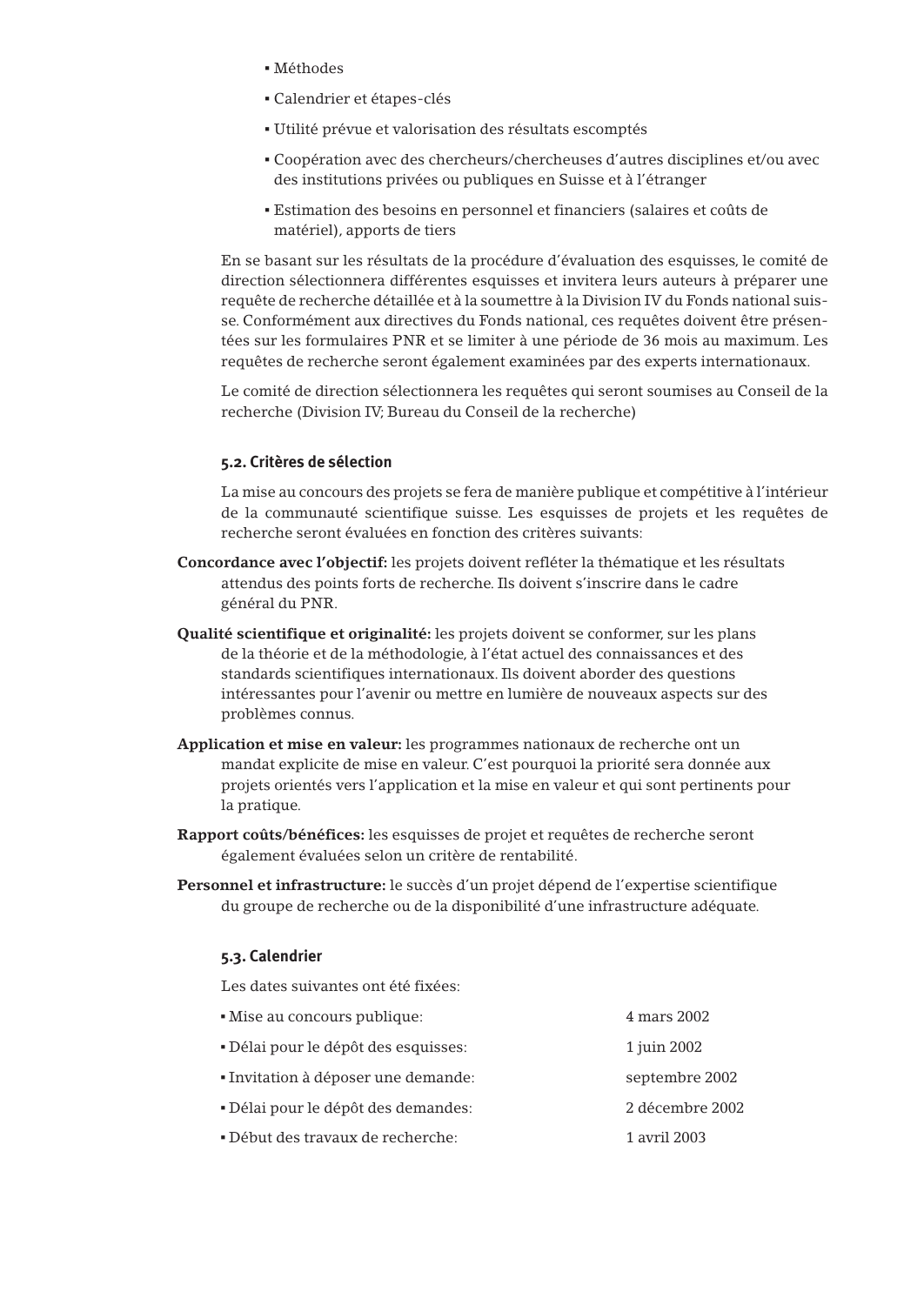- Méthodes
- Calendrier et étapes-clés
- Utilité prévue et valorisation des résultats escomptés
- Coopération avec des chercheurs/chercheuses d'autres disciplines et/ou avec des institutions privées ou publiques en Suisse et à l'étranger
- Estimation des besoins en personnel et financiers (salaires et coûts de matériel), apports de tiers

En se basant sur les résultats de la procédure d'évaluation des esquisses, le comité de direction sélectionnera différentes esquisses et invitera leurs auteurs à préparer une requête de recherche détaillée et à la soumettre à la Division IV du Fonds national suisse. Conformément aux directives du Fonds national, ces requêtes doivent être présentées sur les formulaires PNR et se limiter à une période de 36 mois au maximum. Les requêtes de recherche seront également examinées par des experts internationaux.

Le comité de direction sélectionnera les requêtes qui seront soumises au Conseil de la recherche (Division IV; Bureau du Conseil de la recherche)

### 5.2. Critères de sélection

La mise au concours des projets se fera de manière publique et compétitive à l'intérieur de la communauté scientifique suisse. Les esquisses de projets et les requêtes de recherche seront évaluées en fonction des critères suivants:

**Concordance avec l'objectif:** les projets doivent refléter la thématique et les résultats attendus des points forts de recherche. Ils doivent s'inscrire dans le cadre général du PNR.

**Qualité scientifique et originalité:** les projets doivent se conformer, sur les plans de la théorie et de la méthodologie, à l'état actuel des connaissances et des standards scientifiques internationaux. Ils doivent aborder des questions intéressantes pour l'avenir ou mettre en lumière de nouveaux aspects sur des problèmes connus.

**Application et mise en valeur:** les programmes nationaux de recherche ont un mandat explicite de mise en valeur. C'est pourquoi la priorité sera donnée aux projets orientés vers l'application et la mise en valeur et qui sont pertinents pour la pratique.

**Rapport coûts/bénéfices:** les esquisses de projet et requêtes de recherche seront également évaluées selon un critère de rentabilité.

**Personnel et infrastructure:** le succès d'un projet dépend de l'expertise scientifique du groupe de recherche ou de la disponibilité d'une infrastructure adéquate.

### 5.3. Calendrier

Les dates suivantes ont été fixées:

| | |
|---|---|
| ▪ Mise au concours publique: | 4 mars 2002 |
| ▪ Délai pour le dépôt des esquisses: | 1 juin 2002 |
| ▪ Invitation à déposer une demande: | septembre 2002 |
| ▪ Délai pour le dépôt des demandes: | 2 décembre 2002 |
| ▪ Début des travaux de recherche: | 1 avril 2003 |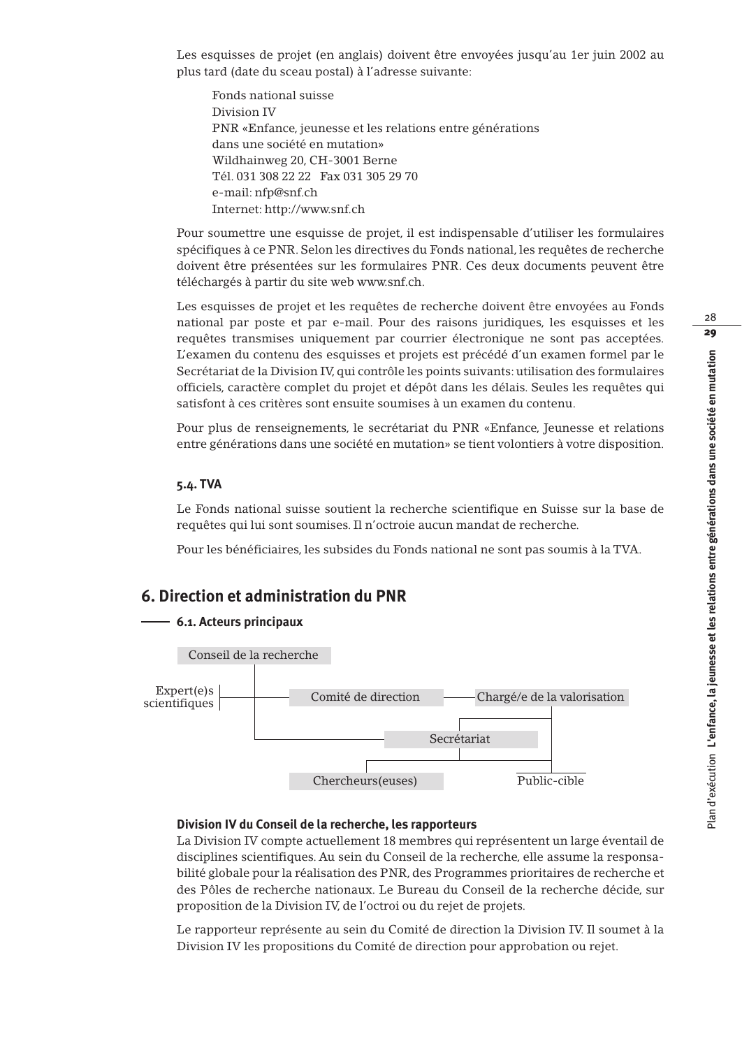Les esquisses de projet (en anglais) doivent être envoyées jusqu'au 1er juin 2002 au plus tard (date du sceau postal) à l'adresse suivante:

Fonds national suisse
Division IV
PNR «Enfance, jeunesse et les relations entre générations
dans une société en mutation»
Wildhainweg 20, CH-3001 Berne
Tél. 031 308 22 22 Fax 031 305 29 70
e-mail: nfp@snf.ch
Internet: http://www.snf.ch

Pour soumettre une esquisse de projet, il est indispensable d'utiliser les formulaires spécifiques à ce PNR. Selon les directives du Fonds national, les requêtes de recherche doivent être présentées sur les formulaires PNR. Ces deux documents peuvent être téléchargés à partir du site web www.snf.ch.

Les esquisses de projet et les requêtes de recherche doivent être envoyées au Fonds national par poste et par e-mail. Pour des raisons juridiques, les esquisses et les requêtes transmises uniquement par courrier électronique ne sont pas acceptées. L'examen du contenu des esquisses et projets est précédé d'un examen formel par le Secrétariat de la Division IV, qui contrôle les points suivants: utilisation des formulaires officiels, caractère complet du projet et dépôt dans les délais. Seules les requêtes qui satisfont à ces critères sont ensuite soumises à un examen du contenu.

Pour plus de renseignements, le secrétariat du PNR «Enfance, Jeunesse et relations entre générations dans une société en mutation» se tient volontiers à votre disposition.

#### 5.4. TVA

Le Fonds national suisse soutient la recherche scientifique en Suisse sur la base de requêtes qui lui sont soumises. Il n'octroie aucun mandat de recherche.

Pour les bénéficiaires, les subsides du Fonds national ne sont pas soumis à la TVA.

## 6. Direction et administration du PNR

### 6.1. Acteurs principaux

Conseil de la recherche

Expert(e)s scientifiques

Comité de direction

Chargé/e de la valorisation

Secrétariat

Chercheurs(euses)

Public-cible

#### Division IV du Conseil de la recherche, les rapporteurs

La Division IV compte actuellement 18 membres qui représentent un large éventail de disciplines scientifiques. Au sein du Conseil de la recherche, elle assume la responsabilité globale pour la réalisation des PNR, des Programmes prioritaires de recherche et des Pôles de recherche nationaux. Le Bureau du Conseil de la recherche décide, sur proposition de la Division IV, de l'octroi ou du rejet de projets.

Le rapporteur représente au sein du Comité de direction la Division IV. Il soumet à la Division IV les propositions du Comité de direction pour approbation ou rejet.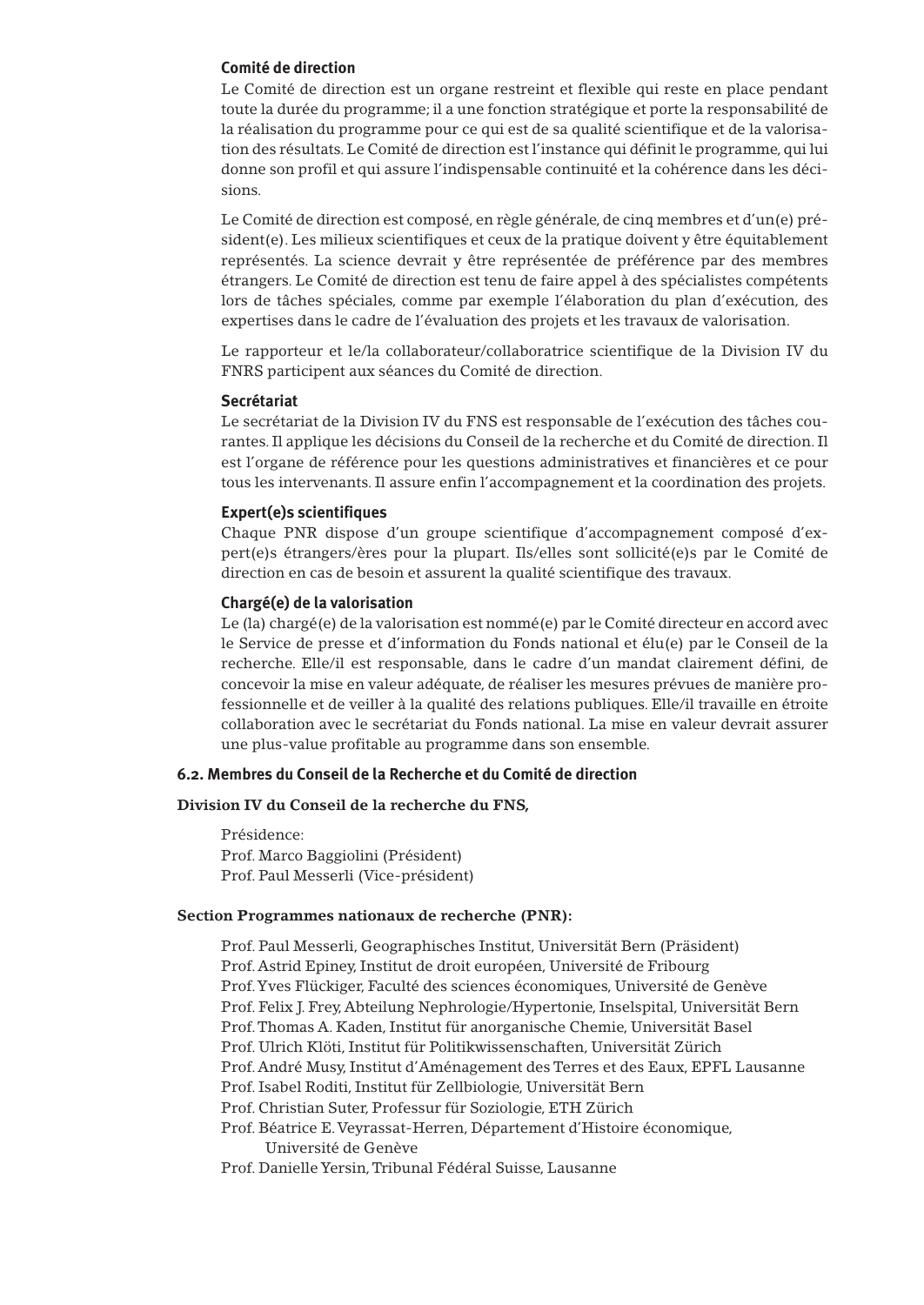**Comité de direction**

Le Comité de direction est un organe restreint et flexible qui reste en place pendant toute la durée du programme; il a une fonction stratégique et porte la responsabilité de la réalisation du programme pour ce qui est de sa qualité scientifique et de la valorisation des résultats. Le Comité de direction est l'instance qui définit le programme, qui lui donne son profil et qui assure l'indispensable continuité et la cohérence dans les décisions.

Le Comité de direction est composé, en règle générale, de cinq membres et d'un(e) président(e). Les milieux scientifiques et ceux de la pratique doivent y être équitablement représentés. La science devrait y être représentée de préférence par des membres étrangers. Le Comité de direction est tenu de faire appel à des spécialistes compétents lors de tâches spéciales, comme par exemple l'élaboration du plan d'exécution, des expertises dans le cadre de l'évaluation des projets et les travaux de valorisation.

Le rapporteur et le/la collaborateur/collaboratrice scientifique de la Division IV du FNRS participent aux séances du Comité de direction.

**Secrétariat**

Le secrétariat de la Division IV du FNS est responsable de l'exécution des tâches courantes. Il applique les décisions du Conseil de la recherche et du Comité de direction. Il est l'organe de référence pour les questions administratives et financières et ce pour tous les intervenants. Il assure enfin l'accompagnement et la coordination des projets.

**Expert(e)s scientifiques**

Chaque PNR dispose d'un groupe scientifique d'accompagnement composé d'expert(e)s étrangers/ères pour la plupart. Ils/elles sont sollicité(e)s par le Comité de direction en cas de besoin et assurent la qualité scientifique des travaux.

**Chargé(e) de la valorisation**

Le (la) chargé(e) de la valorisation est nommé(e) par le Comité directeur en accord avec le Service de presse et d'information du Fonds national et élu(e) par le Conseil de la recherche. Elle/il est responsable, dans le cadre d'un mandat clairement défini, de concevoir la mise en valeur adéquate, de réaliser les mesures prévues de manière professionnelle et de veiller à la qualité des relations publiques. Elle/il travaille en étroite collaboration avec le secrétariat du Fonds national. La mise en valeur devrait assurer une plus-value profitable au programme dans son ensemble.

### 6.2. Membres du Conseil de la Recherche et du Comité de direction

**Division IV du Conseil de la recherche du FNS,**

Présidence:
Prof. Marco Baggiolini (Président)
Prof. Paul Messerli (Vice-président)

**Section Programmes nationaux de recherche (PNR):**

Prof. Paul Messerli, Geographisches Institut, Universität Bern (Präsident)
Prof. Astrid Epiney, Institut de droit européen, Université de Fribourg
Prof. Yves Flückiger, Faculté des sciences économiques, Université de Genève
Prof. Felix J. Frey, Abteilung Nephrologie/Hypertonie, Inselspital, Universität Bern
Prof. Thomas A. Kaden, Institut für anorganische Chemie, Universität Basel
Prof. Ulrich Klöti, Institut für Politikwissenschaften, Universität Zürich
Prof. André Musy, Institut d'Aménagement des Terres et des Eaux, EPFL Lausanne
Prof. Isabel Roditi, Institut für Zellbiologie, Universität Bern
Prof. Christian Suter, Professur für Soziologie, ETH Zürich
Prof. Béatrice E. Veyrassat-Herren, Département d'Histoire économique, Université de Genève
Prof. Danielle Yersin, Tribunal Fédéral Suisse, Lausanne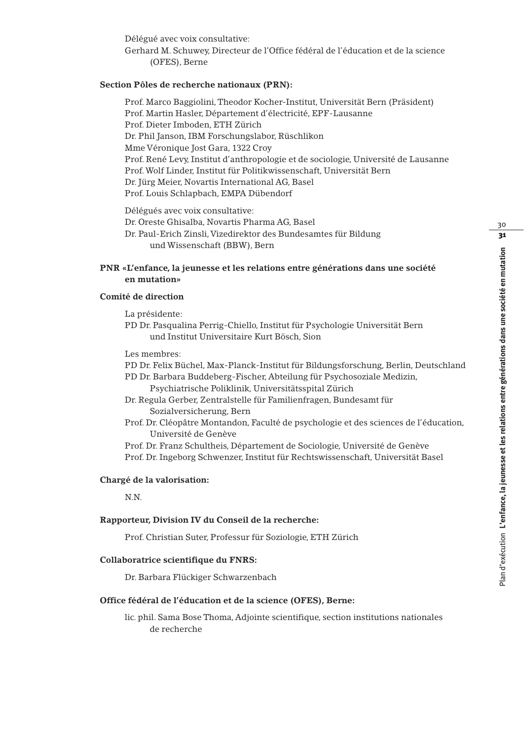Délégué avec voix consultative:

Gerhard M. Schuwey, Directeur de l'Office fédéral de l'éducation et de la science (OFES), Berne

**Section Pôles de recherche nationaux (PRN):**

Prof. Marco Baggiolini, Theodor Kocher-Institut, Universität Bern (Präsident)
Prof. Martin Hasler, Département d'électricité, EPF-Lausanne
Prof. Dieter Imboden, ETH Zürich
Dr. Phil Janson, IBM Forschungslabor, Rüschlikon
Mme Véronique Jost Gara, 1322 Croy
Prof. René Levy, Institut d'anthropologie et de sociologie, Université de Lausanne
Prof. Wolf Linder, Institut für Politikwissenschaft, Universität Bern
Dr. Jürg Meier, Novartis International AG, Basel
Prof. Louis Schlapbach, EMPA Dübendorf

Délégués avec voix consultative:
Dr. Oreste Ghisalba, Novartis Pharma AG, Basel
Dr. Paul-Erich Zinsli, Vizedirektor des Bundesamtes für Bildung und Wissenschaft (BBW), Bern

**PNR «L'enfance, la jeunesse et les relations entre générations dans une société en mutation»**

**Comité de direction**

La présidente:
PD Dr. Pasqualina Perrig-Chiello, Institut für Psychologie Universität Bern und Institut Universitaire Kurt Bösch, Sion

Les membres:
PD Dr. Felix Büchel, Max-Planck-Institut für Bildungsforschung, Berlin, Deutschland
PD Dr. Barbara Buddeberg-Fischer, Abteilung für Psychosoziale Medizin, Psychiatrische Poliklinik, Universitätsspital Zürich
Dr. Regula Gerber, Zentralstelle für Familienfragen, Bundesamt für Sozialversicherung, Bern
Prof. Dr. Cléopâtre Montandon, Faculté de psychologie et des sciences de l'éducation, Université de Genève
Prof. Dr. Franz Schultheis, Département de Sociologie, Université de Genève
Prof. Dr. Ingeborg Schwenzer, Institut für Rechtswissenschaft, Universität Basel

**Chargé de la valorisation:**

N.N.

**Rapporteur, Division IV du Conseil de la recherche:**

Prof. Christian Suter, Professur für Soziologie, ETH Zürich

**Collaboratrice scientifique du FNRS:**

Dr. Barbara Flückiger Schwarzenbach

**Office fédéral de l'éducation et de la science (OFES), Berne:**

lic. phil. Sama Bose Thoma, Adjointe scientifique, section institutions nationales de recherche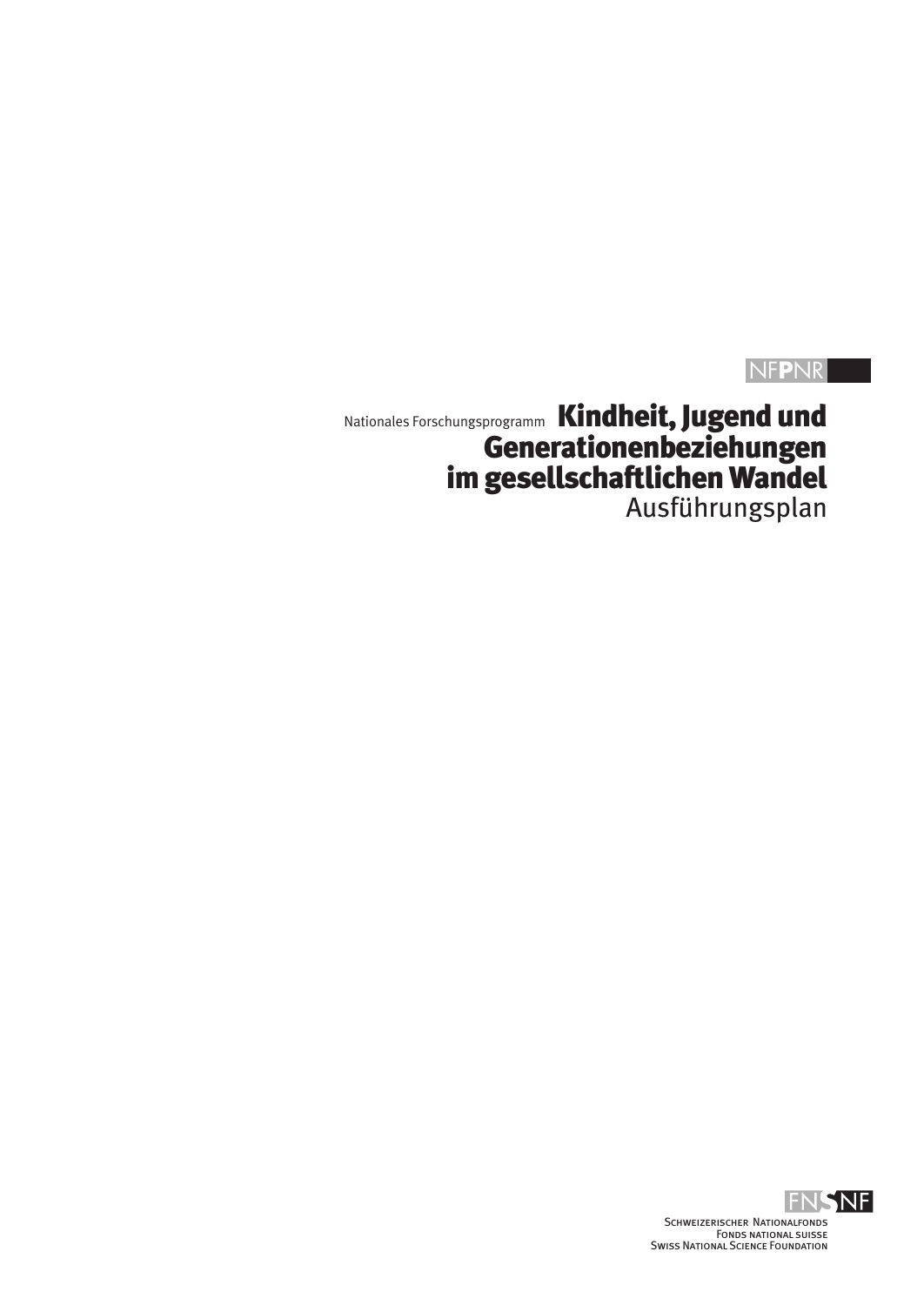NFPNR

Nationales Forschungsprogramm

# Kindheit, Jugend und Generationenbeziehungen im gesellschaftlichen Wandel

Ausführungsplan

FNSNF

Schweizerischer Nationalfonds
Fonds national suisse
Swiss National Science Foundation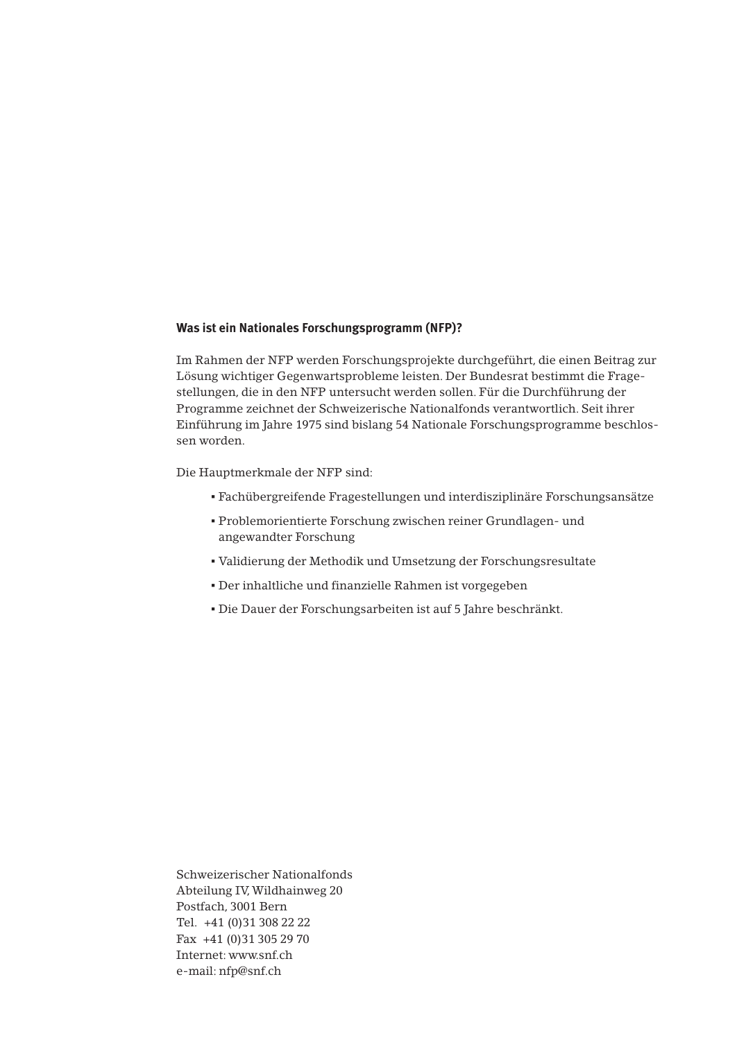**Was ist ein Nationales Forschungsprogramm (NFP)?**

Im Rahmen der NFP werden Forschungsprojekte durchgeführt, die einen Beitrag zur Lösung wichtiger Gegenwartsprobleme leisten. Der Bundesrat bestimmt die Fragestellungen, die in den NFP untersucht werden sollen. Für die Durchführung der Programme zeichnet der Schweizerische Nationalfonds verantwortlich. Seit ihrer Einführung im Jahre 1975 sind bislang 54 Nationale Forschungsprogramme beschlossen worden.

Die Hauptmerkmale der NFP sind:

- Fachübergreifende Fragestellungen und interdisziplinäre Forschungsansätze
- Problemorientierte Forschung zwischen reiner Grundlagen- und angewandter Forschung
- Validierung der Methodik und Umsetzung der Forschungsresultate
- Der inhaltliche und finanzielle Rahmen ist vorgegeben
- Die Dauer der Forschungsarbeiten ist auf 5 Jahre beschränkt.

Schweizerischer Nationalfonds
Abteilung IV, Wildhainweg 20
Postfach, 3001 Bern
Tel. +41 (0)31 308 22 22
Fax +41 (0)31 305 29 70
Internet: www.snf.ch
e-mail: nfp@snf.ch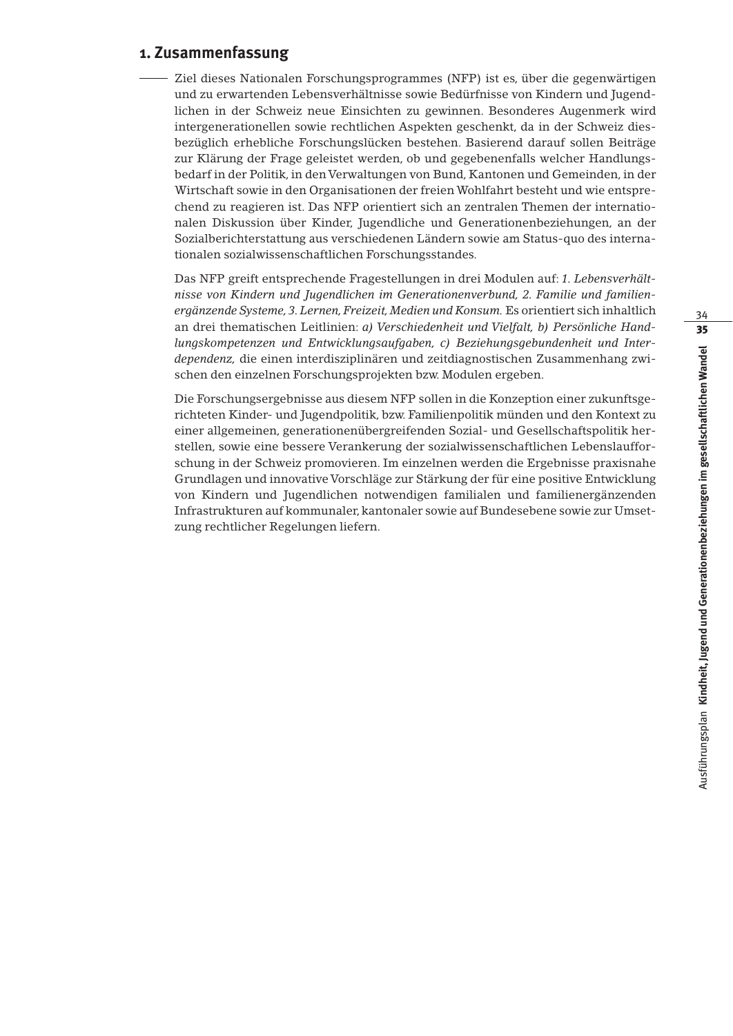## 1. Zusammenfassung

Ziel dieses Nationalen Forschungsprogrammes (NFP) ist es, über die gegenwärtigen und zu erwartenden Lebensverhältnisse sowie Bedürfnisse von Kindern und Jugendlichen in der Schweiz neue Einsichten zu gewinnen. Besonderes Augenmerk wird intergenerationellen sowie rechtlichen Aspekten geschenkt, da in der Schweiz diesbezüglich erhebliche Forschungslücken bestehen. Basierend darauf sollen Beiträge zur Klärung der Frage geleistet werden, ob und gegebenenfalls welcher Handlungsbedarf in der Politik, in den Verwaltungen von Bund, Kantonen und Gemeinden, in der Wirtschaft sowie in den Organisationen der freien Wohlfahrt besteht und wie entsprechend zu reagieren ist. Das NFP orientiert sich an zentralen Themen der internationalen Diskussion über Kinder, Jugendliche und Generationenbeziehungen, an der Sozialberichterstattung aus verschiedenen Ländern sowie am Status-quo des internationalen sozialwissenschaftlichen Forschungsstandes.

Das NFP greift entsprechende Fragestellungen in drei Modulen auf: *1. Lebensverhältnisse von Kindern und Jugendlichen im Generationenverbund, 2. Familie und familienergänzende Systeme, 3. Lernen, Freizeit, Medien und Konsum.* Es orientiert sich inhaltlich an drei thematischen Leitlinien: *a) Verschiedenheit und Vielfalt, b) Persönliche Handlungskompetenzen und Entwicklungsaufgaben, c) Beziehungsgebundenheit und Interdependenz,* die einen interdisziplinären und zeitdiagnostischen Zusammenhang zwischen den einzelnen Forschungsprojekten bzw. Modulen ergeben.

Die Forschungsergebnisse aus diesem NFP sollen in die Konzeption einer zukunftsgerichteten Kinder- und Jugendpolitik, bzw. Familienpolitik münden und den Kontext zu einer allgemeinen, generationenübergreifenden Sozial- und Gesellschaftspolitik herstellen, sowie eine bessere Verankerung der sozialwissenschaftlichen Lebenslaufforschung in der Schweiz promovieren. Im einzelnen werden die Ergebnisse praxisnahe Grundlagen und innovative Vorschläge zur Stärkung der für eine positive Entwicklung von Kindern und Jugendlichen notwendigen familialen und familienergänzenden Infrastrukturen auf kommunaler, kantonaler sowie auf Bundesebene sowie zur Umsetzung rechtlicher Regelungen liefern.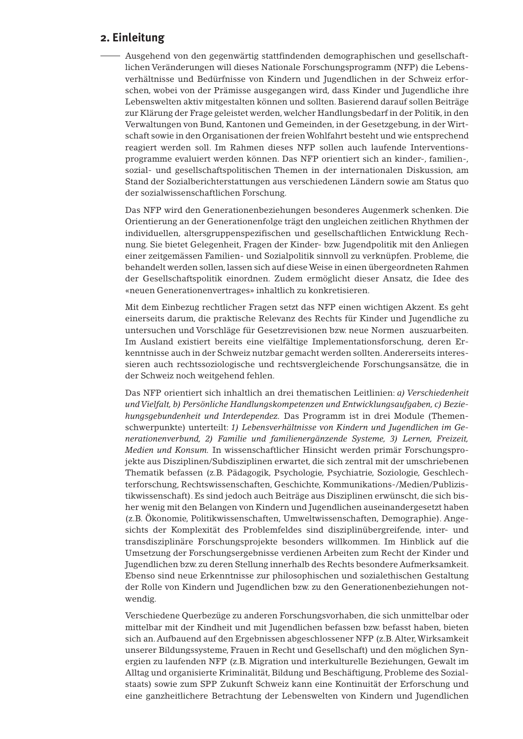## 2. Einleitung

Ausgehend von den gegenwärtig stattfindenden demographischen und gesellschaftlichen Veränderungen will dieses Nationale Forschungsprogramm (NFP) die Lebensverhältnisse und Bedürfnisse von Kindern und Jugendlichen in der Schweiz erforschen, wobei von der Prämisse ausgegangen wird, dass Kinder und Jugendliche ihre Lebenswelten aktiv mitgestalten können und sollten. Basierend darauf sollen Beiträge zur Klärung der Frage geleistet werden, welcher Handlungsbedarf in der Politik, in den Verwaltungen von Bund, Kantonen und Gemeinden, in der Gesetzgebung, in der Wirtschaft sowie in den Organisationen der freien Wohlfahrt besteht und wie entsprechend reagiert werden soll. Im Rahmen dieses NFP sollen auch laufende Interventionsprogramme evaluiert werden können. Das NFP orientiert sich an kinder-, familien-, sozial- und gesellschaftspolitischen Themen in der internationalen Diskussion, am Stand der Sozialberichterstattungen aus verschiedenen Ländern sowie am Status quo der sozialwissenschaftlichen Forschung.

Das NFP wird den Generationenbeziehungen besonderes Augenmerk schenken. Die Orientierung an der Generationenfolge trägt den ungleichen zeitlichen Rhythmen der individuellen, altersgruppenspezifischen und gesellschaftlichen Entwicklung Rechnung. Sie bietet Gelegenheit, Fragen der Kinder- bzw. Jugendpolitik mit den Anliegen einer zeitgemässen Familien- und Sozialpolitik sinnvoll zu verknüpfen. Probleme, die behandelt werden sollen, lassen sich auf diese Weise in einen übergeordneten Rahmen der Gesellschaftspolitik einordnen. Zudem ermöglicht dieser Ansatz, die Idee des «neuen Generationenvertrages» inhaltlich zu konkretisieren.

Mit dem Einbezug rechtlicher Fragen setzt das NFP einen wichtigen Akzent. Es geht einerseits darum, die praktische Relevanz des Rechts für Kinder und Jugendliche zu untersuchen und Vorschläge für Gesetzrevisionen bzw. neue Normen auszuarbeiten. Im Ausland existiert bereits eine vielfältige Implementationsforschung, deren Erkenntnisse auch in der Schweiz nutzbar gemacht werden sollten. Andererseits interessieren auch rechtssoziologische und rechtsvergleichende Forschungsansätze, die in der Schweiz noch weitgehend fehlen.

Das NFP orientiert sich inhaltlich an drei thematischen Leitlinien: *a) Verschiedenheit und Vielfalt, b) Persönliche Handlungskompetenzen und Entwicklungsaufgaben, c) Beziehungsgebundenheit und Interdependez.* Das Programm ist in drei Module (Themenschwerpunkte) unterteilt: *1) Lebensverhältnisse von Kindern und Jugendlichen im Generationenverbund, 2) Familie und familienergänzende Systeme, 3) Lernen, Freizeit, Medien und Konsum.* In wissenschaftlicher Hinsicht werden primär Forschungsprojekte aus Disziplinen/Subdisziplinen erwartet, die sich zentral mit der umschriebenen Thematik befassen (z.B. Pädagogik, Psychologie, Psychiatrie, Soziologie, Geschlechterforschung, Rechtswissenschaften, Geschichte, Kommunikations-/Medien/Publizistikwissenschaft). Es sind jedoch auch Beiträge aus Disziplinen erwünscht, die sich bisher wenig mit den Belangen von Kindern und Jugendlichen auseinandergesetzt haben (z.B. Ökonomie, Politikwissenschaften, Umweltwissenschaften, Demographie). Angesichts der Komplexität des Problemfeldes sind disziplinübergreifende, inter- und transdisziplinäre Forschungsprojekte besonders willkommen. Im Hinblick auf die Umsetzung der Forschungsergebnisse verdienen Arbeiten zum Recht der Kinder und Jugendlichen bzw. zu deren Stellung innerhalb des Rechts besondere Aufmerksamkeit. Ebenso sind neue Erkenntnisse zur philosophischen und sozialethischen Gestaltung der Rolle von Kindern und Jugendlichen bzw. zu den Generationenbeziehungen notwendig.

Verschiedene Querbezüge zu anderen Forschungsvorhaben, die sich unmittelbar oder mittelbar mit der Kindheit und mit Jugendlichen befassen bzw. befasst haben, bieten sich an. Aufbauend auf den Ergebnissen abgeschlossener NFP (z.B. Alter, Wirksamkeit unserer Bildungssysteme, Frauen in Recht und Gesellschaft) und den möglichen Synergien zu laufenden NFP (z.B. Migration und interkulturelle Beziehungen, Gewalt im Alltag und organisierte Kriminalität, Bildung und Beschäftigung, Probleme des Sozialstaats) sowie zum SPP Zukunft Schweiz kann eine Kontinuität der Erforschung und eine ganzheitlichere Betrachtung der Lebenswelten von Kindern und Jugendlichen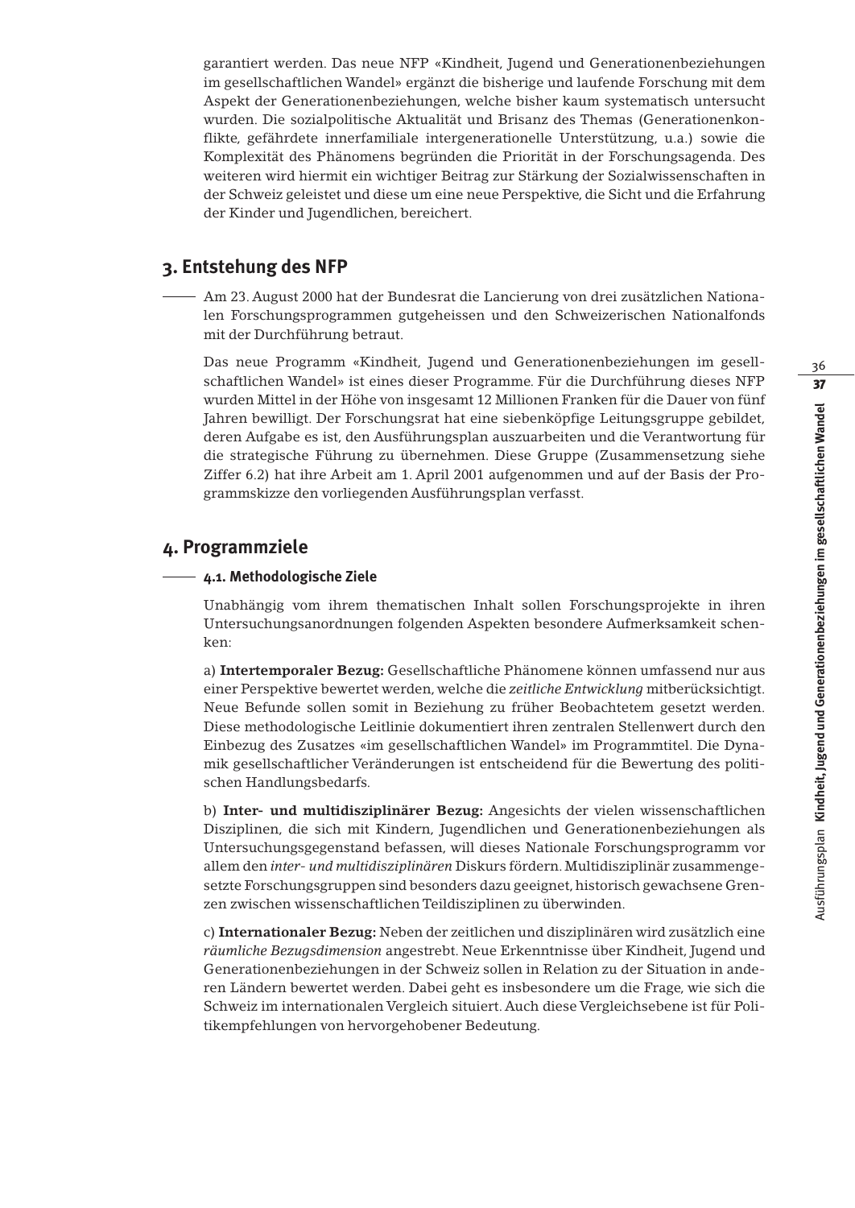garantiert werden. Das neue NFP «Kindheit, Jugend und Generationenbeziehungen im gesellschaftlichen Wandel» ergänzt die bisherige und laufende Forschung mit dem Aspekt der Generationenbeziehungen, welche bisher kaum systematisch untersucht wurden. Die sozialpolitische Aktualität und Brisanz des Themas (Generationenkonflikte, gefährdete innerfamiliale intergenerationelle Unterstützung, u.a.) sowie die Komplexität des Phänomens begründen die Priorität in der Forschungsagenda. Des weiteren wird hiermit ein wichtiger Beitrag zur Stärkung der Sozialwissenschaften in der Schweiz geleistet und diese um eine neue Perspektive, die Sicht und die Erfahrung der Kinder und Jugendlichen, bereichert.

## 3. Entstehung des NFP

Am 23. August 2000 hat der Bundesrat die Lancierung von drei zusätzlichen Nationalen Forschungsprogrammen gutgeheissen und den Schweizerischen Nationalfonds mit der Durchführung betraut.

Das neue Programm «Kindheit, Jugend und Generationenbeziehungen im gesellschaftlichen Wandel» ist eines dieser Programme. Für die Durchführung dieses NFP wurden Mittel in der Höhe von insgesamt 12 Millionen Franken für die Dauer von fünf Jahren bewilligt. Der Forschungsrat hat eine siebenköpfige Leitungsgruppe gebildet, deren Aufgabe es ist, den Ausführungsplan auszuarbeiten und die Verantwortung für die strategische Führung zu übernehmen. Diese Gruppe (Zusammensetzung siehe Ziffer 6.2) hat ihre Arbeit am 1. April 2001 aufgenommen und auf der Basis der Programmskizze den vorliegenden Ausführungsplan verfasst.

## 4. Programmziele

### 4.1. Methodologische Ziele

Unabhängig vom ihrem thematischen Inhalt sollen Forschungsprojekte in ihren Untersuchungsanordnungen folgenden Aspekten besondere Aufmerksamkeit schenken:

a) **Intertemporaler Bezug:** Gesellschaftliche Phänomene können umfassend nur aus einer Perspektive bewertet werden, welche die *zeitliche Entwicklung* mitberücksichtigt. Neue Befunde sollen somit in Beziehung zu früher Beobachtetem gesetzt werden. Diese methodologische Leitlinie dokumentiert ihren zentralen Stellenwert durch den Einbezug des Zusatzes «im gesellschaftlichen Wandel» im Programmtitel. Die Dynamik gesellschaftlicher Veränderungen ist entscheidend für die Bewertung des politischen Handlungsbedarfs.

b) **Inter- und multidisziplinärer Bezug:** Angesichts der vielen wissenschaftlichen Disziplinen, die sich mit Kindern, Jugendlichen und Generationenbeziehungen als Untersuchungsgegenstand befassen, will dieses Nationale Forschungsprogramm vor allem den *inter- und multidisziplinären* Diskurs fördern. Multidisziplinär zusammengesetzte Forschungsgruppen sind besonders dazu geeignet, historisch gewachsene Grenzen zwischen wissenschaftlichen Teildisziplinen zu überwinden.

c) **Internationaler Bezug:** Neben der zeitlichen und disziplinären wird zusätzlich eine *räumliche Bezugsdimension* angestrebt. Neue Erkenntnisse über Kindheit, Jugend und Generationenbeziehungen in der Schweiz sollen in Relation zu der Situation in anderen Ländern bewertet werden. Dabei geht es insbesondere um die Frage, wie sich die Schweiz im internationalen Vergleich situiert. Auch diese Vergleichsebene ist für Politikempfehlungen von hervorgehobener Bedeutung.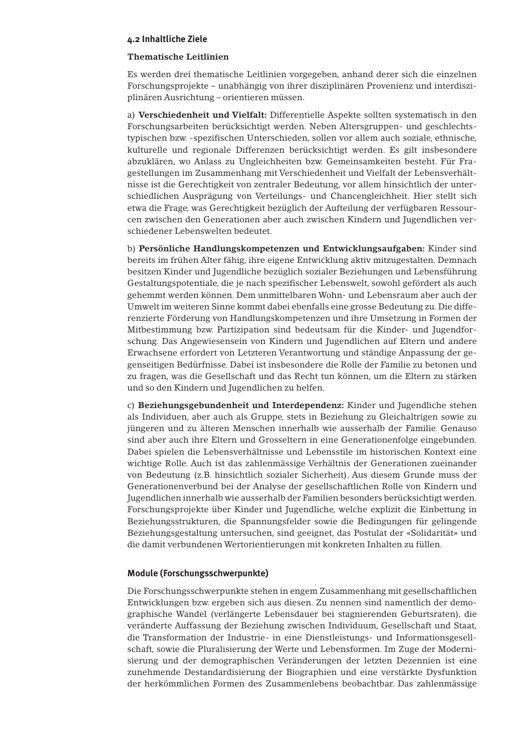### 4.2 Inhaltliche Ziele

#### Thematische Leitlinien

Es werden drei thematische Leitlinien vorgegeben, anhand derer sich die einzelnen Forschungsprojekte – unabhängig von ihrer disziplinären Provenienz und interdisziplinären Ausrichtung – orientieren müssen.

a) **Verschiedenheit und Vielfalt:** Differentielle Aspekte sollten systematisch in den Forschungsarbeiten berücksichtigt werden. Neben Altersgruppen- und geschlechtstypischen bzw. -spezifischen Unterschieden, sollen vor allem auch soziale, ethnische, kulturelle und regionale Differenzen berücksichtigt werden. Es gilt insbesondere abzuklären, wo Anlass zu Ungleichheiten bzw. Gemeinsamkeiten besteht. Für Fragestellungen im Zusammenhang mit Verschiedenheit und Vielfalt der Lebensverhältnisse ist die Gerechtigkeit von zentraler Bedeutung, vor allem hinsichtlich der unterschiedlichen Ausprägung von Verteilungs- und Chancengleichheit. Hier stellt sich etwa die Frage, was Gerechtigkeit bezüglich der Aufteilung der verfügbaren Ressourcen zwischen den Generationen aber auch zwischen Kindern und Jugendlichen verschiedener Lebenswelten bedeutet.

b) **Persönliche Handlungskompetenzen und Entwicklungsaufgaben:** Kinder sind bereits im frühen Alter fähig, ihre eigene Entwicklung aktiv mitzugestalten. Demnach besitzen Kinder und Jugendliche bezüglich sozialer Beziehungen und Lebensführung Gestaltungspotentiale, die je nach spezifischer Lebenswelt, sowohl gefördert als auch gehemmt werden können. Dem unmittelbaren Wohn- und Lebensraum aber auch der Umwelt im weiteren Sinne kommt dabei ebenfalls eine grosse Bedeutung zu. Die differenzierte Förderung von Handlungskompetenzen und ihre Umsetzung in Formen der Mitbestimmung bzw. Partizipation sind bedeutsam für die Kinder- und Jugendforschung. Das Angewiesensein von Kindern und Jugendlichen auf Eltern und andere Erwachsene erfordert von Letzteren Verantwortung und ständige Anpassung der gegenseitigen Bedürfnisse. Dabei ist insbesondere die Rolle der Familie zu betonen und zu fragen, was die Gesellschaft und das Recht tun können, um die Eltern zu stärken und so den Kindern und Jugendlichen zu helfen.

c) **Beziehungsgebundenheit und Interdependenz:** Kinder und Jugendliche stehen als Individuen, aber auch als Gruppe, stets in Beziehung zu Gleichaltrigen sowie zu jüngeren und zu älteren Menschen innerhalb wie ausserhalb der Familie. Genauso sind aber auch ihre Eltern und Grosseltern in eine Generationenfolge eingebunden. Dabei spielen die Lebensverhältnisse und Lebensstile im historischen Kontext eine wichtige Rolle. Auch ist das zahlenmässige Verhältnis der Generationen zueinander von Bedeutung (z.B. hinsichtlich sozialer Sicherheit). Aus diesem Grunde muss der Generationenverbund bei der Analyse der gesellschaftlichen Rolle von Kindern und Jugendlichen innerhalb wie ausserhalb der Familien besonders berücksichtigt werden. Forschungsprojekte über Kinder und Jugendliche, welche explizit die Einbettung in Beziehungsstrukturen, die Spannungsfelder sowie die Bedingungen für gelingende Beziehungsgestaltung untersuchen, sind geeignet, das Postulat der «Solidarität» und die damit verbundenen Wertorientierungen mit konkreten Inhalten zu füllen.

#### Module (Forschungsschwerpunkte)

Die Forschungsschwerpunkte stehen in engem Zusammenhang mit gesellschaftlichen Entwicklungen bzw. ergeben sich aus diesen. Zu nennen sind namentlich der demographische Wandel (verlängerte Lebensdauer bei stagnierenden Geburtsraten), die veränderte Auffassung der Beziehung zwischen Individuum, Gesellschaft und Staat, die Transformation der Industrie- in eine Dienstleistungs- und Informationsgesellschaft, sowie die Pluralisierung der Werte und Lebensformen. Im Zuge der Modernisierung und der demographischen Veränderungen der letzten Dezennien ist eine zunehmende Destandardisierung der Biographien und eine verstärkte Dysfunktion der herkömmlichen Formen des Zusammenlebens beobachtbar. Das zahlenmässige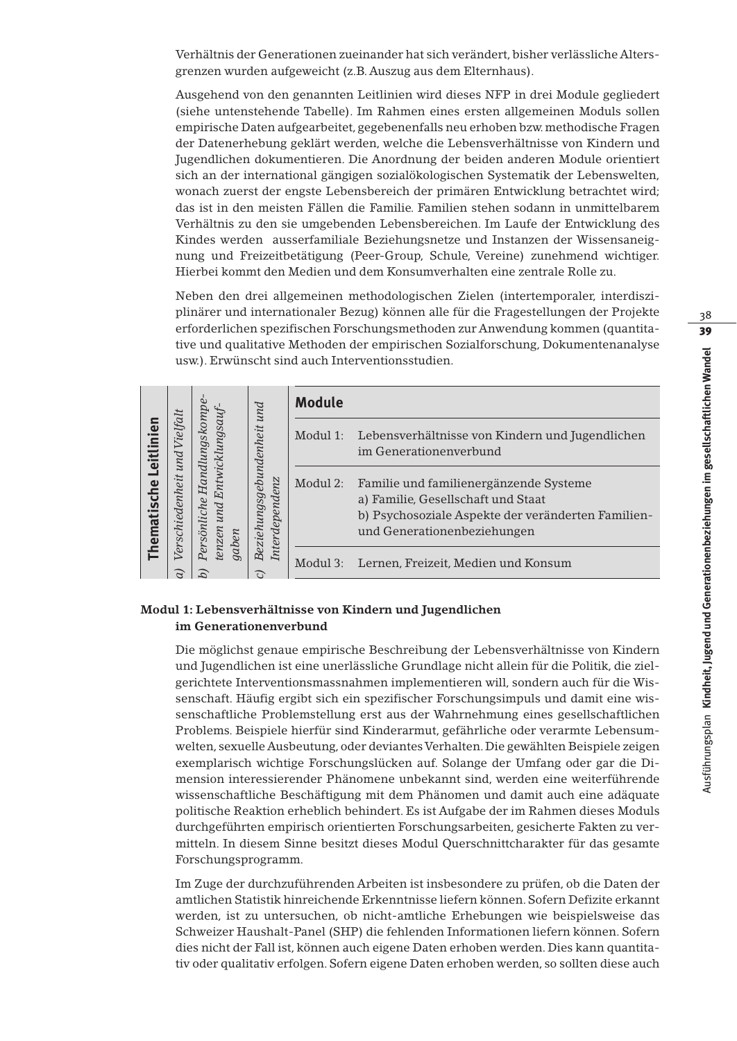Verhältnis der Generationen zueinander hat sich verändert, bisher verlässliche Altersgrenzen wurden aufgeweicht (z.B. Auszug aus dem Elternhaus).

Ausgehend von den genannten Leitlinien wird dieses NFP in drei Module gegliedert (siehe untenstehende Tabelle). Im Rahmen eines ersten allgemeinen Moduls sollen empirische Daten aufgearbeitet, gegebenenfalls neu erhoben bzw. methodische Fragen der Datenerhebung geklärt werden, welche die Lebensverhältnisse von Kindern und Jugendlichen dokumentieren. Die Anordnung der beiden anderen Module orientiert sich an der international gängigen sozialökologischen Systematik der Lebenswelten, wonach zuerst der engste Lebensbereich der primären Entwicklung betrachtet wird; das ist in den meisten Fällen die Familie. Familien stehen sodann in unmittelbarem Verhältnis zu den sie umgebenden Lebensbereichen. Im Laufe der Entwicklung des Kindes werden ausserfamiliale Beziehungsnetze und Instanzen der Wissensaneignung und Freizeitbetätigung (Peer-Group, Schule, Vereine) zunehmend wichtiger. Hierbei kommt den Medien und dem Konsumverhalten eine zentrale Rolle zu.

Neben den drei allgemeinen methodologischen Zielen (intertemporaler, interdisziplinärer und internationaler Bezug) können alle für die Fragestellungen der Projekte erforderlichen spezifischen Forschungsmethoden zur Anwendung kommen (quantitative und qualitative Methoden der empirischen Sozialforschung, Dokumentenanalyse usw.). Erwünscht sind auch Interventionsstudien.

| **Thematische Leitlinien** | *a) Verschiedenheit und Vielfalt* | *b) Persönliche Handlungskompetenzen und Entwicklungsaufgaben* | *c) Beziehungsgebundenheit und Interdependenz* | **Module** | |
|---|---|---|---|---|---|
| | | | | Modul 1: | Lebensverhältnisse von Kindern und Jugendlichen im Generationenverbund |
| | | | | Modul 2: | Familie und familienergänzende Systeme<br>a) Familie, Gesellschaft und Staat<br>b) Psychosoziale Aspekte der veränderten Familien- und Generationenbeziehungen |
| | | | | Modul 3: | Lernen, Freizeit, Medien und Konsum |

**Modul 1: Lebensverhältnisse von Kindern und Jugendlichen im Generationenverbund**

Die möglichst genaue empirische Beschreibung der Lebensverhältnisse von Kindern und Jugendlichen ist eine unerlässliche Grundlage nicht allein für die Politik, die zielgerichtete Interventionsmassnahmen implementieren will, sondern auch für die Wissenschaft. Häufig ergibt sich ein spezifischer Forschungsimpuls und damit eine wissenschaftliche Problemstellung erst aus der Wahrnehmung eines gesellschaftlichen Problems. Beispiele hierfür sind Kinderarmut, gefährliche oder verarmte Lebensumwelten, sexuelle Ausbeutung, oder deviantes Verhalten. Die gewählten Beispiele zeigen exemplarisch wichtige Forschungslücken auf. Solange der Umfang oder gar die Dimension interessierender Phänomene unbekannt sind, werden eine weiterführende wissenschaftliche Beschäftigung mit dem Phänomen und damit auch eine adäquate politische Reaktion erheblich behindert. Es ist Aufgabe der im Rahmen dieses Moduls durchgeführten empirisch orientierten Forschungsarbeiten, gesicherte Fakten zu vermitteln. In diesem Sinne besitzt dieses Modul Querschnittcharakter für das gesamte Forschungsprogramm.

Im Zuge der durchzuführenden Arbeiten ist insbesondere zu prüfen, ob die Daten der amtlichen Statistik hinreichende Erkenntnisse liefern können. Sofern Defizite erkannt werden, ist zu untersuchen, ob nicht-amtliche Erhebungen wie beispielsweise das Schweizer Haushalt-Panel (SHP) die fehlenden Informationen liefern können. Sofern dies nicht der Fall ist, können auch eigene Daten erhoben werden. Dies kann quantitativ oder qualitativ erfolgen. Sofern eigene Daten erhoben werden, so sollten diese auch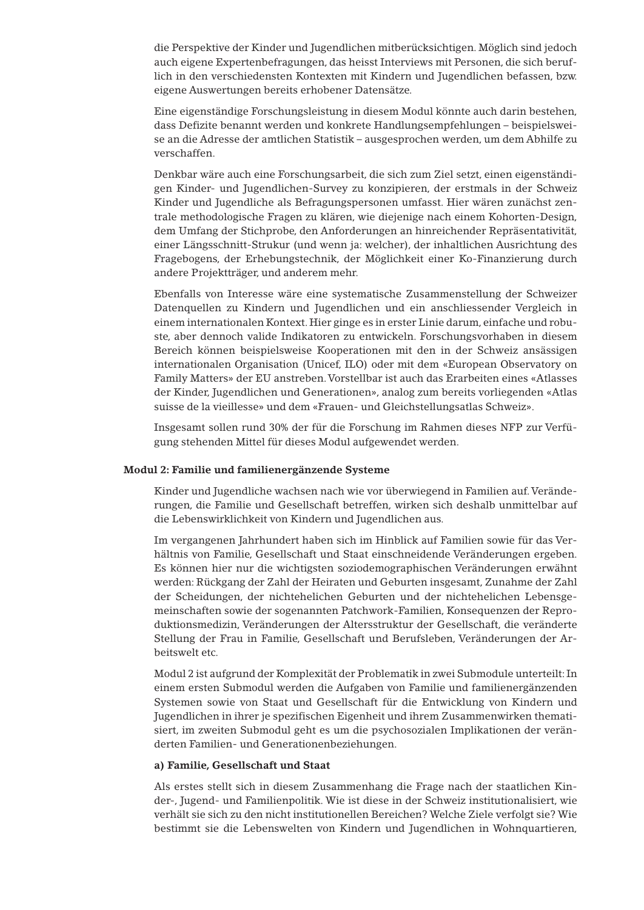die Perspektive der Kinder und Jugendlichen mitberücksichtigen. Möglich sind jedoch auch eigene Expertenbefragungen, das heisst Interviews mit Personen, die sich beruflich in den verschiedensten Kontexten mit Kindern und Jugendlichen befassen, bzw. eigene Auswertungen bereits erhobener Datensätze.

Eine eigenständige Forschungsleistung in diesem Modul könnte auch darin bestehen, dass Defizite benannt werden und konkrete Handlungsempfehlungen – beispielsweise an die Adresse der amtlichen Statistik – ausgesprochen werden, um dem Abhilfe zu verschaffen.

Denkbar wäre auch eine Forschungsarbeit, die sich zum Ziel setzt, einen eigenständigen Kinder- und Jugendlichen-Survey zu konzipieren, der erstmals in der Schweiz Kinder und Jugendliche als Befragungspersonen umfasst. Hier wären zunächst zentrale methodologische Fragen zu klären, wie diejenige nach einem Kohorten-Design, dem Umfang der Stichprobe, den Anforderungen an hinreichender Repräsentativität, einer Längsschnitt-Strukur (und wenn ja: welcher), der inhaltlichen Ausrichtung des Fragebogens, der Erhebungstechnik, der Möglichkeit einer Ko-Finanzierung durch andere Projektträger, und anderem mehr.

Ebenfalls von Interesse wäre eine systematische Zusammenstellung der Schweizer Datenquellen zu Kindern und Jugendlichen und ein anschliessender Vergleich in einem internationalen Kontext. Hier ginge es in erster Linie darum, einfache und robuste, aber dennoch valide Indikatoren zu entwickeln. Forschungsvorhaben in diesem Bereich können beispielsweise Kooperationen mit den in der Schweiz ansässigen internationalen Organisation (Unicef, ILO) oder mit dem «European Observatory on Family Matters» der EU anstreben. Vorstellbar ist auch das Erarbeiten eines «Atlasses der Kinder, Jugendlichen und Generationen», analog zum bereits vorliegenden «Atlas suisse de la vieillesse» und dem «Frauen- und Gleichstellungsatlas Schweiz».

Insgesamt sollen rund 30% der für die Forschung im Rahmen dieses NFP zur Verfügung stehenden Mittel für dieses Modul aufgewendet werden.

**Modul 2: Familie und familienergänzende Systeme**

Kinder und Jugendliche wachsen nach wie vor überwiegend in Familien auf. Veränderungen, die Familie und Gesellschaft betreffen, wirken sich deshalb unmittelbar auf die Lebenswirklichkeit von Kindern und Jugendlichen aus.

Im vergangenen Jahrhundert haben sich im Hinblick auf Familien sowie für das Verhältnis von Familie, Gesellschaft und Staat einschneidende Veränderungen ergeben. Es können hier nur die wichtigsten soziodemographischen Veränderungen erwähnt werden: Rückgang der Zahl der Heiraten und Geburten insgesamt, Zunahme der Zahl der Scheidungen, der nichtehelichen Geburten und der nichtehelichen Lebensgemeinschaften sowie der sogenannten Patchwork-Familien, Konsequenzen der Reproduktionsmedizin, Veränderungen der Altersstruktur der Gesellschaft, die veränderte Stellung der Frau in Familie, Gesellschaft und Berufsleben, Veränderungen der Arbeitswelt etc.

Modul 2 ist aufgrund der Komplexität der Problematik in zwei Submodule unterteilt: In einem ersten Submodul werden die Aufgaben von Familie und familienergänzenden Systemen sowie von Staat und Gesellschaft für die Entwicklung von Kindern und Jugendlichen in ihrer je spezifischen Eigenheit und ihrem Zusammenwirken thematisiert, im zweiten Submodul geht es um die psychosozialen Implikationen der veränderten Familien- und Generationenbeziehungen.

**a) Familie, Gesellschaft und Staat**

Als erstes stellt sich in diesem Zusammenhang die Frage nach der staatlichen Kinder-, Jugend- und Familienpolitik. Wie ist diese in der Schweiz institutionalisiert, wie verhält sie sich zu den nicht institutionellen Bereichen? Welche Ziele verfolgt sie? Wie bestimmt sie die Lebenswelten von Kindern und Jugendlichen in Wohnquartieren,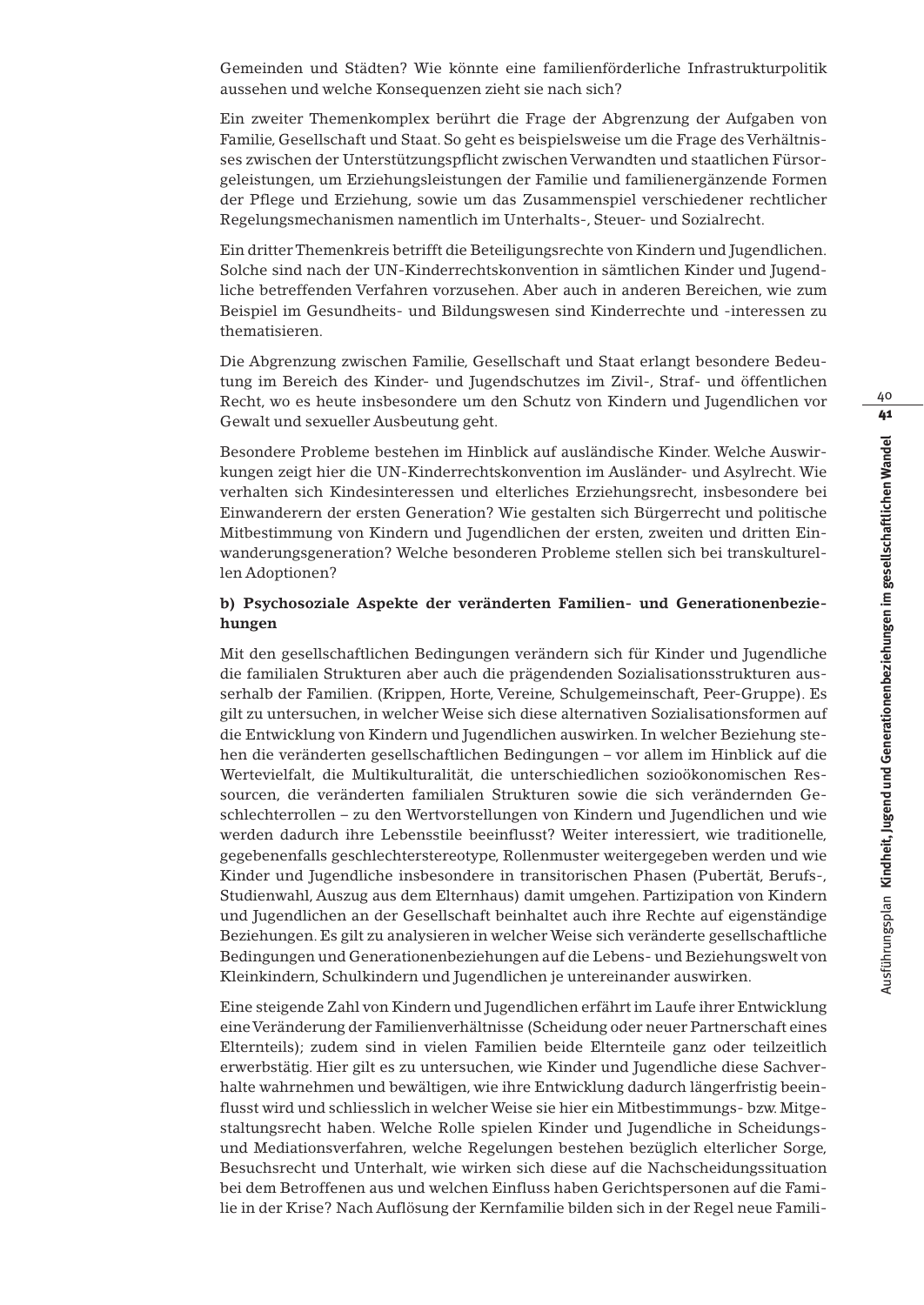Gemeinden und Städten? Wie könnte eine familienförderliche Infrastrukturpolitik aussehen und welche Konsequenzen zieht sie nach sich?

Ein zweiter Themenkomplex berührt die Frage der Abgrenzung der Aufgaben von Familie, Gesellschaft und Staat. So geht es beispielsweise um die Frage des Verhältnisses zwischen der Unterstützungspflicht zwischen Verwandten und staatlichen Fürsorgeleistungen, um Erziehungsleistungen der Familie und familienergänzende Formen der Pflege und Erziehung, sowie um das Zusammenspiel verschiedener rechtlicher Regelungsmechanismen namentlich im Unterhalts-, Steuer- und Sozialrecht.

Ein dritter Themenkreis betrifft die Beteiligungsrechte von Kindern und Jugendlichen. Solche sind nach der UN-Kinderrechtskonvention in sämtlichen Kinder und Jugendliche betreffenden Verfahren vorzusehen. Aber auch in anderen Bereichen, wie zum Beispiel im Gesundheits- und Bildungswesen sind Kinderrechte und -interessen zu thematisieren.

Die Abgrenzung zwischen Familie, Gesellschaft und Staat erlangt besondere Bedeutung im Bereich des Kinder- und Jugendschutzes im Zivil-, Straf- und öffentlichen Recht, wo es heute insbesondere um den Schutz von Kindern und Jugendlichen vor Gewalt und sexueller Ausbeutung geht.

Besondere Probleme bestehen im Hinblick auf ausländische Kinder. Welche Auswirkungen zeigt hier die UN-Kinderrechtskonvention im Ausländer- und Asylrecht. Wie verhalten sich Kindesinteressen und elterliches Erziehungsrecht, insbesondere bei Einwanderern der ersten Generation? Wie gestalten sich Bürgerrecht und politische Mitbestimmung von Kindern und Jugendlichen der ersten, zweiten und dritten Einwanderungsgeneration? Welche besonderen Probleme stellen sich bei transkulturellen Adoptionen?

**b) Psychosoziale Aspekte der veränderten Familien- und Generationenbeziehungen**

Mit den gesellschaftlichen Bedingungen verändern sich für Kinder und Jugendliche die familialen Strukturen aber auch die prägendenden Sozialisationsstrukturen ausserhalb der Familien. (Krippen, Horte, Vereine, Schulgemeinschaft, Peer-Gruppe). Es gilt zu untersuchen, in welcher Weise sich diese alternativen Sozialisationsformen auf die Entwicklung von Kindern und Jugendlichen auswirken. In welcher Beziehung stehen die veränderten gesellschaftlichen Bedingungen – vor allem im Hinblick auf die Wertevielfalt, die Multikulturalität, die unterschiedlichen sozioökonomischen Ressourcen, die veränderten familialen Strukturen sowie die sich verändernden Geschlechterrollen – zu den Wertvorstellungen von Kindern und Jugendlichen und wie werden dadurch ihre Lebensstile beeinflusst? Weiter interessiert, wie traditionelle, gegebenenfalls geschlechterstereotype, Rollenmuster weitergegeben werden und wie Kinder und Jugendliche insbesondere in transitorischen Phasen (Pubertät, Berufs-, Studienwahl, Auszug aus dem Elternhaus) damit umgehen. Partizipation von Kindern und Jugendlichen an der Gesellschaft beinhaltet auch ihre Rechte auf eigenständige Beziehungen. Es gilt zu analysieren in welcher Weise sich veränderte gesellschaftliche Bedingungen und Generationenbeziehungen auf die Lebens- und Beziehungswelt von Kleinkindern, Schulkindern und Jugendlichen je untereinander auswirken.

Eine steigende Zahl von Kindern und Jugendlichen erfährt im Laufe ihrer Entwicklung eine Veränderung der Familienverhältnisse (Scheidung oder neuer Partnerschaft eines Elternteils); zudem sind in vielen Familien beide Elternteile ganz oder teilzeitlich erwerbstätig. Hier gilt es zu untersuchen, wie Kinder und Jugendliche diese Sachverhalte wahrnehmen und bewältigen, wie ihre Entwicklung dadurch längerfristig beeinflusst wird und schliesslich in welcher Weise sie hier ein Mitbestimmungs- bzw. Mitgestaltungsrecht haben. Welche Rolle spielen Kinder und Jugendliche in Scheidungs- und Mediationsverfahren, welche Regelungen bestehen bezüglich elterlicher Sorge, Besuchsrecht und Unterhalt, wie wirken sich diese auf die Nachscheidungssituation bei dem Betroffenen aus und welchen Einfluss haben Gerichtspersonen auf die Familie in der Krise? Nach Auflösung der Kernfamilie bilden sich in der Regel neue Famili-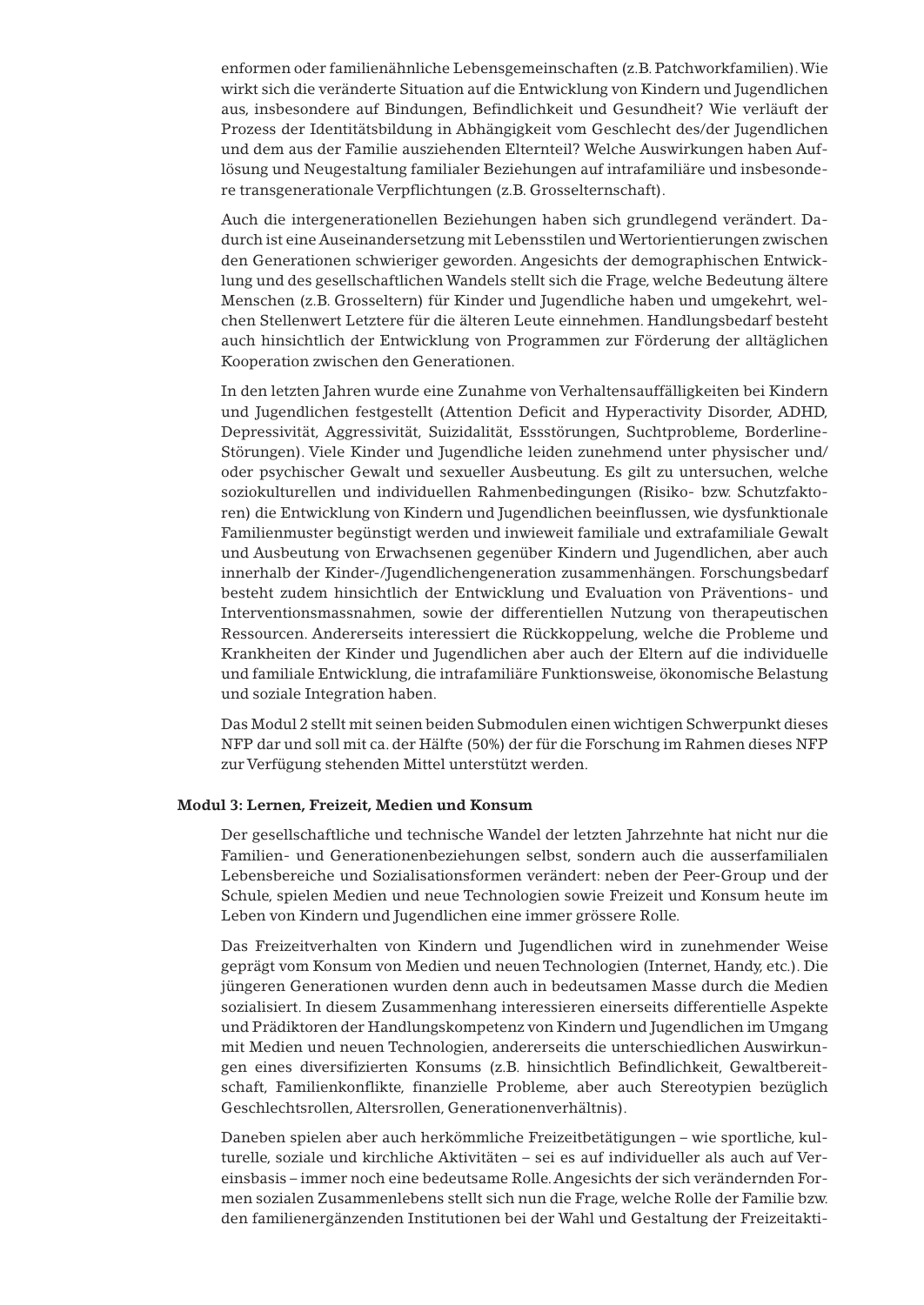enformen oder familienähnliche Lebensgemeinschaften (z.B. Patchworkfamilien). Wie wirkt sich die veränderte Situation auf die Entwicklung von Kindern und Jugendlichen aus, insbesondere auf Bindungen, Befindlichkeit und Gesundheit? Wie verläuft der Prozess der Identitätsbildung in Abhängigkeit vom Geschlecht des/der Jugendlichen und dem aus der Familie ausziehenden Elternteil? Welche Auswirkungen haben Auflösung und Neugestaltung familialer Beziehungen auf intrafamiliäre und insbesondere transgenerationale Verpflichtungen (z.B. Grosselternschaft).

Auch die intergenerationellen Beziehungen haben sich grundlegend verändert. Dadurch ist eine Auseinandersetzung mit Lebensstilen und Wertorientierungen zwischen den Generationen schwieriger geworden. Angesichts der demographischen Entwicklung und des gesellschaftlichen Wandels stellt sich die Frage, welche Bedeutung ältere Menschen (z.B. Grosseltern) für Kinder und Jugendliche haben und umgekehrt, welchen Stellenwert Letztere für die älteren Leute einnehmen. Handlungsbedarf besteht auch hinsichtlich der Entwicklung von Programmen zur Förderung der alltäglichen Kooperation zwischen den Generationen.

In den letzten Jahren wurde eine Zunahme von Verhaltensauffälligkeiten bei Kindern und Jugendlichen festgestellt (Attention Deficit and Hyperactivity Disorder, ADHD, Depressivität, Aggressivität, Suizidalität, Essstörungen, Suchtprobleme, Borderline-Störungen). Viele Kinder und Jugendliche leiden zunehmend unter physischer und/oder psychischer Gewalt und sexueller Ausbeutung. Es gilt zu untersuchen, welche soziokulturellen und individuellen Rahmenbedingungen (Risiko- bzw. Schutzfaktoren) die Entwicklung von Kindern und Jugendlichen beeinflussen, wie dysfunktionale Familienmuster begünstigt werden und inwieweit familiale und extrafamiliale Gewalt und Ausbeutung von Erwachsenen gegenüber Kindern und Jugendlichen, aber auch innerhalb der Kinder-/Jugendlichengeneration zusammenhängen. Forschungsbedarf besteht zudem hinsichtlich der Entwicklung und Evaluation von Präventions- und Interventionsmassnahmen, sowie der differentiellen Nutzung von therapeutischen Ressourcen. Andererseits interessiert die Rückkoppelung, welche die Probleme und Krankheiten der Kinder und Jugendlichen aber auch der Eltern auf die individuelle und familiale Entwicklung, die intrafamiliäre Funktionsweise, ökonomische Belastung und soziale Integration haben.

Das Modul 2 stellt mit seinen beiden Submodulen einen wichtigen Schwerpunkt dieses NFP dar und soll mit ca. der Hälfte (50%) der für die Forschung im Rahmen dieses NFP zur Verfügung stehenden Mittel unterstützt werden.

**Modul 3: Lernen, Freizeit, Medien und Konsum**

Der gesellschaftliche und technische Wandel der letzten Jahrzehnte hat nicht nur die Familien- und Generationenbeziehungen selbst, sondern auch die ausserfamilialen Lebensbereiche und Sozialisationsformen verändert: neben der Peer-Group und der Schule, spielen Medien und neue Technologien sowie Freizeit und Konsum heute im Leben von Kindern und Jugendlichen eine immer grössere Rolle.

Das Freizeitverhalten von Kindern und Jugendlichen wird in zunehmender Weise geprägt vom Konsum von Medien und neuen Technologien (Internet, Handy, etc.). Die jüngeren Generationen wurden denn auch in bedeutsamen Masse durch die Medien sozialisiert. In diesem Zusammenhang interessieren einerseits differentielle Aspekte und Prädiktoren der Handlungskompetenz von Kindern und Jugendlichen im Umgang mit Medien und neuen Technologien, andererseits die unterschiedlichen Auswirkungen eines diversifizierten Konsums (z.B. hinsichtlich Befindlichkeit, Gewaltbereitschaft, Familienkonflikte, finanzielle Probleme, aber auch Stereotypien bezüglich Geschlechtsrollen, Altersrollen, Generationenverhältnis).

Daneben spielen aber auch herkömmliche Freizeitbetätigungen – wie sportliche, kulturelle, soziale und kirchliche Aktivitäten – sei es auf individueller als auch auf Vereinsbasis – immer noch eine bedeutsame Rolle. Angesichts der sich verändernden Formen sozialen Zusammenlebens stellt sich nun die Frage, welche Rolle der Familie bzw. den familienergänzenden Institutionen bei der Wahl und Gestaltung der Freizeitakti-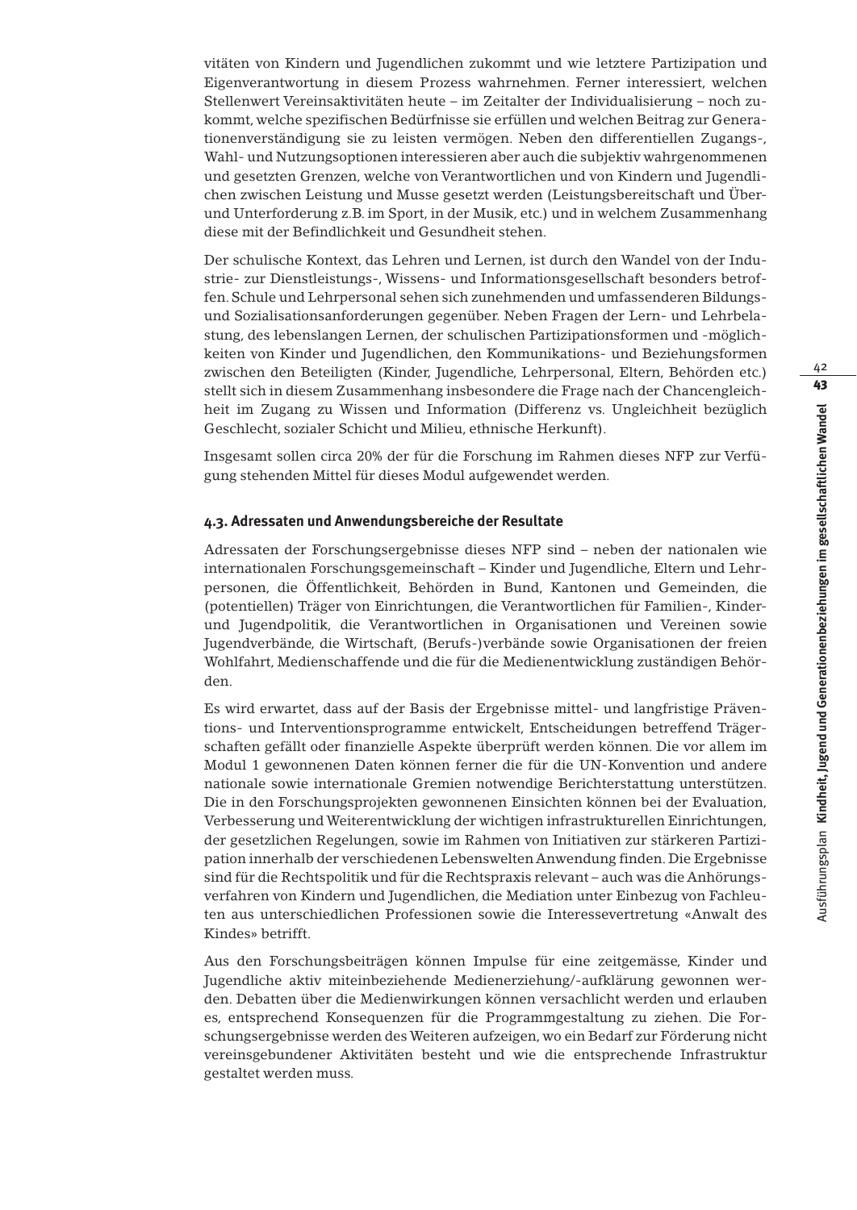vitäten von Kindern und Jugendlichen zukommt und wie letztere Partizipation und Eigenverantwortung in diesem Prozess wahrnehmen. Ferner interessiert, welchen Stellenwert Vereinsaktivitäten heute – im Zeitalter der Individualisierung – noch zukommt, welche spezifischen Bedürfnisse sie erfüllen und welchen Beitrag zur Generationenverständigung sie zu leisten vermögen. Neben den differentiellen Zugangs-, Wahl- und Nutzungsoptionen interessieren aber auch die subjektiv wahrgenommenen und gesetzten Grenzen, welche von Verantwortlichen und von Kindern und Jugendlichen zwischen Leistung und Musse gesetzt werden (Leistungsbereitschaft und Über- und Unterforderung z.B. im Sport, in der Musik, etc.) und in welchem Zusammenhang diese mit der Befindlichkeit und Gesundheit stehen.

Der schulische Kontext, das Lehren und Lernen, ist durch den Wandel von der Industrie- zur Dienstleistungs-, Wissens- und Informationsgesellschaft besonders betroffen. Schule und Lehrpersonal sehen sich zunehmenden und umfassenderen Bildungs- und Sozialisationsanforderungen gegenüber. Neben Fragen der Lern- und Lehrbelastung, des lebenslangen Lernen, der schulischen Partizipationsformen und -möglichkeiten von Kinder und Jugendlichen, den Kommunikations- und Beziehungsformen zwischen den Beteiligten (Kinder, Jugendliche, Lehrpersonal, Eltern, Behörden etc.) stellt sich in diesem Zusammenhang insbesondere die Frage nach der Chancengleichheit im Zugang zu Wissen und Information (Differenz vs. Ungleichheit bezüglich Geschlecht, sozialer Schicht und Milieu, ethnische Herkunft).

Insgesamt sollen circa 20% der für die Forschung im Rahmen dieses NFP zur Verfügung stehenden Mittel für dieses Modul aufgewendet werden.

#### 4.3. Adressaten und Anwendungsbereiche der Resultate

Adressaten der Forschungsergebnisse dieses NFP sind – neben der nationalen wie internationalen Forschungsgemeinschaft – Kinder und Jugendliche, Eltern und Lehrpersonen, die Öffentlichkeit, Behörden in Bund, Kantonen und Gemeinden, die (potentiellen) Träger von Einrichtungen, die Verantwortlichen für Familien-, Kinder- und Jugendpolitik, die Verantwortlichen in Organisationen und Vereinen sowie Jugendverbände, die Wirtschaft, (Berufs-)verbände sowie Organisationen der freien Wohlfahrt, Medienschaffende und die für die Medienentwicklung zuständigen Behörden.

Es wird erwartet, dass auf der Basis der Ergebnisse mittel- und langfristige Präventions- und Interventionsprogramme entwickelt, Entscheidungen betreffend Trägerschaften gefällt oder finanzielle Aspekte überprüft werden können. Die vor allem im Modul 1 gewonnenen Daten können ferner die für die UN-Konvention und andere nationale sowie internationale Gremien notwendige Berichterstattung unterstützen. Die in den Forschungsprojekten gewonnenen Einsichten können bei der Evaluation, Verbesserung und Weiterentwicklung der wichtigen infrastrukturellen Einrichtungen, der gesetzlichen Regelungen, sowie im Rahmen von Initiativen zur stärkeren Partizipation innerhalb der verschiedenen Lebenswelten Anwendung finden. Die Ergebnisse sind für die Rechtspolitik und für die Rechtspraxis relevant – auch was die Anhörungsverfahren von Kindern und Jugendlichen, die Mediation unter Einbezug von Fachleuten aus unterschiedlichen Professionen sowie die Interessevertretung «Anwalt des Kindes» betrifft.

Aus den Forschungsbeiträgen können Impulse für eine zeitgemässe, Kinder und Jugendliche aktiv miteinbeziehende Medienerziehung/-aufklärung gewonnen werden. Debatten über die Medienwirkungen können versachlicht werden und erlauben es, entsprechend Konsequenzen für die Programmgestaltung zu ziehen. Die Forschungsergebnisse werden des Weiteren aufzeigen, wo ein Bedarf zur Förderung nicht vereinsgebundener Aktivitäten besteht und wie die entsprechende Infrastruktur gestaltet werden muss.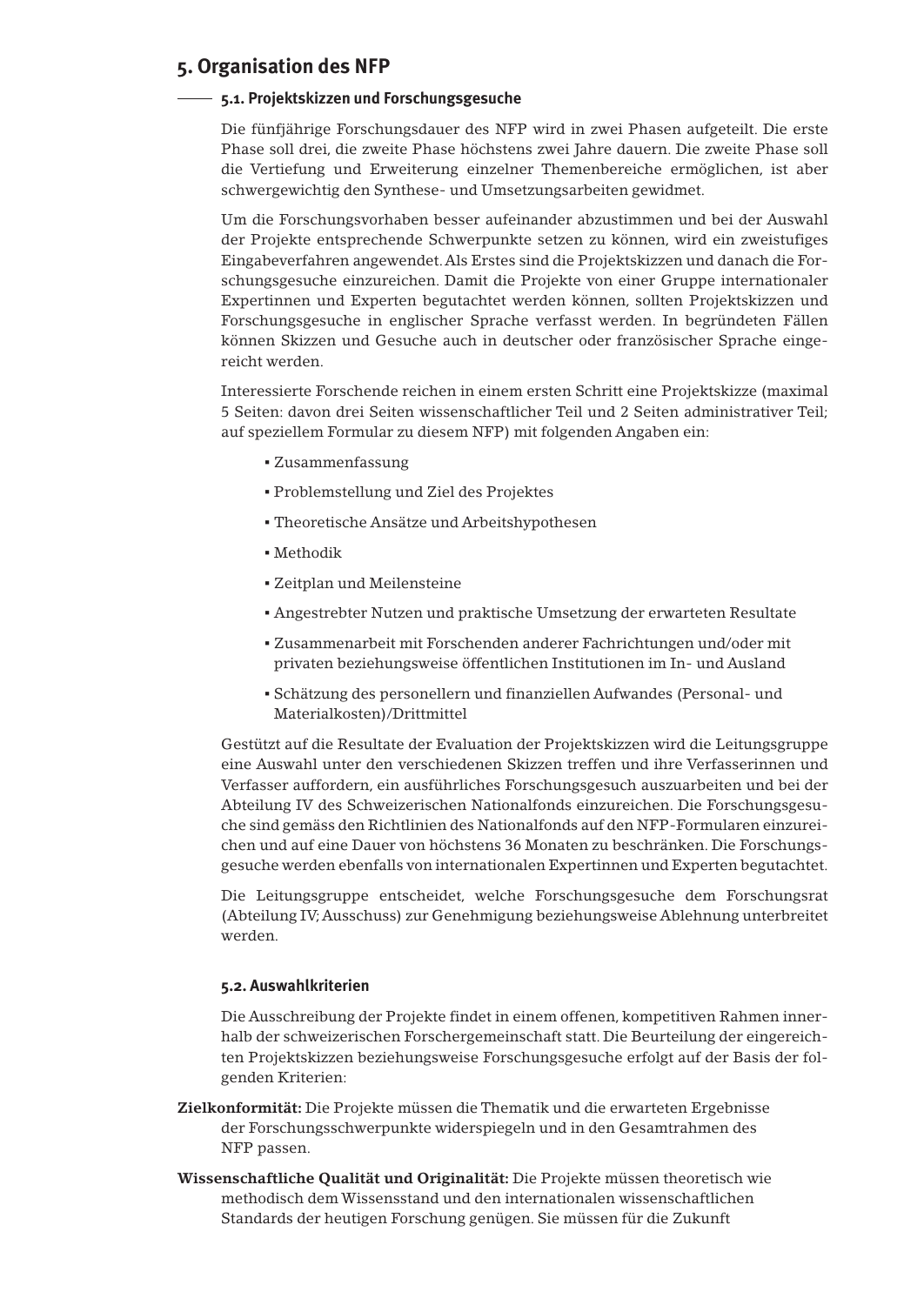# 5. Organisation des NFP

## 5.1. Projektskizzen und Forschungsgesuche

Die fünfjährige Forschungsdauer des NFP wird in zwei Phasen aufgeteilt. Die erste Phase soll drei, die zweite Phase höchstens zwei Jahre dauern. Die zweite Phase soll die Vertiefung und Erweiterung einzelner Themenbereiche ermöglichen, ist aber schwergewichtig den Synthese- und Umsetzungsarbeiten gewidmet.

Um die Forschungsvorhaben besser aufeinander abzustimmen und bei der Auswahl der Projekte entsprechende Schwerpunkte setzen zu können, wird ein zweistufiges Eingabeverfahren angewendet. Als Erstes sind die Projektskizzen und danach die Forschungsgesuche einzureichen. Damit die Projekte von einer Gruppe internationaler Expertinnen und Experten begutachtet werden können, sollten Projektskizzen und Forschungsgesuche in englischer Sprache verfasst werden. In begründeten Fällen können Skizzen und Gesuche auch in deutscher oder französischer Sprache eingereicht werden.

Interessierte Forschende reichen in einem ersten Schritt eine Projektskizze (maximal 5 Seiten: davon drei Seiten wissenschaftlicher Teil und 2 Seiten administrativer Teil; auf speziellem Formular zu diesem NFP) mit folgenden Angaben ein:

- Zusammenfassung
- Problemstellung und Ziel des Projektes
- Theoretische Ansätze und Arbeitshypothesen
- Methodik
- Zeitplan und Meilensteine
- Angestrebter Nutzen und praktische Umsetzung der erwarteten Resultate
- Zusammenarbeit mit Forschenden anderer Fachrichtungen und/oder mit privaten beziehungsweise öffentlichen Institutionen im In- und Ausland
- Schätzung des personellern und finanziellen Aufwandes (Personal- und Materialkosten)/Drittmittel

Gestützt auf die Resultate der Evaluation der Projektskizzen wird die Leitungsgruppe eine Auswahl unter den verschiedenen Skizzen treffen und ihre Verfasserinnen und Verfasser auffordern, ein ausführliches Forschungsgesuch auszuarbeiten und bei der Abteilung IV des Schweizerischen Nationalfonds einzureichen. Die Forschungsgesuche sind gemäss den Richtlinien des Nationalfonds auf den NFP-Formularen einzureichen und auf eine Dauer von höchstens 36 Monaten zu beschränken. Die Forschungsgesuche werden ebenfalls von internationalen Expertinnen und Experten begutachtet.

Die Leitungsgruppe entscheidet, welche Forschungsgesuche dem Forschungsrat (Abteilung IV; Ausschuss) zur Genehmigung beziehungsweise Ablehnung unterbreitet werden.

## 5.2. Auswahlkriterien

Die Ausschreibung der Projekte findet in einem offenen, kompetitiven Rahmen innerhalb der schweizerischen Forschergemeinschaft statt. Die Beurteilung der eingereichten Projektskizzen beziehungsweise Forschungsgesuche erfolgt auf der Basis der folgenden Kriterien:

**Zielkonformität:** Die Projekte müssen die Thematik und die erwarteten Ergebnisse der Forschungsschwerpunkte widerspiegeln und in den Gesamtrahmen des NFP passen.

**Wissenschaftliche Qualität und Originalität:** Die Projekte müssen theoretisch wie methodisch dem Wissensstand und den internationalen wissenschaftlichen Standards der heutigen Forschung genügen. Sie müssen für die Zukunft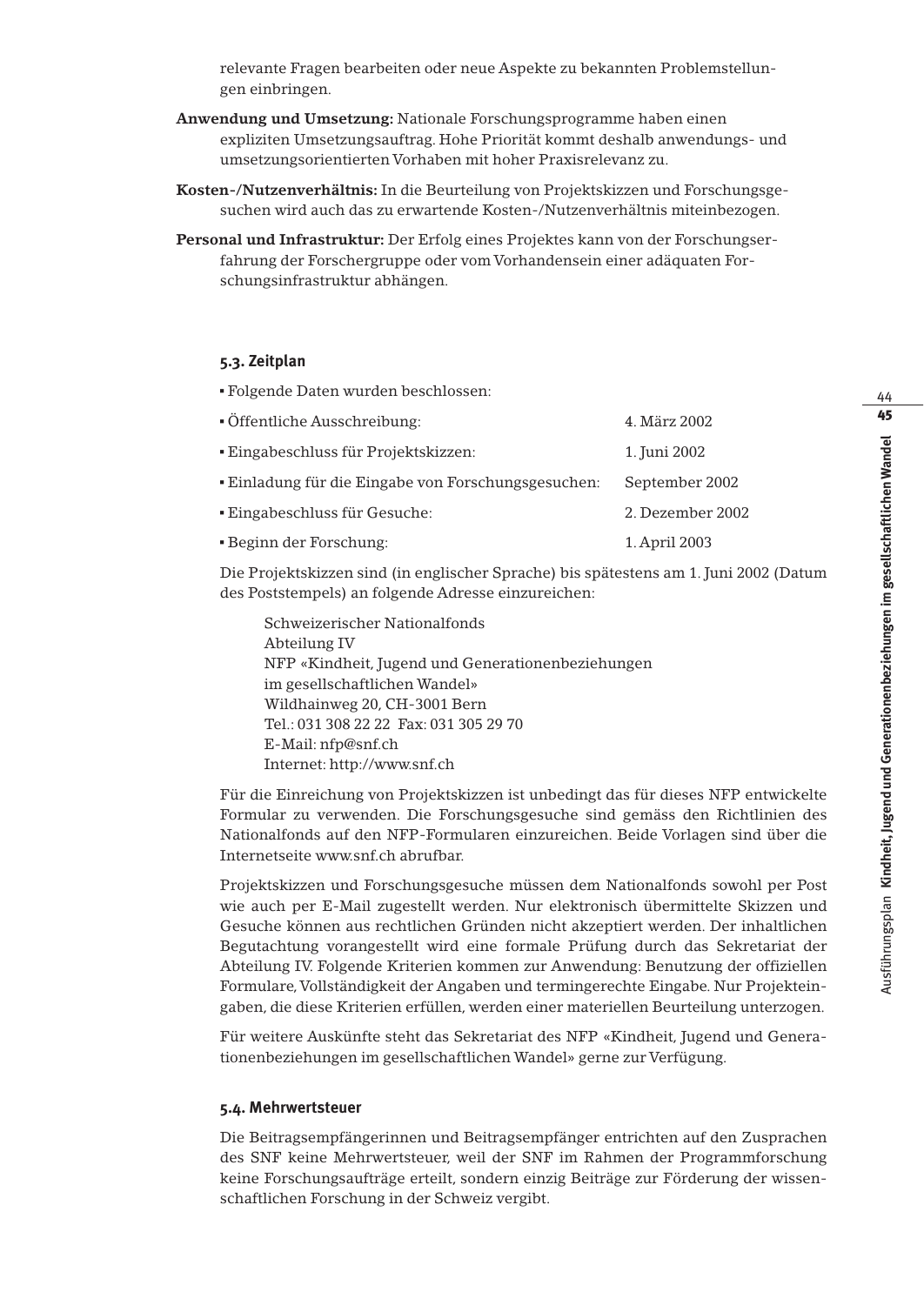relevante Fragen bearbeiten oder neue Aspekte zu bekannten Problemstellungen einbringen.

**Anwendung und Umsetzung:** Nationale Forschungsprogramme haben einen expliziten Umsetzungsauftrag. Hohe Priorität kommt deshalb anwendungs- und umsetzungsorientierten Vorhaben mit hoher Praxisrelevanz zu.

**Kosten-/Nutzenverhältnis:** In die Beurteilung von Projektskizzen und Forschungsgesuchen wird auch das zu erwartende Kosten-/Nutzenverhältnis miteinbezogen.

**Personal und Infrastruktur:** Der Erfolg eines Projektes kann von der Forschungserfahrung der Forschergruppe oder vom Vorhandensein einer adäquaten Forschungsinfrastruktur abhängen.

### 5.3. Zeitplan

- Folgende Daten wurden beschlossen:

| | |
|---|---|
| ▪ Öffentliche Ausschreibung: | 4. März 2002 |
| ▪ Eingabeschluss für Projektskizzen: | 1. Juni 2002 |
| ▪ Einladung für die Eingabe von Forschungsgesuchen: | September 2002 |
| ▪ Eingabeschluss für Gesuche: | 2. Dezember 2002 |
| ▪ Beginn der Forschung: | 1. April 2003 |

Die Projektskizzen sind (in englischer Sprache) bis spätestens am 1. Juni 2002 (Datum des Poststempels) an folgende Adresse einzureichen:

> Schweizerischer Nationalfonds
> Abteilung IV
> NFP «Kindheit, Jugend und Generationenbeziehungen
> im gesellschaftlichen Wandel»
> Wildhainweg 20, CH-3001 Bern
> Tel.: 031 308 22 22 Fax: 031 305 29 70
> E-Mail: nfp@snf.ch
> Internet: http://www.snf.ch

Für die Einreichung von Projektskizzen ist unbedingt das für dieses NFP entwickelte Formular zu verwenden. Die Forschungsgesuche sind gemäss den Richtlinien des Nationalfonds auf den NFP-Formularen einzureichen. Beide Vorlagen sind über die Internetseite www.snf.ch abrufbar.

Projektskizzen und Forschungsgesuche müssen dem Nationalfonds sowohl per Post wie auch per E-Mail zugestellt werden. Nur elektronisch übermittelte Skizzen und Gesuche können aus rechtlichen Gründen nicht akzeptiert werden. Der inhaltlichen Begutachtung vorangestellt wird eine formale Prüfung durch das Sekretariat der Abteilung IV. Folgende Kriterien kommen zur Anwendung: Benutzung der offiziellen Formulare, Vollständigkeit der Angaben und termingerechte Eingabe. Nur Projekteingaben, die diese Kriterien erfüllen, werden einer materiellen Beurteilung unterzogen.

Für weitere Auskünfte steht das Sekretariat des NFP «Kindheit, Jugend und Generationenbeziehungen im gesellschaftlichen Wandel» gerne zur Verfügung.

### 5.4. Mehrwertsteuer

Die Beitragsempfängerinnen und Beitragsempfänger entrichten auf den Zusprachen des SNF keine Mehrwertsteuer, weil der SNF im Rahmen der Programmforschung keine Forschungsaufträge erteilt, sondern einzig Beiträge zur Förderung der wissenschaftlichen Forschung in der Schweiz vergibt.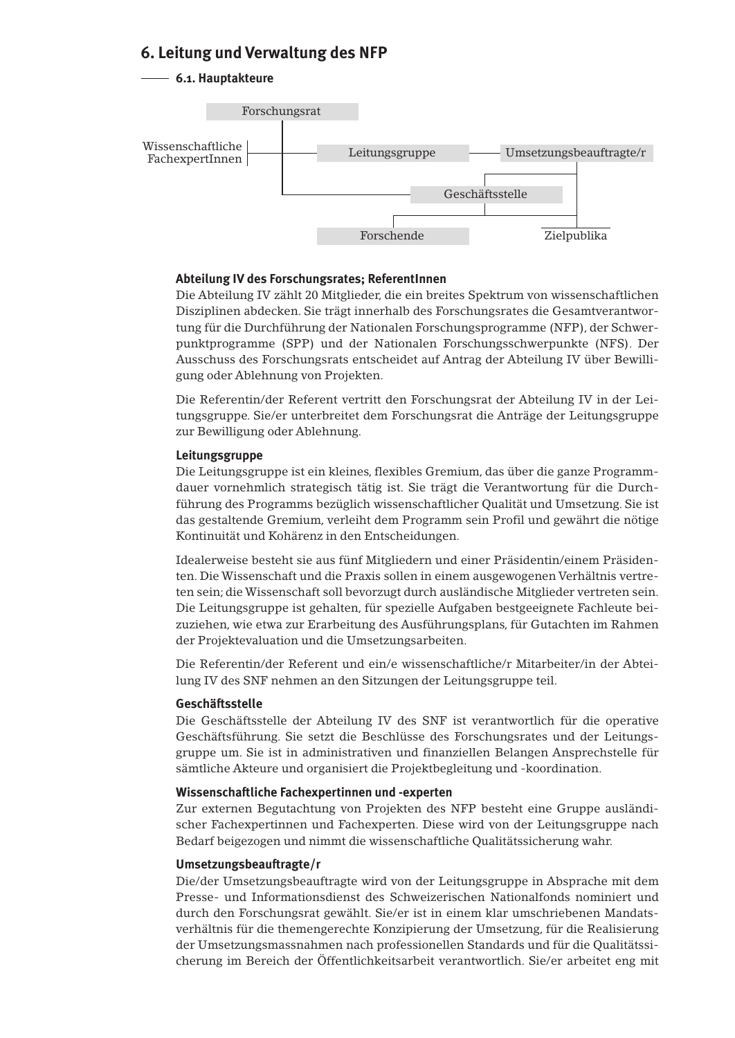## 6. Leitung und Verwaltung des NFP

### 6.1. Hauptakteure

Forschungsrat

Wissenschaftliche FachexpertInnen

Leitungsgruppe

Umsetzungsbeauftragte/r

Geschäftsstelle

Forschende

Zielpublika

**Abteilung IV des Forschungsrates; ReferentInnen**

Die Abteilung IV zählt 20 Mitglieder, die ein breites Spektrum von wissenschaftlichen Disziplinen abdecken. Sie trägt innerhalb des Forschungsrates die Gesamtverantwortung für die Durchführung der Nationalen Forschungsprogramme (NFP), der Schwerpunktprogramme (SPP) und der Nationalen Forschungsschwerpunkte (NFS). Der Ausschuss des Forschungsrats entscheidet auf Antrag der Abteilung IV über Bewilligung oder Ablehnung von Projekten.

Die Referentin/der Referent vertritt den Forschungsrat der Abteilung IV in der Leitungsgruppe. Sie/er unterbreitet dem Forschungsrat die Anträge der Leitungsgruppe zur Bewilligung oder Ablehnung.

**Leitungsgruppe**

Die Leitungsgruppe ist ein kleines, flexibles Gremium, das über die ganze Programmdauer vornehmlich strategisch tätig ist. Sie trägt die Verantwortung für die Durchführung des Programms bezüglich wissenschaftlicher Qualität und Umsetzung. Sie ist das gestaltende Gremium, verleiht dem Programm sein Profil und gewährt die nötige Kontinuität und Kohärenz in den Entscheidungen.

Idealerweise besteht sie aus fünf Mitgliedern und einer Präsidentin/einem Präsidenten. Die Wissenschaft und die Praxis sollen in einem ausgewogenen Verhältnis vertreten sein; die Wissenschaft soll bevorzugt durch ausländische Mitglieder vertreten sein. Die Leitungsgruppe ist gehalten, für spezielle Aufgaben bestgeeignete Fachleute beizuziehen, wie etwa zur Erarbeitung des Ausführungsplans, für Gutachten im Rahmen der Projektevaluation und die Umsetzungsarbeiten.

Die Referentin/der Referent und ein/e wissenschaftliche/r Mitarbeiter/in der Abteilung IV des SNF nehmen an den Sitzungen der Leitungsgruppe teil.

**Geschäftsstelle**

Die Geschäftsstelle der Abteilung IV des SNF ist verantwortlich für die operative Geschäftsführung. Sie setzt die Beschlüsse des Forschungsrates und der Leitungsgruppe um. Sie ist in administrativen und finanziellen Belangen Ansprechstelle für sämtliche Akteure und organisiert die Projektbegleitung und -koordination.

**Wissenschaftliche Fachexpertinnen und -experten**

Zur externen Begutachtung von Projekten des NFP besteht eine Gruppe ausländischer Fachexpertinnen und Fachexperten. Diese wird von der Leitungsgruppe nach Bedarf beigezogen und nimmt die wissenschaftliche Qualitätssicherung wahr.

**Umsetzungsbeauftragte/r**

Die/der Umsetzungsbeauftragte wird von der Leitungsgruppe in Absprache mit dem Presse- und Informationsdienst des Schweizerischen Nationalfonds nominiert und durch den Forschungsrat gewählt. Sie/er ist in einem klar umschriebenen Mandatsverhältnis für die themengerechte Konzipierung der Umsetzung, für die Realisierung der Umsetzungsmassnahmen nach professionellen Standards und für die Qualitätssicherung im Bereich der Öffentlichkeitsarbeit verantwortlich. Sie/er arbeitet eng mit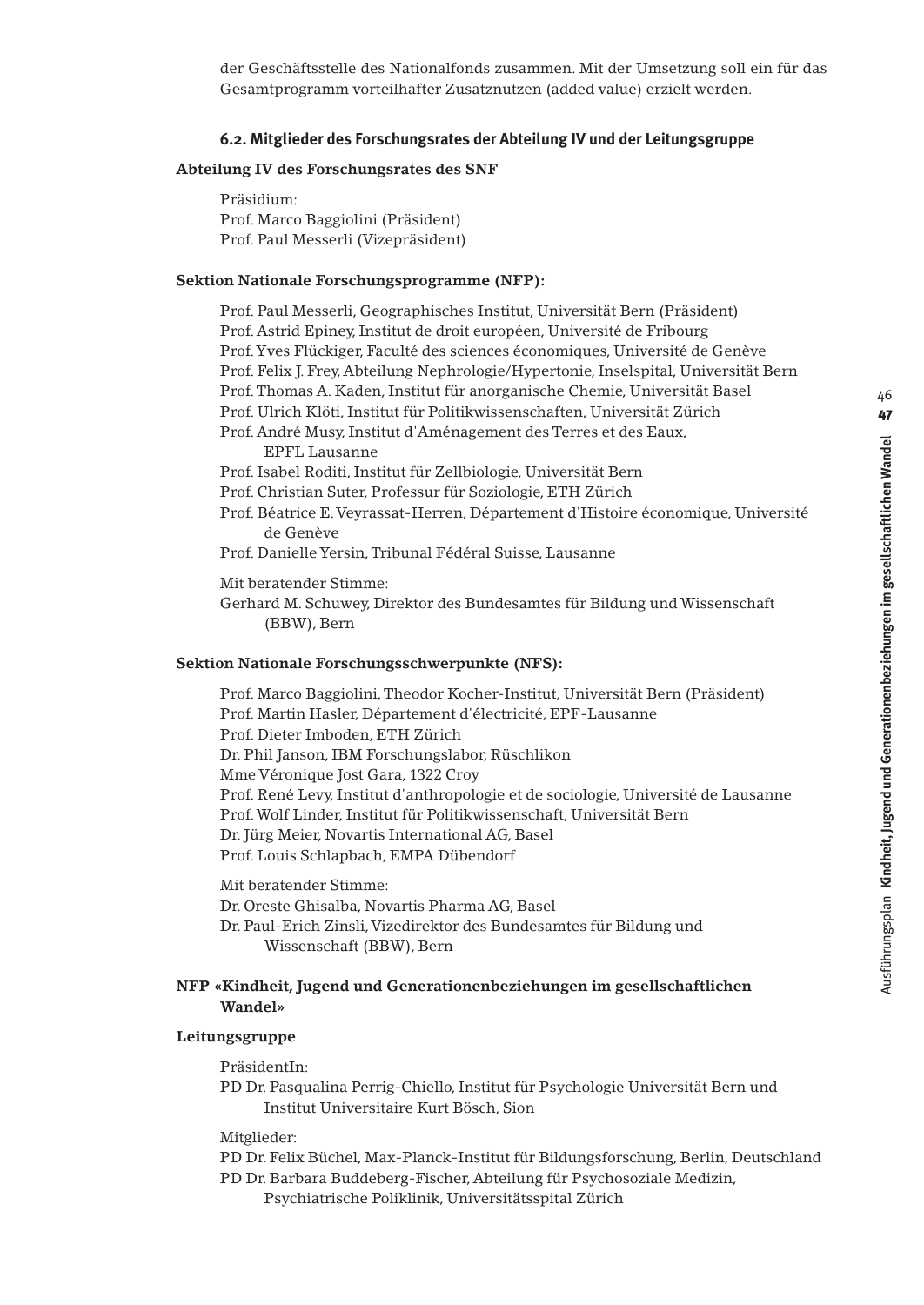der Geschäftsstelle des Nationalfonds zusammen. Mit der Umsetzung soll ein für das Gesamtprogramm vorteilhafter Zusatznutzen (added value) erzielt werden.

### 6.2. Mitglieder des Forschungsrates der Abteilung IV und der Leitungsgruppe

**Abteilung IV des Forschungsrates des SNF**

Präsidium:
Prof. Marco Baggiolini (Präsident)
Prof. Paul Messerli (Vizepräsident)

**Sektion Nationale Forschungsprogramme (NFP):**

Prof. Paul Messerli, Geographisches Institut, Universität Bern (Präsident)
Prof. Astrid Epiney, Institut de droit européen, Université de Fribourg
Prof. Yves Flückiger, Faculté des sciences économiques, Université de Genève
Prof. Felix J. Frey, Abteilung Nephrologie/Hypertonie, Inselspital, Universität Bern
Prof. Thomas A. Kaden, Institut für anorganische Chemie, Universität Basel
Prof. Ulrich Klöti, Institut für Politikwissenschaften, Universität Zürich
Prof. André Musy, Institut d'Aménagement des Terres et des Eaux, EPFL Lausanne
Prof. Isabel Roditi, Institut für Zellbiologie, Universität Bern
Prof. Christian Suter, Professur für Soziologie, ETH Zürich
Prof. Béatrice E. Veyrassat-Herren, Département d'Histoire économique, Université de Genève
Prof. Danielle Yersin, Tribunal Fédéral Suisse, Lausanne

Mit beratender Stimme:
Gerhard M. Schuwey, Direktor des Bundesamtes für Bildung und Wissenschaft (BBW), Bern

**Sektion Nationale Forschungsschwerpunkte (NFS):**

Prof. Marco Baggiolini, Theodor Kocher-Institut, Universität Bern (Präsident)
Prof. Martin Hasler, Département d'électricité, EPF-Lausanne
Prof. Dieter Imboden, ETH Zürich
Dr. Phil Janson, IBM Forschungslabor, Rüschlikon
Mme Véronique Jost Gara, 1322 Croy
Prof. René Levy, Institut d'anthropologie et de sociologie, Université de Lausanne
Prof. Wolf Linder, Institut für Politikwissenschaft, Universität Bern
Dr. Jürg Meier, Novartis International AG, Basel
Prof. Louis Schlapbach, EMPA Dübendorf

Mit beratender Stimme:
Dr. Oreste Ghisalba, Novartis Pharma AG, Basel
Dr. Paul-Erich Zinsli, Vizedirektor des Bundesamtes für Bildung und Wissenschaft (BBW), Bern

**NFP «Kindheit, Jugend und Generationenbeziehungen im gesellschaftlichen Wandel»**

**Leitungsgruppe**

PräsidentIn:
PD Dr. Pasqualina Perrig-Chiello, Institut für Psychologie Universität Bern und Institut Universitaire Kurt Bösch, Sion

Mitglieder:
PD Dr. Felix Büchel, Max-Planck-Institut für Bildungsforschung, Berlin, Deutschland
PD Dr. Barbara Buddeberg-Fischer, Abteilung für Psychosoziale Medizin, Psychiatrische Poliklinik, Universitätsspital Zürich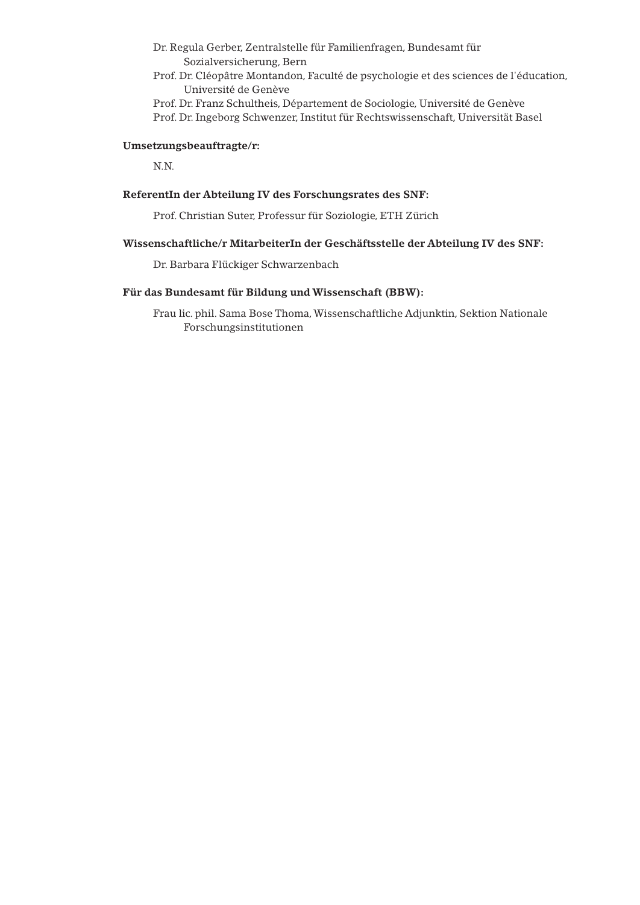Dr. Regula Gerber, Zentralstelle für Familienfragen, Bundesamt für Sozialversicherung, Bern
Prof. Dr. Cléopâtre Montandon, Faculté de psychologie et des sciences de l'éducation, Université de Genève
Prof. Dr. Franz Schultheis, Département de Sociologie, Université de Genève
Prof. Dr. Ingeborg Schwenzer, Institut für Rechtswissenschaft, Universität Basel

**Umsetzungsbeauftragte/r:**

N.N.

**ReferentIn der Abteilung IV des Forschungsrates des SNF:**

Prof. Christian Suter, Professur für Soziologie, ETH Zürich

**Wissenschaftliche/r MitarbeiterIn der Geschäftsstelle der Abteilung IV des SNF:**

Dr. Barbara Flückiger Schwarzenbach

**Für das Bundesamt für Bildung und Wissenschaft (BBW):**

Frau lic. phil. Sama Bose Thoma, Wissenschaftliche Adjunktin, Sektion Nationale Forschungsinstitutionen